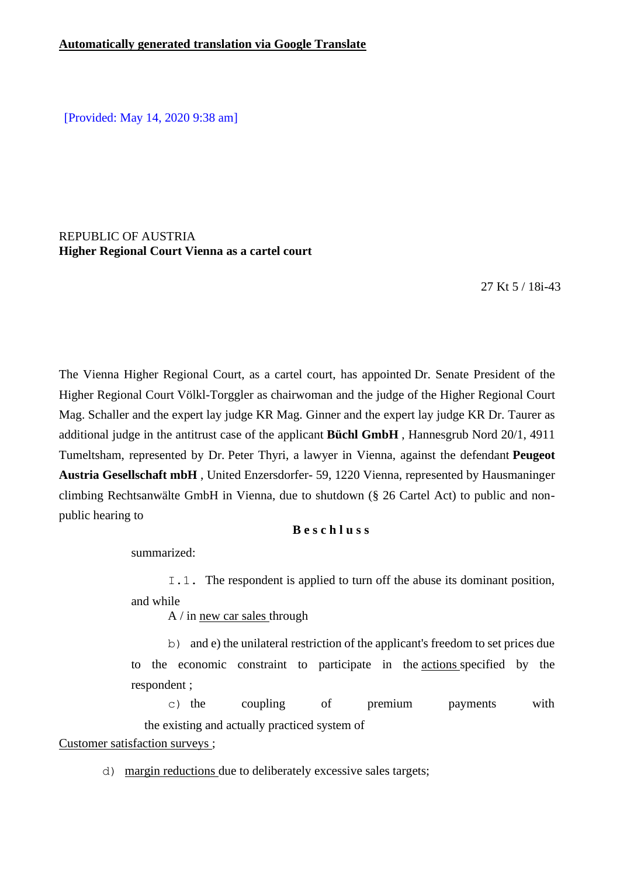**Automatically generated translation via Google Translate**

[Provided: May 14, 2020 9:38 am]

REPUBLIC OF AUSTRIA
**Higher Regional Court Vienna as a cartel court**

27 Kt 5 / 18i-43

The Vienna Higher Regional Court, as a cartel court, has appointed Dr. Senate President of the Higher Regional Court Völkl-Torggler as chairwoman and the judge of the Higher Regional Court Mag. Schaller and the expert lay judge KR Mag. Ginner and the expert lay judge KR Dr. Taurer as additional judge in the antitrust case of the applicant **Büchl GmbH** , Hannesgrub Nord 20/1, 4911 Tumeltsham, represented by Dr. Peter Thyri, a lawyer in Vienna, against the defendant **Peugeot Austria Gesellschaft mbH** , United Enzersdorfer- 59, 1220 Vienna, represented by Hausmaninger climbing Rechtsanwälte GmbH in Vienna, due to shutdown (§ 26 Cartel Act) to public and non-public hearing to

**B e s c h l u s s**

summarized:

I.1. The respondent is applied to turn off the abuse its dominant position, and while

A / in new car sales through

b) and e) the unilateral restriction of the applicant's freedom to set prices due to the economic constraint to participate in the actions specified by the respondent ;

c) the coupling of premium payments with the existing and actually practiced system of Customer satisfaction surveys ;

d) margin reductions due to deliberately excessive sales targets;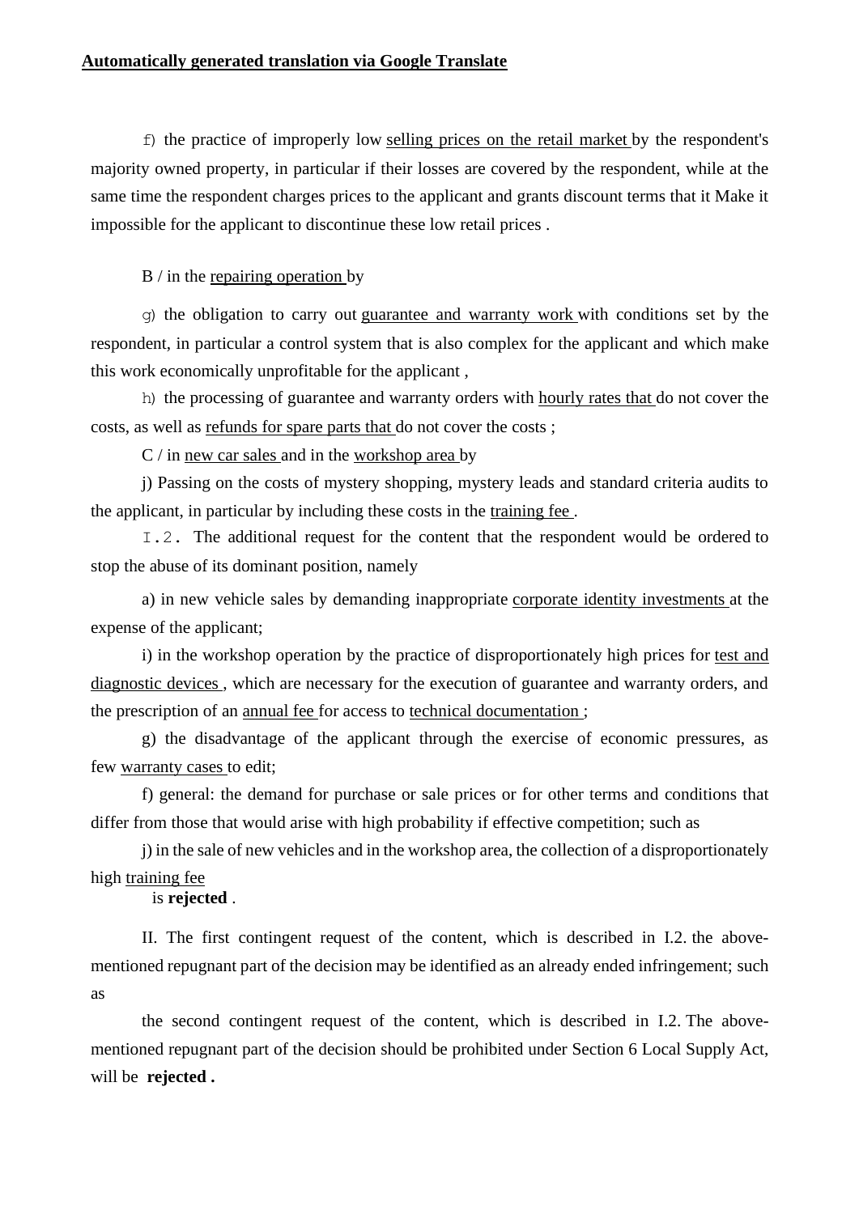**Automatically generated translation via Google Translate**

f) the practice of improperly low selling prices on the retail market by the respondent's majority owned property, in particular if their losses are covered by the respondent, while at the same time the respondent charges prices to the applicant and grants discount terms that it Make it impossible for the applicant to discontinue these low retail prices .

B / in the repairing operation by

g) the obligation to carry out guarantee and warranty work with conditions set by the respondent, in particular a control system that is also complex for the applicant and which make this work economically unprofitable for the applicant ,

h) the processing of guarantee and warranty orders with hourly rates that do not cover the costs, as well as refunds for spare parts that do not cover the costs ;

C / in new car sales and in the workshop area by

j) Passing on the costs of mystery shopping, mystery leads and standard criteria audits to the applicant, in particular by including these costs in the training fee .

I.2. The additional request for the content that the respondent would be ordered to stop the abuse of its dominant position, namely

a) in new vehicle sales by demanding inappropriate corporate identity investments at the expense of the applicant;

i) in the workshop operation by the practice of disproportionately high prices for test and diagnostic devices , which are necessary for the execution of guarantee and warranty orders, and the prescription of an annual fee for access to technical documentation ;

g) the disadvantage of the applicant through the exercise of economic pressures, as few warranty cases to edit;

f) general: the demand for purchase or sale prices or for other terms and conditions that differ from those that would arise with high probability if effective competition; such as

j) in the sale of new vehicles and in the workshop area, the collection of a disproportionately high training fee

is **rejected** .

II. The first contingent request of the content, which is described in I.2. the above-mentioned repugnant part of the decision may be identified as an already ended infringement; such as

the second contingent request of the content, which is described in I.2. The above-mentioned repugnant part of the decision should be prohibited under Section 6 Local Supply Act, will be **rejected .**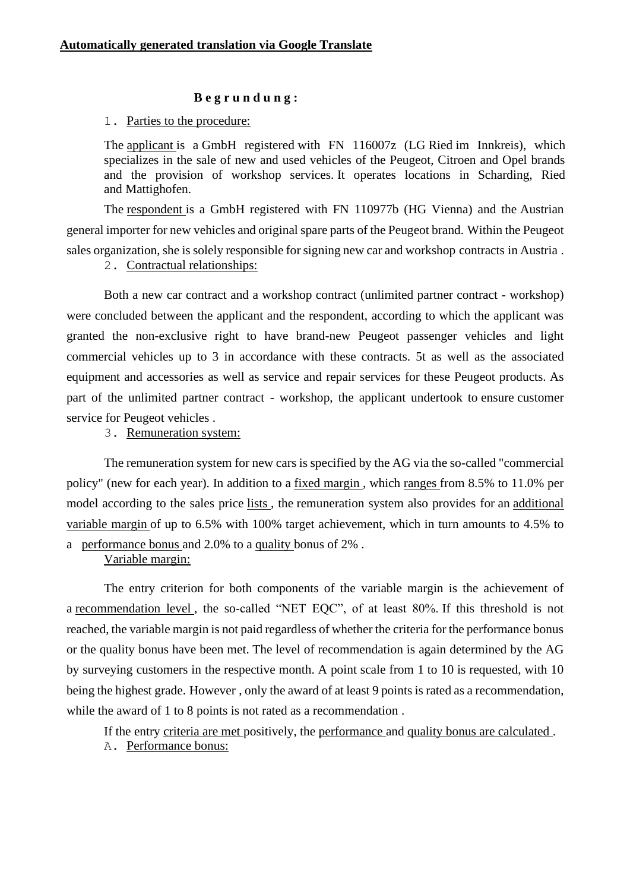**Automatically generated translation via Google Translate**

**B e g r u n d u n g :**

1. Parties to the procedure:

The applicant is a GmbH registered with FN 116007z (LG Ried im Innkreis), which specializes in the sale of new and used vehicles of the Peugeot, Citroen and Opel brands and the provision of workshop services. It operates locations in Scharding, Ried and Mattighofen.

The respondent is a GmbH registered with FN 110977b (HG Vienna) and the Austrian general importer for new vehicles and original spare parts of the Peugeot brand. Within the Peugeot sales organization, she is solely responsible for signing new car and workshop contracts in Austria .

2. Contractual relationships:

Both a new car contract and a workshop contract (unlimited partner contract - workshop) were concluded between the applicant and the respondent, according to which the applicant was granted the non-exclusive right to have brand-new Peugeot passenger vehicles and light commercial vehicles up to 3 in accordance with these contracts. 5t as well as the associated equipment and accessories as well as service and repair services for these Peugeot products. As part of the unlimited partner contract - workshop, the applicant undertook to ensure customer service for Peugeot vehicles .

3. Remuneration system:

The remuneration system for new cars is specified by the AG via the so-called "commercial policy" (new for each year). In addition to a fixed margin , which ranges from 8.5% to 11.0% per model according to the sales price lists , the remuneration system also provides for an additional variable margin of up to 6.5% with 100% target achievement, which in turn amounts to 4.5% to a performance bonus and 2.0% to a quality bonus of 2% .

Variable margin:

The entry criterion for both components of the variable margin is the achievement of a recommendation level , the so-called "NET EQC", of at least 80%. If this threshold is not reached, the variable margin is not paid regardless of whether the criteria for the performance bonus or the quality bonus have been met. The level of recommendation is again determined by the AG by surveying customers in the respective month. A point scale from 1 to 10 is requested, with 10 being the highest grade. However , only the award of at least 9 points is rated as a recommendation, while the award of 1 to 8 points is not rated as a recommendation .

If the entry criteria are met positively, the performance and quality bonus are calculated .

A. Performance bonus: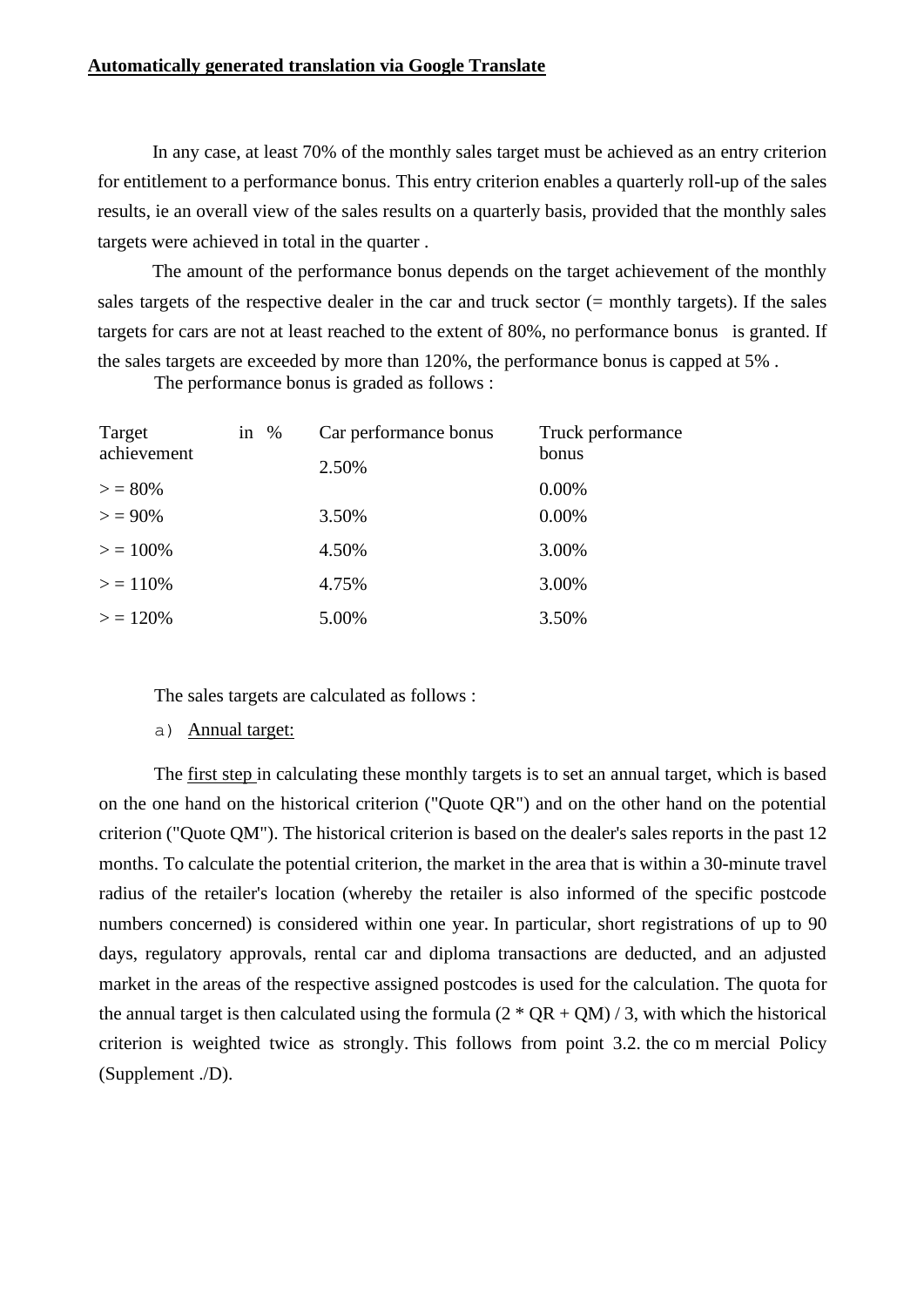**Automatically generated translation via Google Translate**

In any case, at least 70% of the monthly sales target must be achieved as an entry criterion for entitlement to a performance bonus. This entry criterion enables a quarterly roll-up of the sales results, ie an overall view of the sales results on a quarterly basis, provided that the monthly sales targets were achieved in total in the quarter .

The amount of the performance bonus depends on the target achievement of the monthly sales targets of the respective dealer in the car and truck sector (= monthly targets). If the sales targets for cars are not at least reached to the extent of 80%, no performance bonus is granted. If the sales targets are exceeded by more than 120%, the performance bonus is capped at 5% .

The performance bonus is graded as follows :

| Target achievement in % | Car performance bonus | Truck performance bonus |
|---|---|---|
| > = 80% | 2.50% | 0.00% |
| > = 90% | 3.50% | 0.00% |
| > = 100% | 4.50% | 3.00% |
| > = 110% | 4.75% | 3.00% |
| > = 120% | 5.00% | 3.50% |

The sales targets are calculated as follows :

a) Annual target:

The first step in calculating these monthly targets is to set an annual target, which is based on the one hand on the historical criterion ("Quote QR") and on the other hand on the potential criterion ("Quote QM"). The historical criterion is based on the dealer's sales reports in the past 12 months. To calculate the potential criterion, the market in the area that is within a 30-minute travel radius of the retailer's location (whereby the retailer is also informed of the specific postcode numbers concerned) is considered within one year. In particular, short registrations of up to 90 days, regulatory approvals, rental car and diploma transactions are deducted, and an adjusted market in the areas of the respective assigned postcodes is used for the calculation. The quota for the annual target is then calculated using the formula (2 * QR + QM) / 3, with which the historical criterion is weighted twice as strongly. This follows from point 3.2. the co m mercial Policy (Supplement ./D).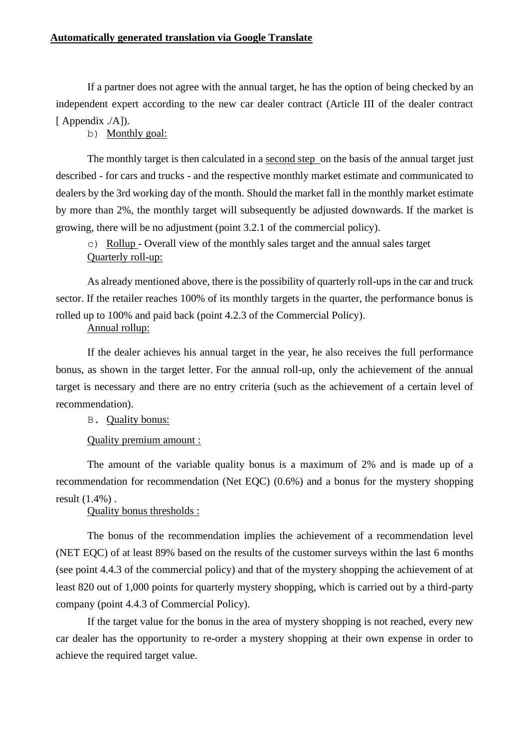**Automatically generated translation via Google Translate**

If a partner does not agree with the annual target, he has the option of being checked by an independent expert according to the new car dealer contract (Article III of the dealer contract [ Appendix ./A]).

b) Monthly goal:

The monthly target is then calculated in a second step on the basis of the annual target just described - for cars and trucks - and the respective monthly market estimate and communicated to dealers by the 3rd working day of the month. Should the market fall in the monthly market estimate by more than 2%, the monthly target will subsequently be adjusted downwards. If the market is growing, there will be no adjustment (point 3.2.1 of the commercial policy).

c) Rollup - Overall view of the monthly sales target and the annual sales target

Quarterly roll-up:

As already mentioned above, there is the possibility of quarterly roll-ups in the car and truck sector. If the retailer reaches 100% of its monthly targets in the quarter, the performance bonus is rolled up to 100% and paid back (point 4.2.3 of the Commercial Policy).

Annual rollup:

If the dealer achieves his annual target in the year, he also receives the full performance bonus, as shown in the target letter. For the annual roll-up, only the achievement of the annual target is necessary and there are no entry criteria (such as the achievement of a certain level of recommendation).

B. Quality bonus:

Quality premium amount :

The amount of the variable quality bonus is a maximum of 2% and is made up of a recommendation for recommendation (Net EQC) (0.6%) and a bonus for the mystery shopping result (1.4%) .

Quality bonus thresholds :

The bonus of the recommendation implies the achievement of a recommendation level (NET EQC) of at least 89% based on the results of the customer surveys within the last 6 months (see point 4.4.3 of the commercial policy) and that of the mystery shopping the achievement of at least 820 out of 1,000 points for quarterly mystery shopping, which is carried out by a third-party company (point 4.4.3 of Commercial Policy).

If the target value for the bonus in the area of mystery shopping is not reached, every new car dealer has the opportunity to re-order a mystery shopping at their own expense in order to achieve the required target value.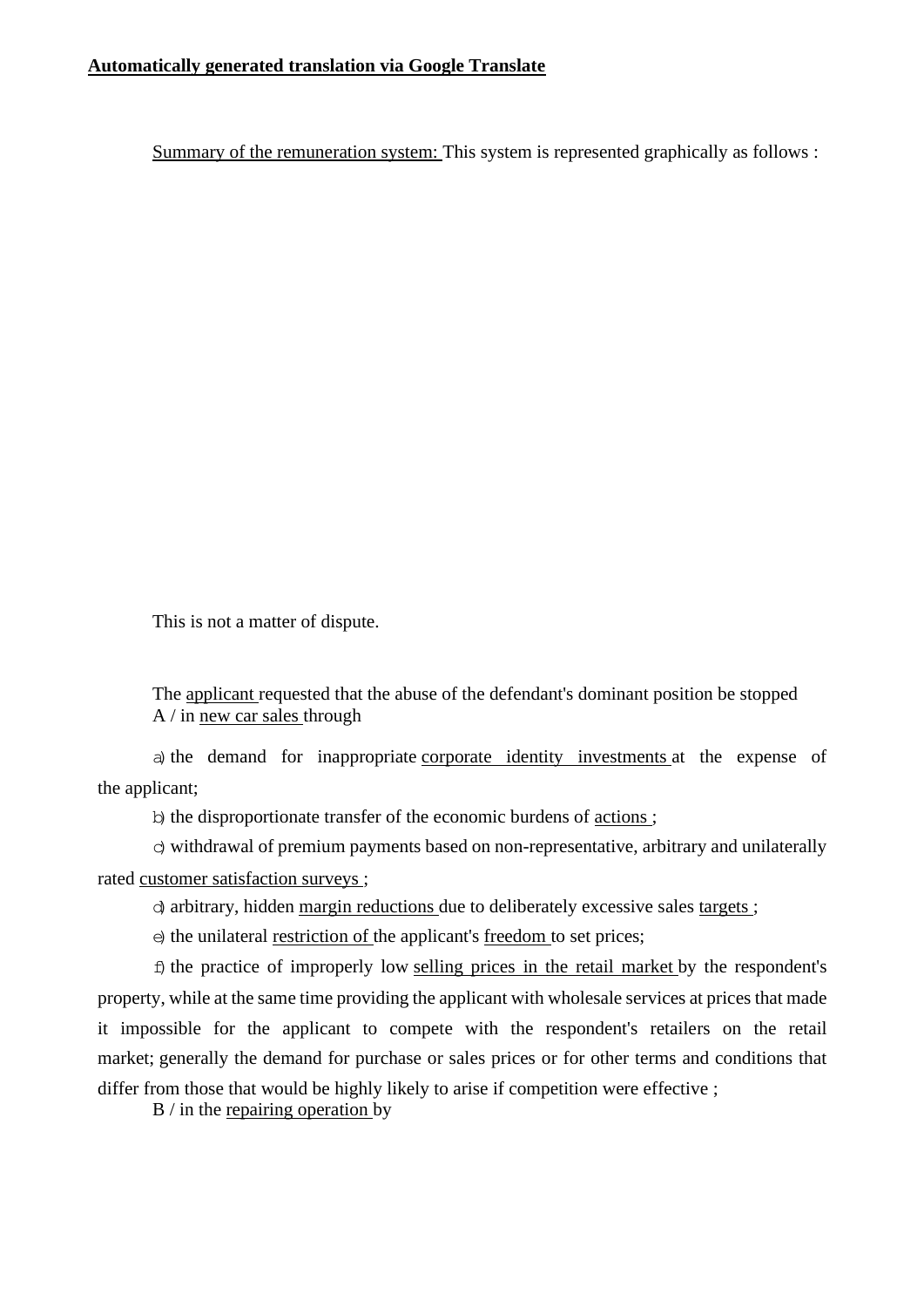**Automatically generated translation via Google Translate**

Summary of the remuneration system: This system is represented graphically as follows :

This is not a matter of dispute.

The applicant requested that the abuse of the defendant's dominant position be stopped

A / in new car sales through

a) the demand for inappropriate corporate identity investments at the expense of the applicant;

b) the disproportionate transfer of the economic burdens of actions ;

c) withdrawal of premium payments based on non-representative, arbitrary and unilaterally rated customer satisfaction surveys ;

d) arbitrary, hidden margin reductions due to deliberately excessive sales targets ;

e) the unilateral restriction of the applicant's freedom to set prices;

f) the practice of improperly low selling prices in the retail market by the respondent's property, while at the same time providing the applicant with wholesale services at prices that made it impossible for the applicant to compete with the respondent's retailers on the retail market; generally the demand for purchase or sales prices or for other terms and conditions that differ from those that would be highly likely to arise if competition were effective ;

B / in the repairing operation by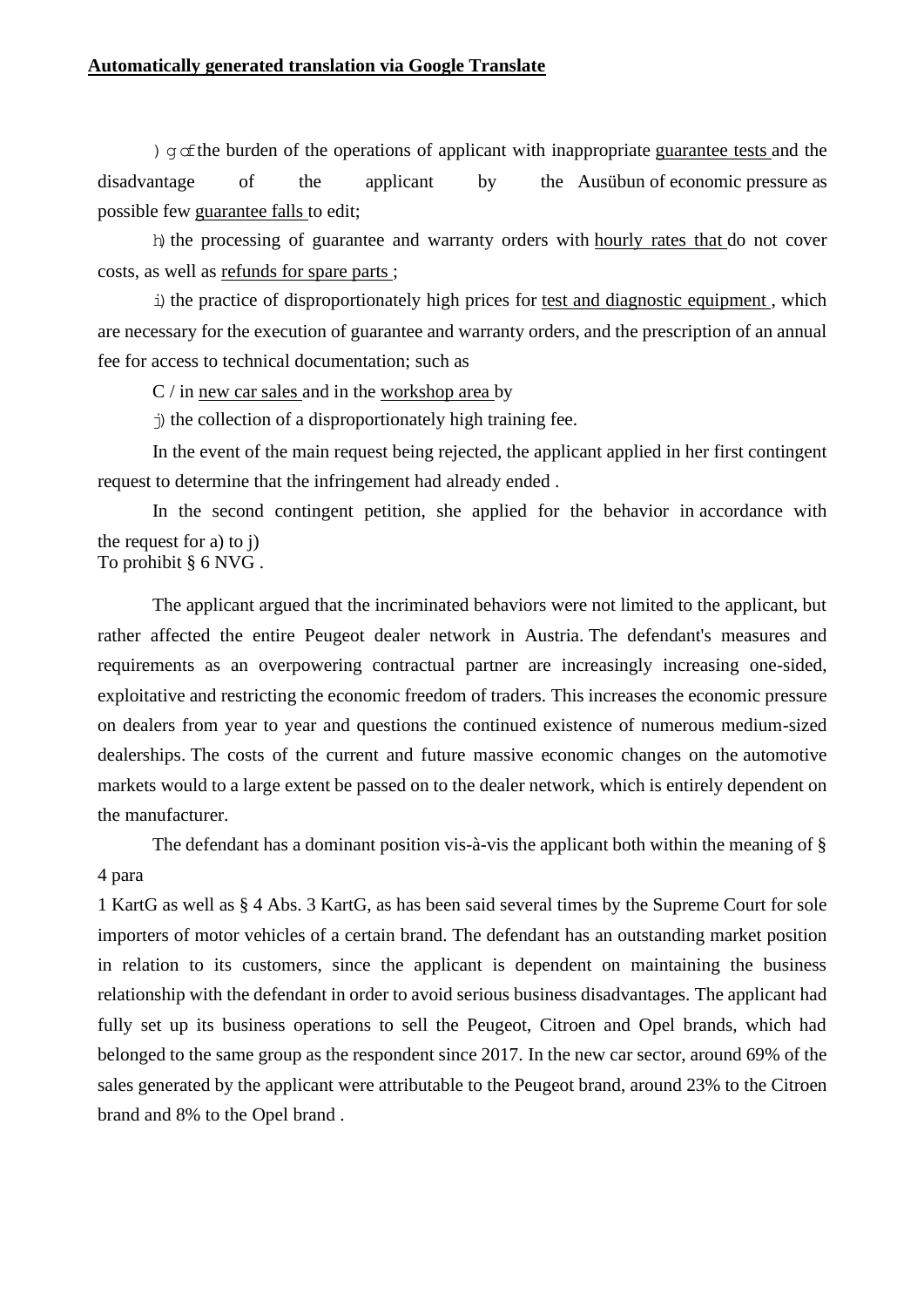**Automatically generated translation via Google Translate**

) g of the burden of the operations of applicant with inappropriate guarantee tests and the disadvantage of the applicant by the Ausübun of economic pressure as possible few guarantee falls to edit;

h) the processing of guarantee and warranty orders with hourly rates that do not cover costs, as well as refunds for spare parts ;

i) the practice of disproportionately high prices for test and diagnostic equipment , which are necessary for the execution of guarantee and warranty orders, and the prescription of an annual fee for access to technical documentation; such as

C / in new car sales and in the workshop area by

j) the collection of a disproportionately high training fee.

In the event of the main request being rejected, the applicant applied in her first contingent request to determine that the infringement had already ended .

In the second contingent petition, she applied for the behavior in accordance with the request for a) to j)
To prohibit § 6 NVG .

The applicant argued that the incriminated behaviors were not limited to the applicant, but rather affected the entire Peugeot dealer network in Austria. The defendant's measures and requirements as an overpowering contractual partner are increasingly increasing one-sided, exploitative and restricting the economic freedom of traders. This increases the economic pressure on dealers from year to year and questions the continued existence of numerous medium-sized dealerships. The costs of the current and future massive economic changes on the automotive markets would to a large extent be passed on to the dealer network, which is entirely dependent on the manufacturer.

The defendant has a dominant position vis-à-vis the applicant both within the meaning of § 4 para
1 KartG as well as § 4 Abs. 3 KartG, as has been said several times by the Supreme Court for sole importers of motor vehicles of a certain brand. The defendant has an outstanding market position in relation to its customers, since the applicant is dependent on maintaining the business relationship with the defendant in order to avoid serious business disadvantages. The applicant had fully set up its business operations to sell the Peugeot, Citroen and Opel brands, which had belonged to the same group as the respondent since 2017. In the new car sector, around 69% of the sales generated by the applicant were attributable to the Peugeot brand, around 23% to the Citroen brand and 8% to the Opel brand .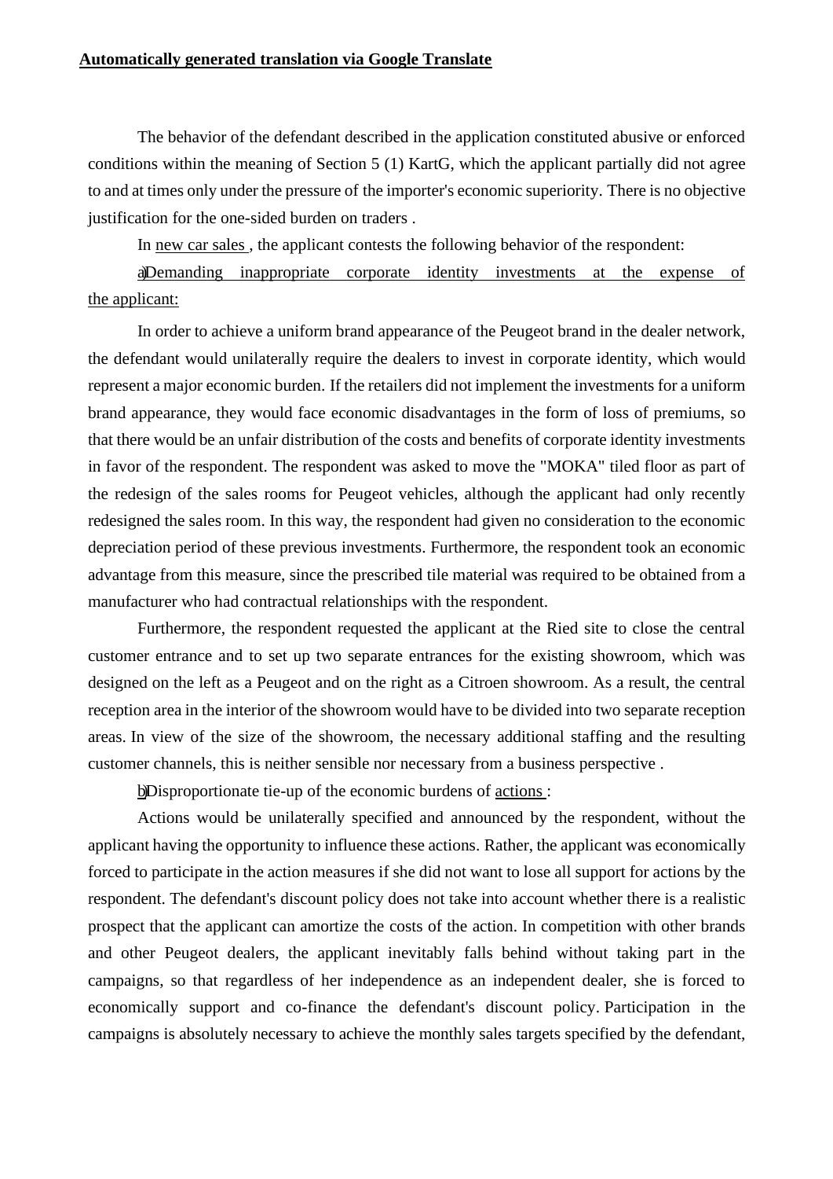**Automatically generated translation via Google Translate**

The behavior of the defendant described in the application constituted abusive or enforced conditions within the meaning of Section 5 (1) KartG, which the applicant partially did not agree to and at times only under the pressure of the importer's economic superiority. There is no objective justification for the one-sided burden on traders .

In new car sales , the applicant contests the following behavior of the respondent:

a) Demanding inappropriate corporate identity investments at the expense of the applicant:

In order to achieve a uniform brand appearance of the Peugeot brand in the dealer network, the defendant would unilaterally require the dealers to invest in corporate identity, which would represent a major economic burden. If the retailers did not implement the investments for a uniform brand appearance, they would face economic disadvantages in the form of loss of premiums, so that there would be an unfair distribution of the costs and benefits of corporate identity investments in favor of the respondent. The respondent was asked to move the "MOKA" tiled floor as part of the redesign of the sales rooms for Peugeot vehicles, although the applicant had only recently redesigned the sales room. In this way, the respondent had given no consideration to the economic depreciation period of these previous investments. Furthermore, the respondent took an economic advantage from this measure, since the prescribed tile material was required to be obtained from a manufacturer who had contractual relationships with the respondent.

Furthermore, the respondent requested the applicant at the Ried site to close the central customer entrance and to set up two separate entrances for the existing showroom, which was designed on the left as a Peugeot and on the right as a Citroen showroom. As a result, the central reception area in the interior of the showroom would have to be divided into two separate reception areas. In view of the size of the showroom, the necessary additional staffing and the resulting customer channels, this is neither sensible nor necessary from a business perspective .

b) Disproportionate tie-up of the economic burdens of actions :

Actions would be unilaterally specified and announced by the respondent, without the applicant having the opportunity to influence these actions. Rather, the applicant was economically forced to participate in the action measures if she did not want to lose all support for actions by the respondent. The defendant's discount policy does not take into account whether there is a realistic prospect that the applicant can amortize the costs of the action. In competition with other brands and other Peugeot dealers, the applicant inevitably falls behind without taking part in the campaigns, so that regardless of her independence as an independent dealer, she is forced to economically support and co-finance the defendant's discount policy. Participation in the campaigns is absolutely necessary to achieve the monthly sales targets specified by the defendant,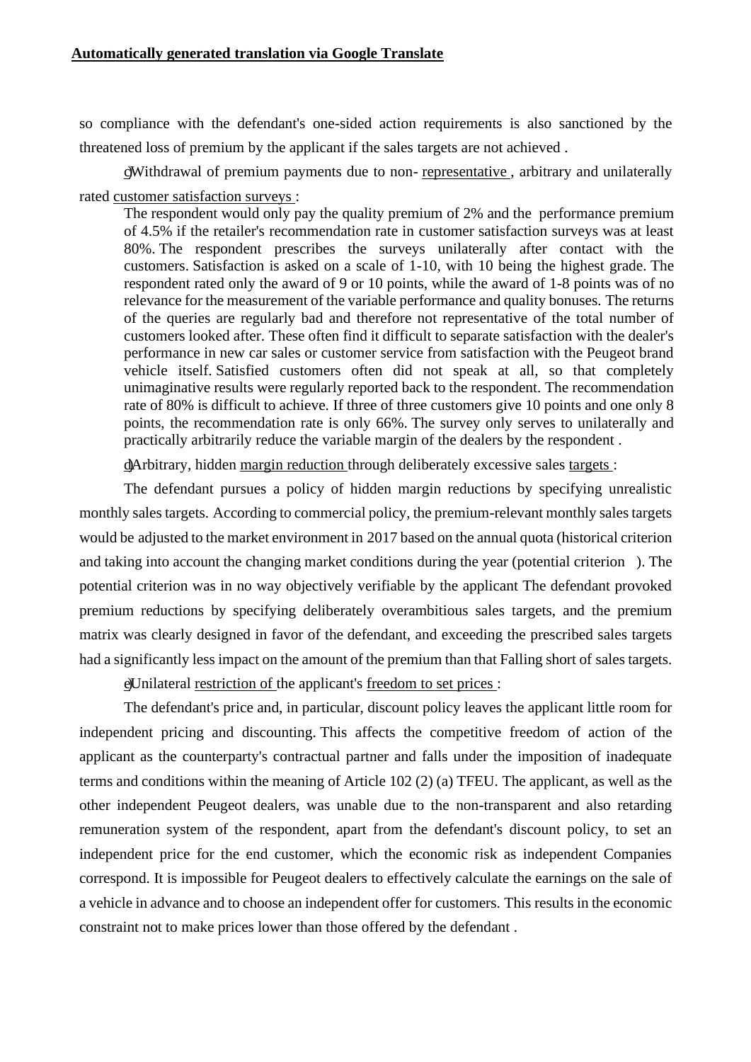**Automatically generated translation via Google Translate**

so compliance with the defendant's one-sided action requirements is also sanctioned by the threatened loss of premium by the applicant if the sales targets are not achieved .

c) Withdrawal of premium payments due to non- representative , arbitrary and unilaterally rated customer satisfaction surveys :

> The respondent would only pay the quality premium of 2% and the performance premium of 4.5% if the retailer's recommendation rate in customer satisfaction surveys was at least 80%. The respondent prescribes the surveys unilaterally after contact with the customers. Satisfaction is asked on a scale of 1-10, with 10 being the highest grade. The respondent rated only the award of 9 or 10 points, while the award of 1-8 points was of no relevance for the measurement of the variable performance and quality bonuses. The returns of the queries are regularly bad and therefore not representative of the total number of customers looked after. These often find it difficult to separate satisfaction with the dealer's performance in new car sales or customer service from satisfaction with the Peugeot brand vehicle itself. Satisfied customers often did not speak at all, so that completely unimaginative results were regularly reported back to the respondent. The recommendation rate of 80% is difficult to achieve. If three of three customers give 10 points and one only 8 points, the recommendation rate is only 66%. The survey only serves to unilaterally and practically arbitrarily reduce the variable margin of the dealers by the respondent .

d) Arbitrary, hidden margin reduction through deliberately excessive sales targets :

The defendant pursues a policy of hidden margin reductions by specifying unrealistic monthly sales targets. According to commercial policy, the premium-relevant monthly sales targets would be adjusted to the market environment in 2017 based on the annual quota (historical criterion and taking into account the changing market conditions during the year (potential criterion ). The potential criterion was in no way objectively verifiable by the applicant The defendant provoked premium reductions by specifying deliberately overambitious sales targets, and the premium matrix was clearly designed in favor of the defendant, and exceeding the prescribed sales targets had a significantly less impact on the amount of the premium than that Falling short of sales targets.

e) Unilateral restriction of the applicant's freedom to set prices :

The defendant's price and, in particular, discount policy leaves the applicant little room for independent pricing and discounting. This affects the competitive freedom of action of the applicant as the counterparty's contractual partner and falls under the imposition of inadequate terms and conditions within the meaning of Article 102 (2) (a) TFEU. The applicant, as well as the other independent Peugeot dealers, was unable due to the non-transparent and also retarding remuneration system of the respondent, apart from the defendant's discount policy, to set an independent price for the end customer, which the economic risk as independent Companies correspond. It is impossible for Peugeot dealers to effectively calculate the earnings on the sale of a vehicle in advance and to choose an independent offer for customers. This results in the economic constraint not to make prices lower than those offered by the defendant .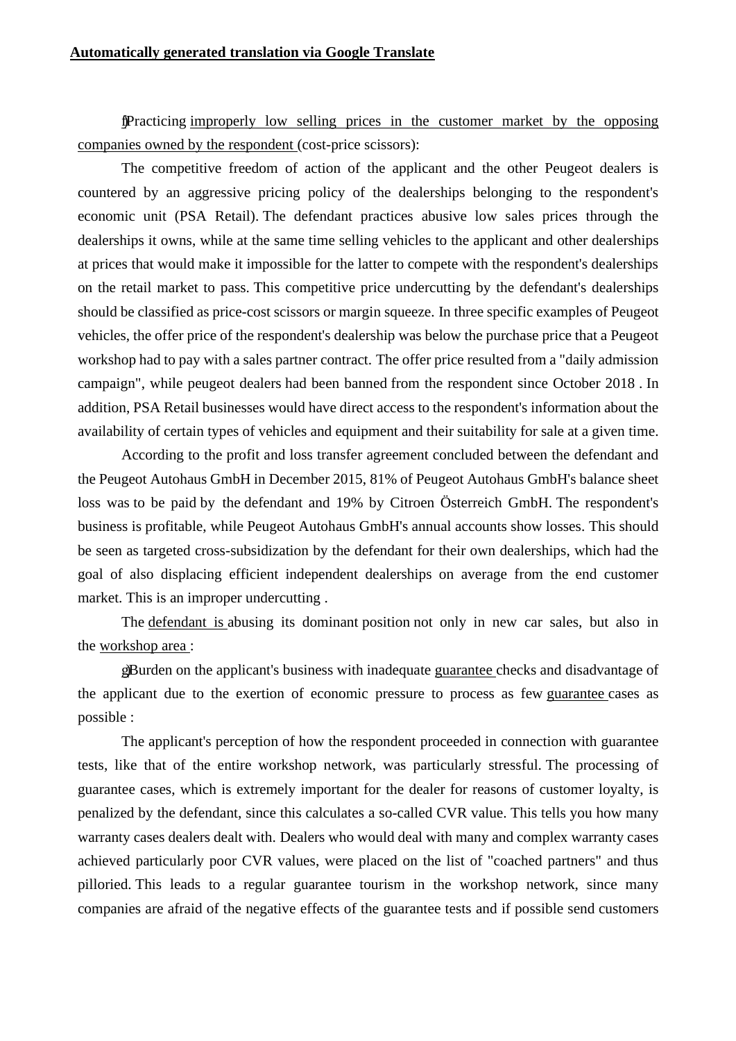**Automatically generated translation via Google Translate**

f) Practicing improperly low selling prices in the customer market by the opposing companies owned by the respondent (cost-price scissors):

The competitive freedom of action of the applicant and the other Peugeot dealers is countered by an aggressive pricing policy of the dealerships belonging to the respondent's economic unit (PSA Retail). The defendant practices abusive low sales prices through the dealerships it owns, while at the same time selling vehicles to the applicant and other dealerships at prices that would make it impossible for the latter to compete with the respondent's dealerships on the retail market to pass. This competitive price undercutting by the defendant's dealerships should be classified as price-cost scissors or margin squeeze. In three specific examples of Peugeot vehicles, the offer price of the respondent's dealership was below the purchase price that a Peugeot workshop had to pay with a sales partner contract. The offer price resulted from a "daily admission campaign", while peugeot dealers had been banned from the respondent since October 2018 . In addition, PSA Retail businesses would have direct access to the respondent's information about the availability of certain types of vehicles and equipment and their suitability for sale at a given time.

According to the profit and loss transfer agreement concluded between the defendant and the Peugeot Autohaus GmbH in December 2015, 81% of Peugeot Autohaus GmbH's balance sheet loss was to be paid by the defendant and 19% by Citroen Österreich GmbH. The respondent's business is profitable, while Peugeot Autohaus GmbH's annual accounts show losses. This should be seen as targeted cross-subsidization by the defendant for their own dealerships, which had the goal of also displacing efficient independent dealerships on average from the end customer market. This is an improper undercutting .

The defendant is abusing its dominant position not only in new car sales, but also in the workshop area :

g) Burden on the applicant's business with inadequate guarantee checks and disadvantage of the applicant due to the exertion of economic pressure to process as few guarantee cases as possible :

The applicant's perception of how the respondent proceeded in connection with guarantee tests, like that of the entire workshop network, was particularly stressful. The processing of guarantee cases, which is extremely important for the dealer for reasons of customer loyalty, is penalized by the defendant, since this calculates a so-called CVR value. This tells you how many warranty cases dealers dealt with. Dealers who would deal with many and complex warranty cases achieved particularly poor CVR values, were placed on the list of "coached partners" and thus pilloried. This leads to a regular guarantee tourism in the workshop network, since many companies are afraid of the negative effects of the guarantee tests and if possible send customers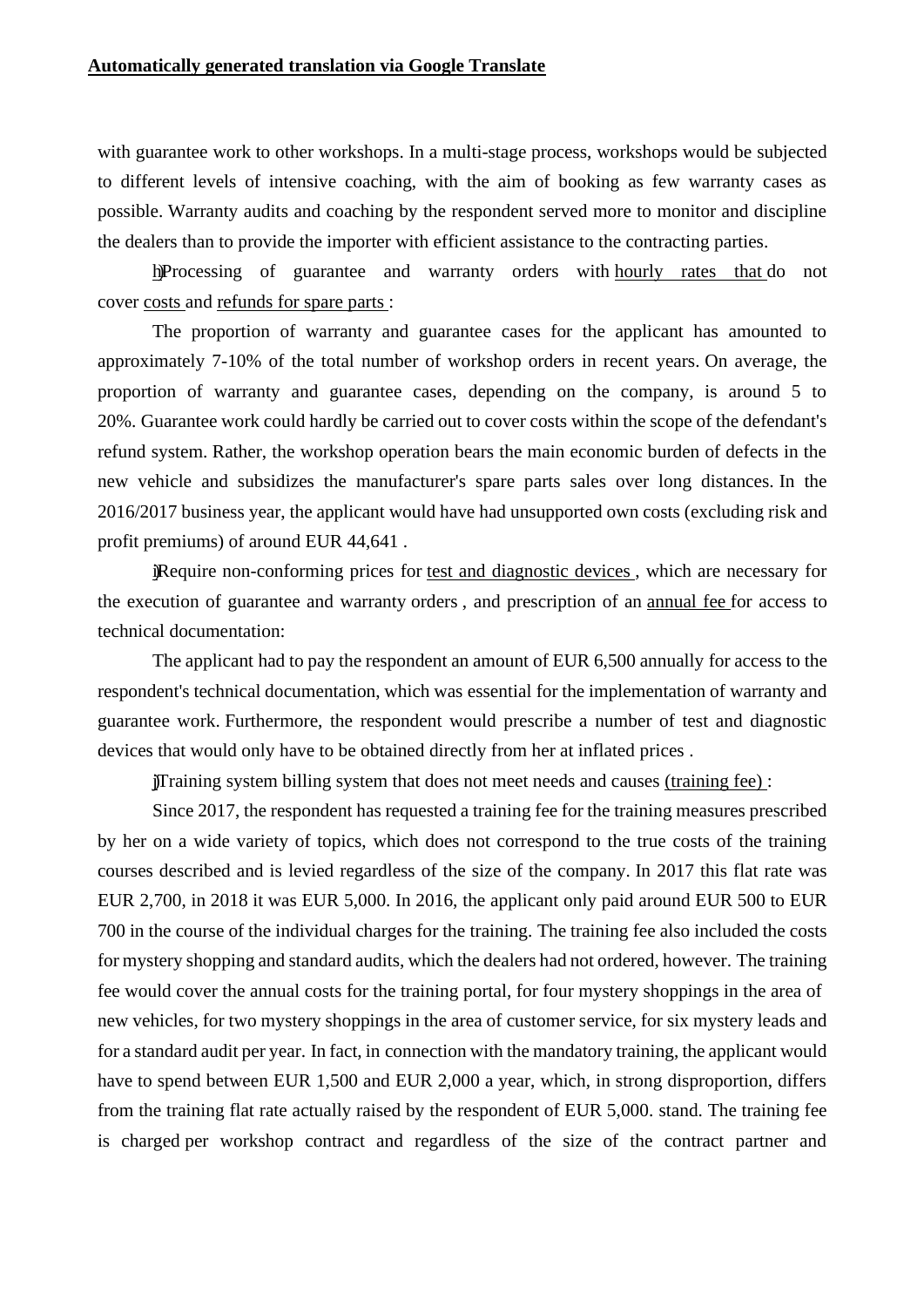**Automatically generated translation via Google Translate**

with guarantee work to other workshops. In a multi-stage process, workshops would be subjected to different levels of intensive coaching, with the aim of booking as few warranty cases as possible. Warranty audits and coaching by the respondent served more to monitor and discipline the dealers than to provide the importer with efficient assistance to the contracting parties.

h) Processing of guarantee and warranty orders with hourly rates that do not cover costs and refunds for spare parts :

The proportion of warranty and guarantee cases for the applicant has amounted to approximately 7-10% of the total number of workshop orders in recent years. On average, the proportion of warranty and guarantee cases, depending on the company, is around 5 to 20%. Guarantee work could hardly be carried out to cover costs within the scope of the defendant's refund system. Rather, the workshop operation bears the main economic burden of defects in the new vehicle and subsidizes the manufacturer's spare parts sales over long distances. In the 2016/2017 business year, the applicant would have had unsupported own costs (excluding risk and profit premiums) of around EUR 44,641 .

i) Require non-conforming prices for test and diagnostic devices , which are necessary for the execution of guarantee and warranty orders , and prescription of an annual fee for access to technical documentation:

The applicant had to pay the respondent an amount of EUR 6,500 annually for access to the respondent's technical documentation, which was essential for the implementation of warranty and guarantee work. Furthermore, the respondent would prescribe a number of test and diagnostic devices that would only have to be obtained directly from her at inflated prices .

j) Training system billing system that does not meet needs and causes (training fee) :

Since 2017, the respondent has requested a training fee for the training measures prescribed by her on a wide variety of topics, which does not correspond to the true costs of the training courses described and is levied regardless of the size of the company. In 2017 this flat rate was EUR 2,700, in 2018 it was EUR 5,000. In 2016, the applicant only paid around EUR 500 to EUR 700 in the course of the individual charges for the training. The training fee also included the costs for mystery shopping and standard audits, which the dealers had not ordered, however. The training fee would cover the annual costs for the training portal, for four mystery shoppings in the area of new vehicles, for two mystery shoppings in the area of customer service, for six mystery leads and for a standard audit per year. In fact, in connection with the mandatory training, the applicant would have to spend between EUR 1,500 and EUR 2,000 a year, which, in strong disproportion, differs from the training flat rate actually raised by the respondent of EUR 5,000. stand. The training fee is charged per workshop contract and regardless of the size of the contract partner and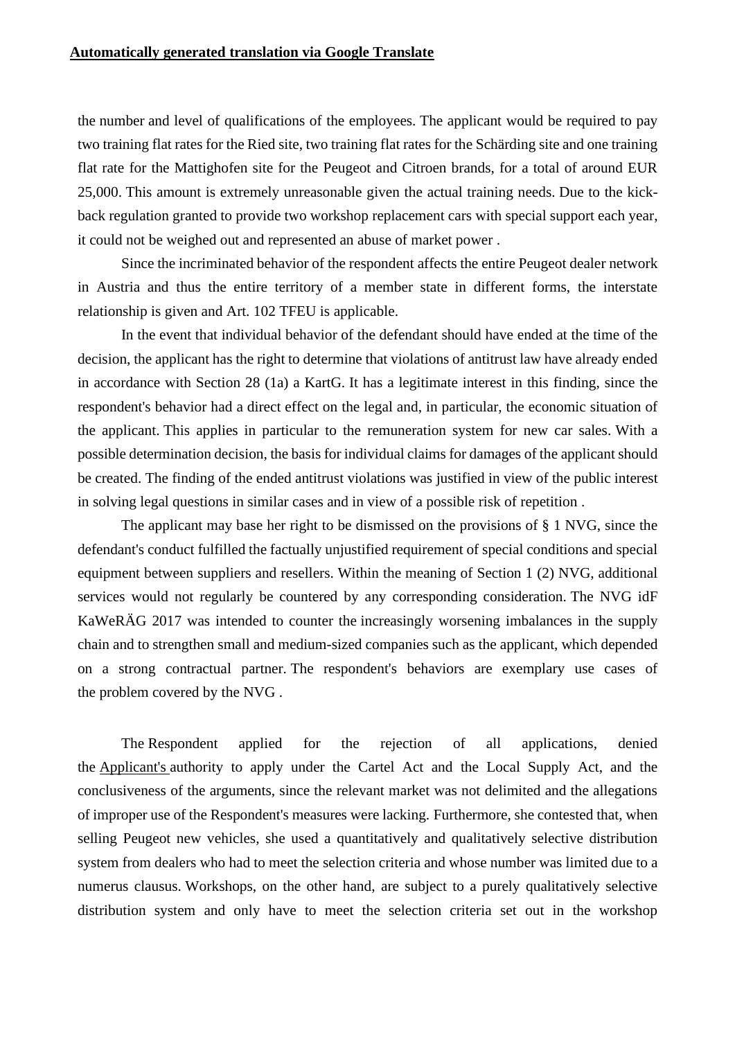**Automatically generated translation via Google Translate**

the number and level of qualifications of the employees. The applicant would be required to pay two training flat rates for the Ried site, two training flat rates for the Schärding site and one training flat rate for the Mattighofen site for the Peugeot and Citroen brands, for a total of around EUR 25,000. This amount is extremely unreasonable given the actual training needs. Due to the kick-back regulation granted to provide two workshop replacement cars with special support each year, it could not be weighed out and represented an abuse of market power .

Since the incriminated behavior of the respondent affects the entire Peugeot dealer network in Austria and thus the entire territory of a member state in different forms, the interstate relationship is given and Art. 102 TFEU is applicable.

In the event that individual behavior of the defendant should have ended at the time of the decision, the applicant has the right to determine that violations of antitrust law have already ended in accordance with Section 28 (1a) a KartG. It has a legitimate interest in this finding, since the respondent's behavior had a direct effect on the legal and, in particular, the economic situation of the applicant. This applies in particular to the remuneration system for new car sales. With a possible determination decision, the basis for individual claims for damages of the applicant should be created. The finding of the ended antitrust violations was justified in view of the public interest in solving legal questions in similar cases and in view of a possible risk of repetition .

The applicant may base her right to be dismissed on the provisions of § 1 NVG, since the defendant's conduct fulfilled the factually unjustified requirement of special conditions and special equipment between suppliers and resellers. Within the meaning of Section 1 (2) NVG, additional services would not regularly be countered by any corresponding consideration. The NVG idF KaWeRÄG 2017 was intended to counter the increasingly worsening imbalances in the supply chain and to strengthen small and medium-sized companies such as the applicant, which depended on a strong contractual partner. The respondent's behaviors are exemplary use cases of the problem covered by the NVG .

The Respondent applied for the rejection of all applications, denied the Applicant's authority to apply under the Cartel Act and the Local Supply Act, and the conclusiveness of the arguments, since the relevant market was not delimited and the allegations of improper use of the Respondent's measures were lacking. Furthermore, she contested that, when selling Peugeot new vehicles, she used a quantitatively and qualitatively selective distribution system from dealers who had to meet the selection criteria and whose number was limited due to a numerus clausus. Workshops, on the other hand, are subject to a purely qualitatively selective distribution system and only have to meet the selection criteria set out in the workshop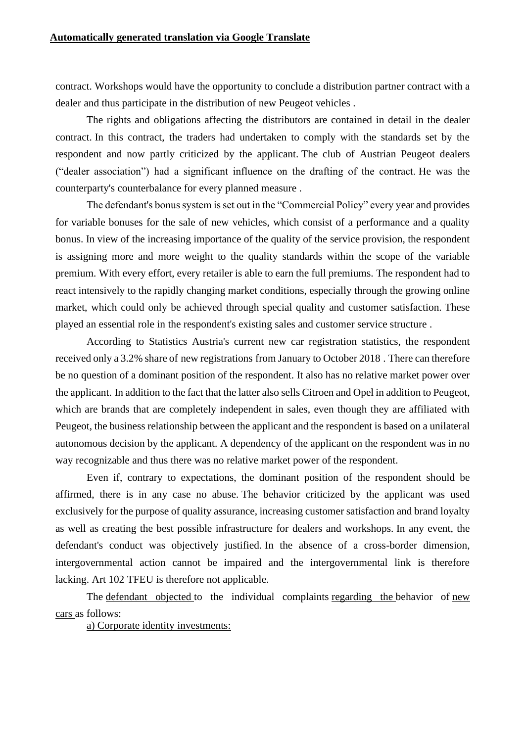**Automatically generated translation via Google Translate**

contract. Workshops would have the opportunity to conclude a distribution partner contract with a dealer and thus participate in the distribution of new Peugeot vehicles .

The rights and obligations affecting the distributors are contained in detail in the dealer contract. In this contract, the traders had undertaken to comply with the standards set by the respondent and now partly criticized by the applicant. The club of Austrian Peugeot dealers ("dealer association") had a significant influence on the drafting of the contract. He was the counterparty's counterbalance for every planned measure .

The defendant's bonus system is set out in the "Commercial Policy" every year and provides for variable bonuses for the sale of new vehicles, which consist of a performance and a quality bonus. In view of the increasing importance of the quality of the service provision, the respondent is assigning more and more weight to the quality standards within the scope of the variable premium. With every effort, every retailer is able to earn the full premiums. The respondent had to react intensively to the rapidly changing market conditions, especially through the growing online market, which could only be achieved through special quality and customer satisfaction. These played an essential role in the respondent's existing sales and customer service structure .

According to Statistics Austria's current new car registration statistics, the respondent received only a 3.2% share of new registrations from January to October 2018 . There can therefore be no question of a dominant position of the respondent. It also has no relative market power over the applicant. In addition to the fact that the latter also sells Citroen and Opel in addition to Peugeot, which are brands that are completely independent in sales, even though they are affiliated with Peugeot, the business relationship between the applicant and the respondent is based on a unilateral autonomous decision by the applicant. A dependency of the applicant on the respondent was in no way recognizable and thus there was no relative market power of the respondent.

Even if, contrary to expectations, the dominant position of the respondent should be affirmed, there is in any case no abuse. The behavior criticized by the applicant was used exclusively for the purpose of quality assurance, increasing customer satisfaction and brand loyalty as well as creating the best possible infrastructure for dealers and workshops. In any event, the defendant's conduct was objectively justified. In the absence of a cross-border dimension, intergovernmental action cannot be impaired and the intergovernmental link is therefore lacking. Art 102 TFEU is therefore not applicable.

The defendant objected to the individual complaints regarding the behavior of new cars as follows:

a) Corporate identity investments: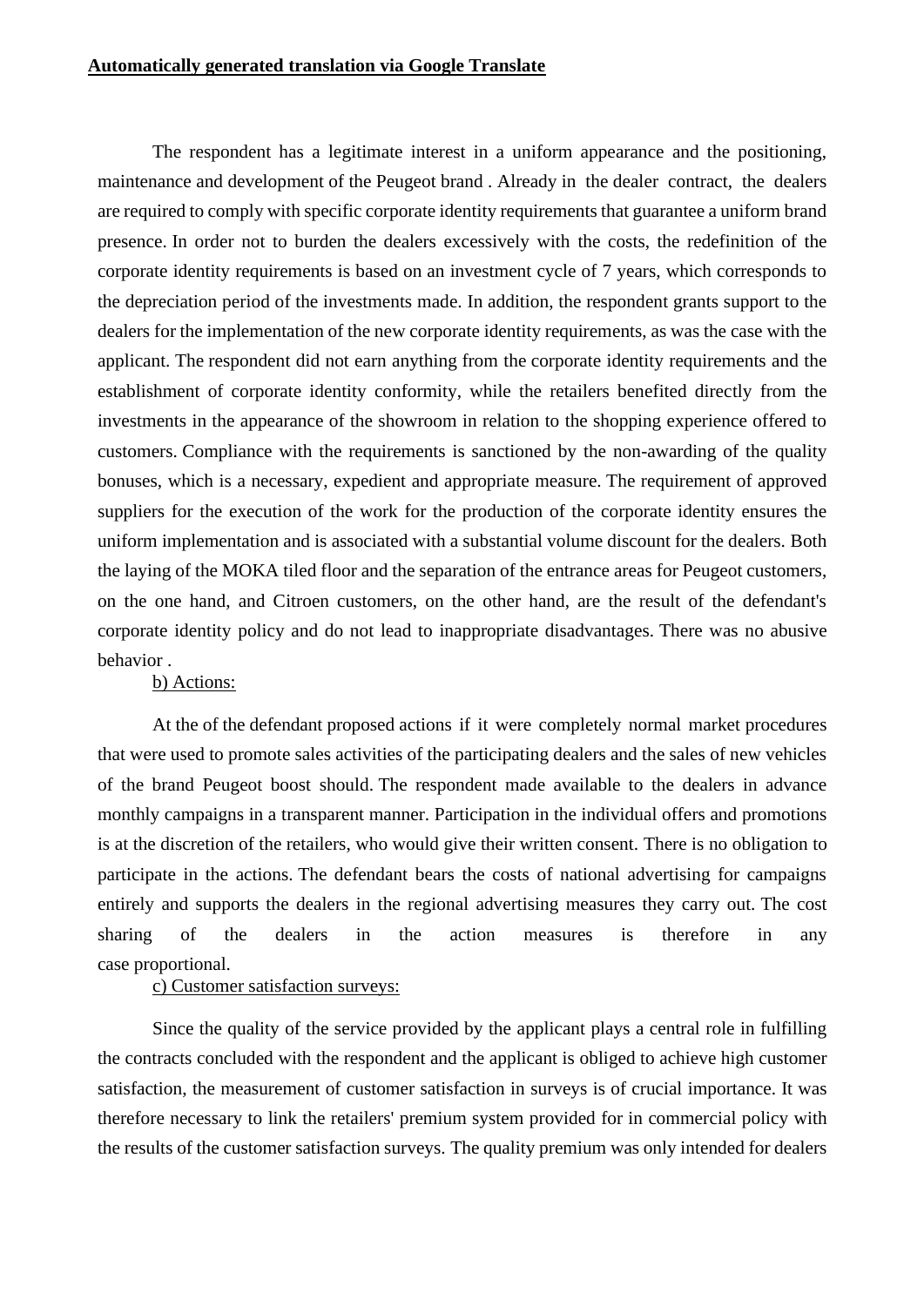**Automatically generated translation via Google Translate**

The respondent has a legitimate interest in a uniform appearance and the positioning, maintenance and development of the Peugeot brand . Already in the dealer contract, the dealers are required to comply with specific corporate identity requirements that guarantee a uniform brand presence. In order not to burden the dealers excessively with the costs, the redefinition of the corporate identity requirements is based on an investment cycle of 7 years, which corresponds to the depreciation period of the investments made. In addition, the respondent grants support to the dealers for the implementation of the new corporate identity requirements, as was the case with the applicant. The respondent did not earn anything from the corporate identity requirements and the establishment of corporate identity conformity, while the retailers benefited directly from the investments in the appearance of the showroom in relation to the shopping experience offered to customers. Compliance with the requirements is sanctioned by the non-awarding of the quality bonuses, which is a necessary, expedient and appropriate measure. The requirement of approved suppliers for the execution of the work for the production of the corporate identity ensures the uniform implementation and is associated with a substantial volume discount for the dealers. Both the laying of the MOKA tiled floor and the separation of the entrance areas for Peugeot customers, on the one hand, and Citroen customers, on the other hand, are the result of the defendant's corporate identity policy and do not lead to inappropriate disadvantages. There was no abusive behavior .

b) Actions:

At the of the defendant proposed actions if it were completely normal market procedures that were used to promote sales activities of the participating dealers and the sales of new vehicles of the brand Peugeot boost should. The respondent made available to the dealers in advance monthly campaigns in a transparent manner. Participation in the individual offers and promotions is at the discretion of the retailers, who would give their written consent. There is no obligation to participate in the actions. The defendant bears the costs of national advertising for campaigns entirely and supports the dealers in the regional advertising measures they carry out. The cost sharing of the dealers in the action measures is therefore in any case proportional.

c) Customer satisfaction surveys:

Since the quality of the service provided by the applicant plays a central role in fulfilling the contracts concluded with the respondent and the applicant is obliged to achieve high customer satisfaction, the measurement of customer satisfaction in surveys is of crucial importance. It was therefore necessary to link the retailers' premium system provided for in commercial policy with the results of the customer satisfaction surveys. The quality premium was only intended for dealers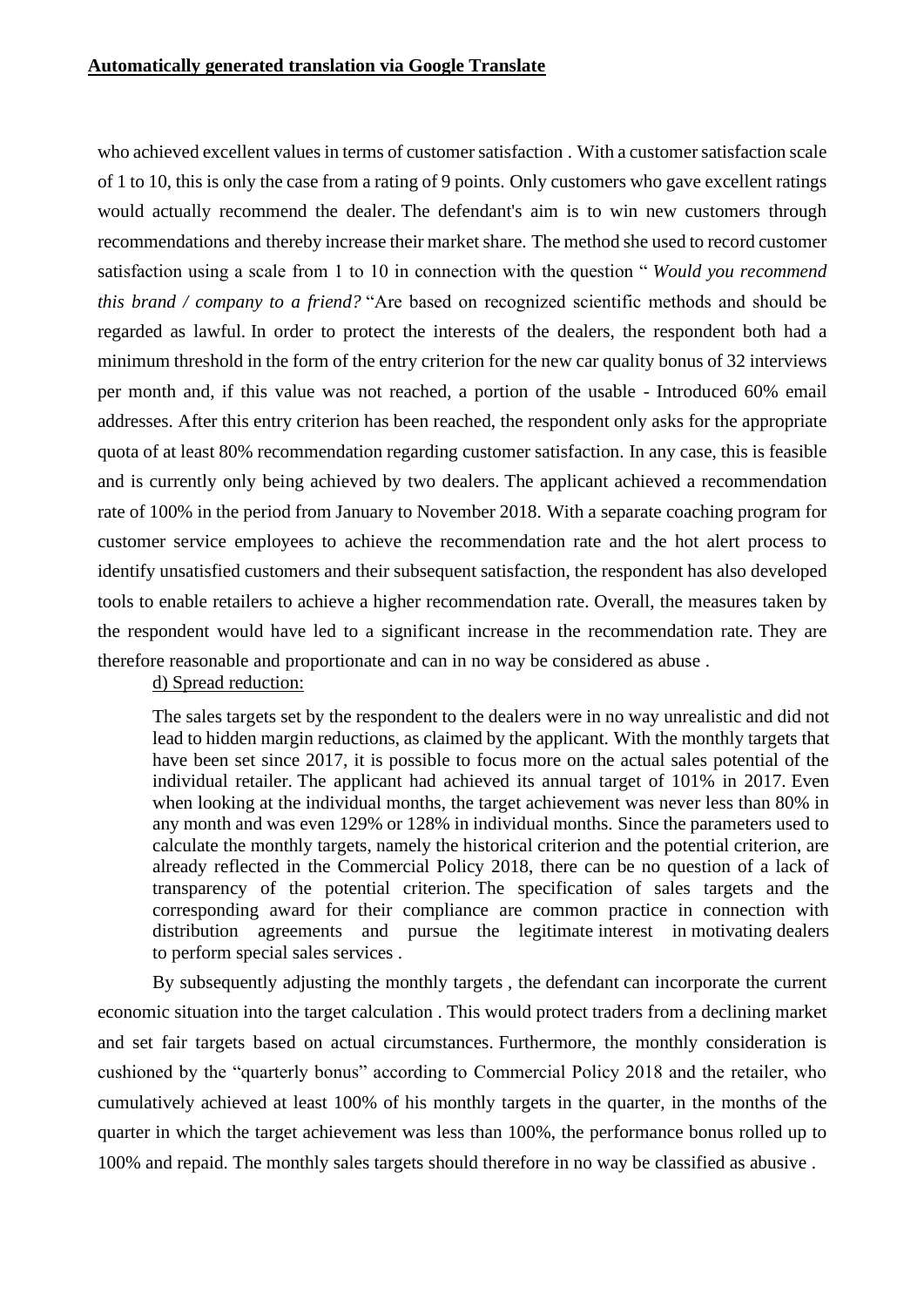**Automatically generated translation via Google Translate**

who achieved excellent values in terms of customer satisfaction . With a customer satisfaction scale of 1 to 10, this is only the case from a rating of 9 points. Only customers who gave excellent ratings would actually recommend the dealer. The defendant's aim is to win new customers through recommendations and thereby increase their market share. The method she used to record customer satisfaction using a scale from 1 to 10 in connection with the question " *Would you recommend this brand / company to a friend?* "Are based on recognized scientific methods and should be regarded as lawful. In order to protect the interests of the dealers, the respondent both had a minimum threshold in the form of the entry criterion for the new car quality bonus of 32 interviews per month and, if this value was not reached, a portion of the usable - Introduced 60% email addresses. After this entry criterion has been reached, the respondent only asks for the appropriate quota of at least 80% recommendation regarding customer satisfaction. In any case, this is feasible and is currently only being achieved by two dealers. The applicant achieved a recommendation rate of 100% in the period from January to November 2018. With a separate coaching program for customer service employees to achieve the recommendation rate and the hot alert process to identify unsatisfied customers and their subsequent satisfaction, the respondent has also developed tools to enable retailers to achieve a higher recommendation rate. Overall, the measures taken by the respondent would have led to a significant increase in the recommendation rate. They are therefore reasonable and proportionate and can in no way be considered as abuse .

d) Spread reduction:

> The sales targets set by the respondent to the dealers were in no way unrealistic and did not lead to hidden margin reductions, as claimed by the applicant. With the monthly targets that have been set since 2017, it is possible to focus more on the actual sales potential of the individual retailer. The applicant had achieved its annual target of 101% in 2017. Even when looking at the individual months, the target achievement was never less than 80% in any month and was even 129% or 128% in individual months. Since the parameters used to calculate the monthly targets, namely the historical criterion and the potential criterion, are already reflected in the Commercial Policy 2018, there can be no question of a lack of transparency of the potential criterion. The specification of sales targets and the corresponding award for their compliance are common practice in connection with distribution agreements and pursue the legitimate interest in motivating dealers to perform special sales services .

By subsequently adjusting the monthly targets , the defendant can incorporate the current economic situation into the target calculation . This would protect traders from a declining market and set fair targets based on actual circumstances. Furthermore, the monthly consideration is cushioned by the "quarterly bonus" according to Commercial Policy 2018 and the retailer, who cumulatively achieved at least 100% of his monthly targets in the quarter, in the months of the quarter in which the target achievement was less than 100%, the performance bonus rolled up to 100% and repaid. The monthly sales targets should therefore in no way be classified as abusive .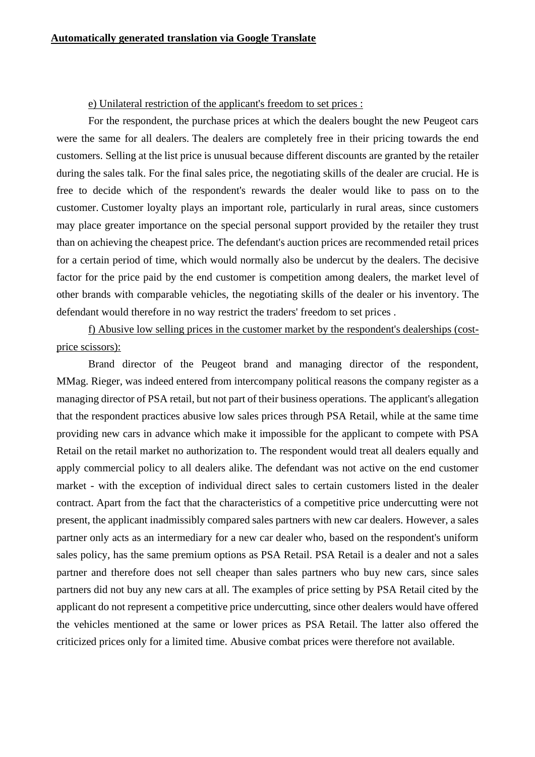**Automatically generated translation via Google Translate**

e) Unilateral restriction of the applicant's freedom to set prices :

For the respondent, the purchase prices at which the dealers bought the new Peugeot cars were the same for all dealers. The dealers are completely free in their pricing towards the end customers. Selling at the list price is unusual because different discounts are granted by the retailer during the sales talk. For the final sales price, the negotiating skills of the dealer are crucial. He is free to decide which of the respondent's rewards the dealer would like to pass on to the customer. Customer loyalty plays an important role, particularly in rural areas, since customers may place greater importance on the special personal support provided by the retailer they trust than on achieving the cheapest price. The defendant's auction prices are recommended retail prices for a certain period of time, which would normally also be undercut by the dealers. The decisive factor for the price paid by the end customer is competition among dealers, the market level of other brands with comparable vehicles, the negotiating skills of the dealer or his inventory. The defendant would therefore in no way restrict the traders' freedom to set prices .

f) Abusive low selling prices in the customer market by the respondent's dealerships (cost-price scissors):

Brand director of the Peugeot brand and managing director of the respondent, MMag. Rieger, was indeed entered from intercompany political reasons the company register as a managing director of PSA retail, but not part of their business operations. The applicant's allegation that the respondent practices abusive low sales prices through PSA Retail, while at the same time providing new cars in advance which make it impossible for the applicant to compete with PSA Retail on the retail market no authorization to. The respondent would treat all dealers equally and apply commercial policy to all dealers alike. The defendant was not active on the end customer market - with the exception of individual direct sales to certain customers listed in the dealer contract. Apart from the fact that the characteristics of a competitive price undercutting were not present, the applicant inadmissibly compared sales partners with new car dealers. However, a sales partner only acts as an intermediary for a new car dealer who, based on the respondent's uniform sales policy, has the same premium options as PSA Retail. PSA Retail is a dealer and not a sales partner and therefore does not sell cheaper than sales partners who buy new cars, since sales partners did not buy any new cars at all. The examples of price setting by PSA Retail cited by the applicant do not represent a competitive price undercutting, since other dealers would have offered the vehicles mentioned at the same or lower prices as PSA Retail. The latter also offered the criticized prices only for a limited time. Abusive combat prices were therefore not available.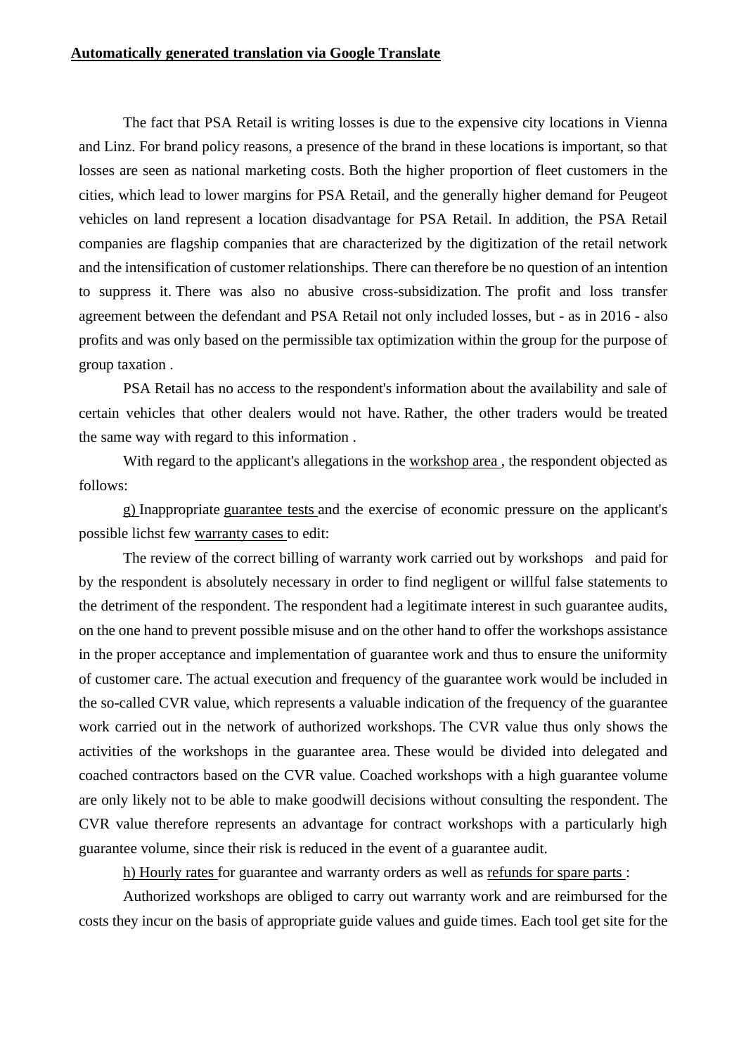**Automatically generated translation via Google Translate**

The fact that PSA Retail is writing losses is due to the expensive city locations in Vienna and Linz. For brand policy reasons, a presence of the brand in these locations is important, so that losses are seen as national marketing costs. Both the higher proportion of fleet customers in the cities, which lead to lower margins for PSA Retail, and the generally higher demand for Peugeot vehicles on land represent a location disadvantage for PSA Retail. In addition, the PSA Retail companies are flagship companies that are characterized by the digitization of the retail network and the intensification of customer relationships. There can therefore be no question of an intention to suppress it. There was also no abusive cross-subsidization. The profit and loss transfer agreement between the defendant and PSA Retail not only included losses, but - as in 2016 - also profits and was only based on the permissible tax optimization within the group for the purpose of group taxation .

PSA Retail has no access to the respondent's information about the availability and sale of certain vehicles that other dealers would not have. Rather, the other traders would be treated the same way with regard to this information .

With regard to the applicant's allegations in the workshop area , the respondent objected as follows:

g) Inappropriate guarantee tests and the exercise of economic pressure on the applicant's possible lichst few warranty cases to edit:

The review of the correct billing of warranty work carried out by workshops and paid for by the respondent is absolutely necessary in order to find negligent or willful false statements to the detriment of the respondent. The respondent had a legitimate interest in such guarantee audits, on the one hand to prevent possible misuse and on the other hand to offer the workshops assistance in the proper acceptance and implementation of guarantee work and thus to ensure the uniformity of customer care. The actual execution and frequency of the guarantee work would be included in the so-called CVR value, which represents a valuable indication of the frequency of the guarantee work carried out in the network of authorized workshops. The CVR value thus only shows the activities of the workshops in the guarantee area. These would be divided into delegated and coached contractors based on the CVR value. Coached workshops with a high guarantee volume are only likely not to be able to make goodwill decisions without consulting the respondent. The CVR value therefore represents an advantage for contract workshops with a particularly high guarantee volume, since their risk is reduced in the event of a guarantee audit.

h) Hourly rates for guarantee and warranty orders as well as refunds for spare parts :

Authorized workshops are obliged to carry out warranty work and are reimbursed for the costs they incur on the basis of appropriate guide values and guide times. Each tool get site for the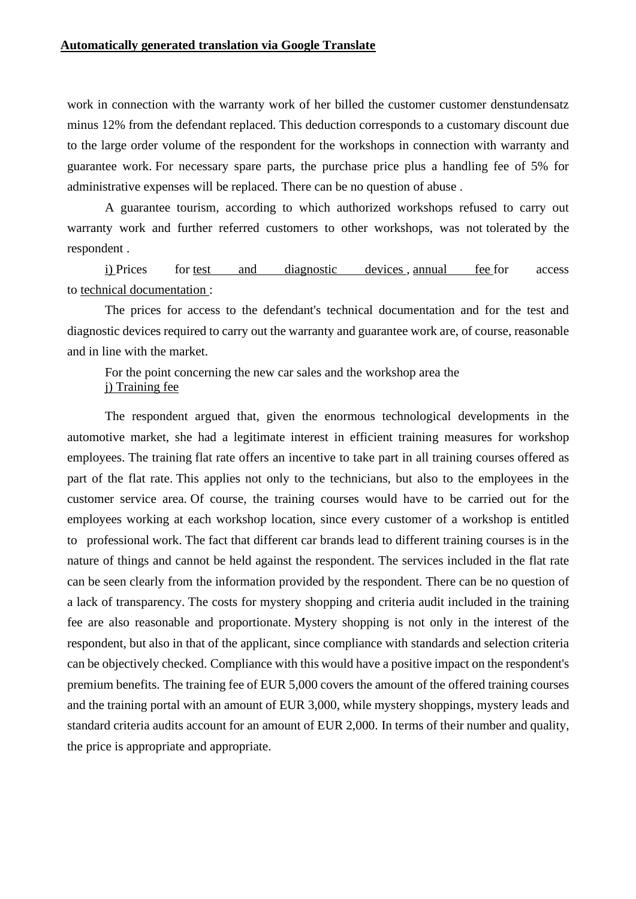**Automatically generated translation via Google Translate**

work in connection with the warranty work of her billed the customer customer denstundensatz minus 12% from the defendant replaced. This deduction corresponds to a customary discount due to the large order volume of the respondent for the workshops in connection with warranty and guarantee work. For necessary spare parts, the purchase price plus a handling fee of 5% for administrative expenses will be replaced. There can be no question of abuse .

A guarantee tourism, according to which authorized workshops refused to carry out warranty work and further referred customers to other workshops, was not tolerated by the respondent .

i) Prices for test and diagnostic devices , annual fee for access to technical documentation :

The prices for access to the defendant's technical documentation and for the test and diagnostic devices required to carry out the warranty and guarantee work are, of course, reasonable and in line with the market.

For the point concerning the new car sales and the workshop area the
j) Training fee

The respondent argued that, given the enormous technological developments in the automotive market, she had a legitimate interest in efficient training measures for workshop employees. The training flat rate offers an incentive to take part in all training courses offered as part of the flat rate. This applies not only to the technicians, but also to the employees in the customer service area. Of course, the training courses would have to be carried out for the employees working at each workshop location, since every customer of a workshop is entitled to professional work. The fact that different car brands lead to different training courses is in the nature of things and cannot be held against the respondent. The services included in the flat rate can be seen clearly from the information provided by the respondent. There can be no question of a lack of transparency. The costs for mystery shopping and criteria audit included in the training fee are also reasonable and proportionate. Mystery shopping is not only in the interest of the respondent, but also in that of the applicant, since compliance with standards and selection criteria can be objectively checked. Compliance with this would have a positive impact on the respondent's premium benefits. The training fee of EUR 5,000 covers the amount of the offered training courses and the training portal with an amount of EUR 3,000, while mystery shoppings, mystery leads and standard criteria audits account for an amount of EUR 2,000. In terms of their number and quality, the price is appropriate and appropriate.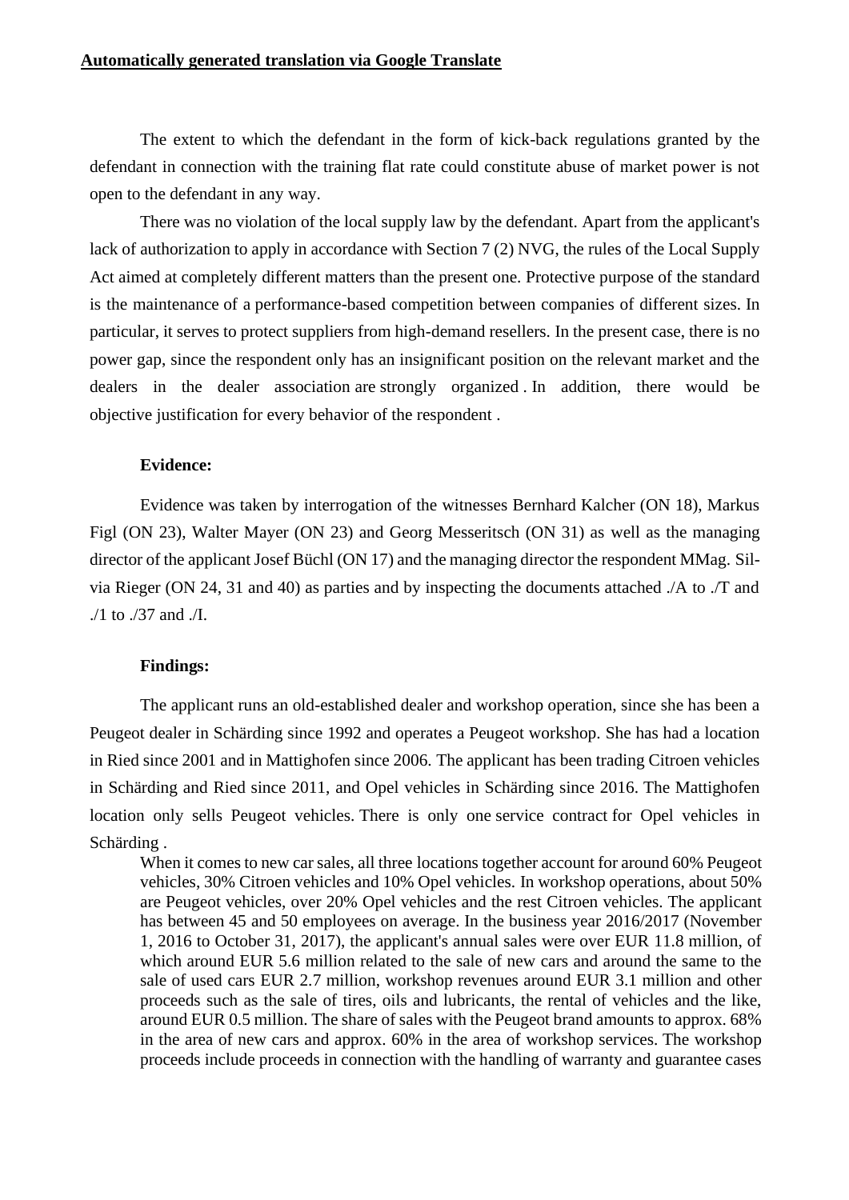**Automatically generated translation via Google Translate**

The extent to which the defendant in the form of kick-back regulations granted by the defendant in connection with the training flat rate could constitute abuse of market power is not open to the defendant in any way.

There was no violation of the local supply law by the defendant. Apart from the applicant's lack of authorization to apply in accordance with Section 7 (2) NVG, the rules of the Local Supply Act aimed at completely different matters than the present one. Protective purpose of the standard is the maintenance of a performance-based competition between companies of different sizes. In particular, it serves to protect suppliers from high-demand resellers. In the present case, there is no power gap, since the respondent only has an insignificant position on the relevant market and the dealers in the dealer association are strongly organized . In addition, there would be objective justification for every behavior of the respondent .

**Evidence:**

Evidence was taken by interrogation of the witnesses Bernhard Kalcher (ON 18), Markus Figl (ON 23), Walter Mayer (ON 23) and Georg Messeritsch (ON 31) as well as the managing director of the applicant Josef Büchl (ON 17) and the managing director the respondent MMag. Silvia Rieger (ON 24, 31 and 40) as parties and by inspecting the documents attached ./A to ./T and ./1 to ./37 and ./I.

**Findings:**

The applicant runs an old-established dealer and workshop operation, since she has been a Peugeot dealer in Schärding since 1992 and operates a Peugeot workshop. She has had a location in Ried since 2001 and in Mattighofen since 2006. The applicant has been trading Citroen vehicles in Schärding and Ried since 2011, and Opel vehicles in Schärding since 2016. The Mattighofen location only sells Peugeot vehicles. There is only one service contract for Opel vehicles in Schärding .

> When it comes to new car sales, all three locations together account for around 60% Peugeot vehicles, 30% Citroen vehicles and 10% Opel vehicles. In workshop operations, about 50% are Peugeot vehicles, over 20% Opel vehicles and the rest Citroen vehicles. The applicant has between 45 and 50 employees on average. In the business year 2016/2017 (November 1, 2016 to October 31, 2017), the applicant's annual sales were over EUR 11.8 million, of which around EUR 5.6 million related to the sale of new cars and around the same to the sale of used cars EUR 2.7 million, workshop revenues around EUR 3.1 million and other proceeds such as the sale of tires, oils and lubricants, the rental of vehicles and the like, around EUR 0.5 million. The share of sales with the Peugeot brand amounts to approx. 68% in the area of new cars and approx. 60% in the area of workshop services. The workshop proceeds include proceeds in connection with the handling of warranty and guarantee cases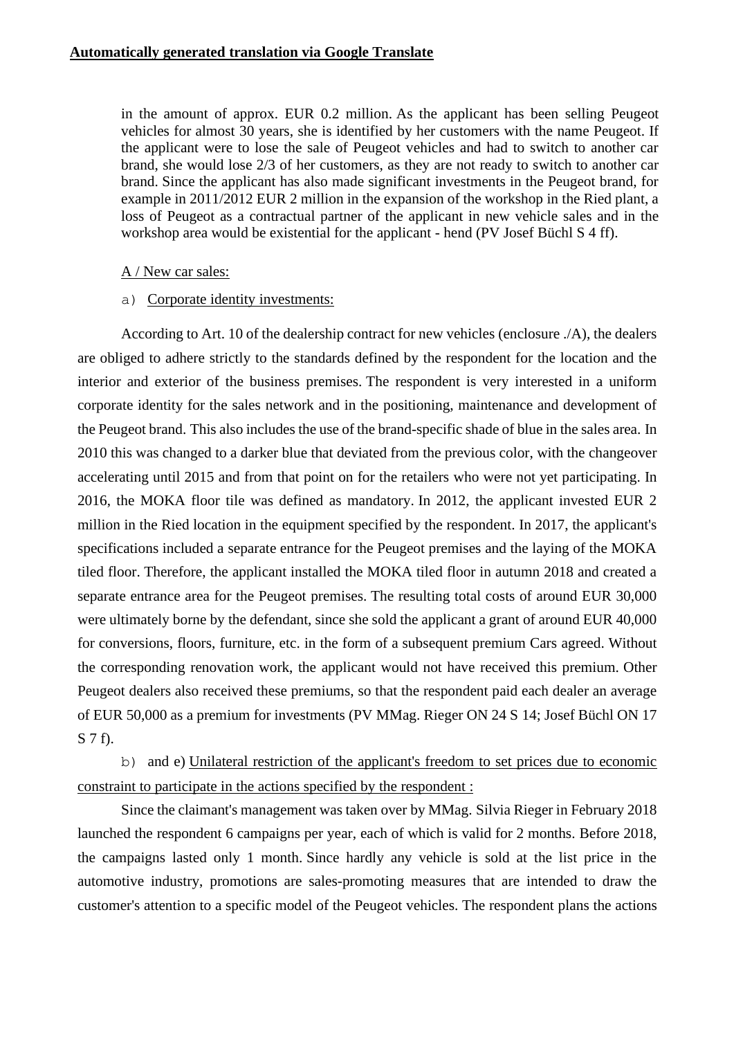**Automatically generated translation via Google Translate**

in the amount of approx. EUR 0.2 million. As the applicant has been selling Peugeot vehicles for almost 30 years, she is identified by her customers with the name Peugeot. If the applicant were to lose the sale of Peugeot vehicles and had to switch to another car brand, she would lose 2/3 of her customers, as they are not ready to switch to another car brand. Since the applicant has also made significant investments in the Peugeot brand, for example in 2011/2012 EUR 2 million in the expansion of the workshop in the Ried plant, a loss of Peugeot as a contractual partner of the applicant in new vehicle sales and in the workshop area would be existential for the applicant - hend (PV Josef Büchl S 4 ff).

A / New car sales:

a) Corporate identity investments:

According to Art. 10 of the dealership contract for new vehicles (enclosure ./A), the dealers are obliged to adhere strictly to the standards defined by the respondent for the location and the interior and exterior of the business premises. The respondent is very interested in a uniform corporate identity for the sales network and in the positioning, maintenance and development of the Peugeot brand. This also includes the use of the brand-specific shade of blue in the sales area. In 2010 this was changed to a darker blue that deviated from the previous color, with the changeover accelerating until 2015 and from that point on for the retailers who were not yet participating. In 2016, the MOKA floor tile was defined as mandatory. In 2012, the applicant invested EUR 2 million in the Ried location in the equipment specified by the respondent. In 2017, the applicant's specifications included a separate entrance for the Peugeot premises and the laying of the MOKA tiled floor. Therefore, the applicant installed the MOKA tiled floor in autumn 2018 and created a separate entrance area for the Peugeot premises. The resulting total costs of around EUR 30,000 were ultimately borne by the defendant, since she sold the applicant a grant of around EUR 40,000 for conversions, floors, furniture, etc. in the form of a subsequent premium Cars agreed. Without the corresponding renovation work, the applicant would not have received this premium. Other Peugeot dealers also received these premiums, so that the respondent paid each dealer an average of EUR 50,000 as a premium for investments (PV MMag. Rieger ON 24 S 14; Josef Büchl ON 17 S 7 f).

b) and e) Unilateral restriction of the applicant's freedom to set prices due to economic constraint to participate in the actions specified by the respondent :

Since the claimant's management was taken over by MMag. Silvia Rieger in February 2018 launched the respondent 6 campaigns per year, each of which is valid for 2 months. Before 2018, the campaigns lasted only 1 month. Since hardly any vehicle is sold at the list price in the automotive industry, promotions are sales-promoting measures that are intended to draw the customer's attention to a specific model of the Peugeot vehicles. The respondent plans the actions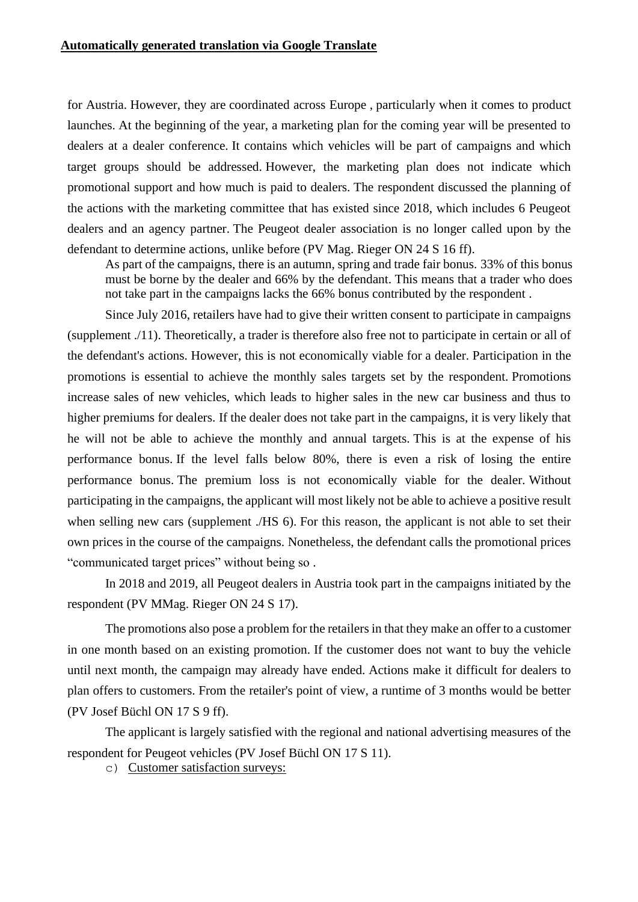**Automatically generated translation via Google Translate**

for Austria. However, they are coordinated across Europe , particularly when it comes to product launches. At the beginning of the year, a marketing plan for the coming year will be presented to dealers at a dealer conference. It contains which vehicles will be part of campaigns and which target groups should be addressed. However, the marketing plan does not indicate which promotional support and how much is paid to dealers. The respondent discussed the planning of the actions with the marketing committee that has existed since 2018, which includes 6 Peugeot dealers and an agency partner. The Peugeot dealer association is no longer called upon by the defendant to determine actions, unlike before (PV Mag. Rieger ON 24 S 16 ff).

As part of the campaigns, there is an autumn, spring and trade fair bonus. 33% of this bonus must be borne by the dealer and 66% by the defendant. This means that a trader who does not take part in the campaigns lacks the 66% bonus contributed by the respondent .

Since July 2016, retailers have had to give their written consent to participate in campaigns (supplement ./11). Theoretically, a trader is therefore also free not to participate in certain or all of the defendant's actions. However, this is not economically viable for a dealer. Participation in the promotions is essential to achieve the monthly sales targets set by the respondent. Promotions increase sales of new vehicles, which leads to higher sales in the new car business and thus to higher premiums for dealers. If the dealer does not take part in the campaigns, it is very likely that he will not be able to achieve the monthly and annual targets. This is at the expense of his performance bonus. If the level falls below 80%, there is even a risk of losing the entire performance bonus. The premium loss is not economically viable for the dealer. Without participating in the campaigns, the applicant will most likely not be able to achieve a positive result when selling new cars (supplement ./HS 6). For this reason, the applicant is not able to set their own prices in the course of the campaigns. Nonetheless, the defendant calls the promotional prices "communicated target prices" without being so .

In 2018 and 2019, all Peugeot dealers in Austria took part in the campaigns initiated by the respondent (PV MMag. Rieger ON 24 S 17).

The promotions also pose a problem for the retailers in that they make an offer to a customer in one month based on an existing promotion. If the customer does not want to buy the vehicle until next month, the campaign may already have ended. Actions make it difficult for dealers to plan offers to customers. From the retailer's point of view, a runtime of 3 months would be better (PV Josef Büchl ON 17 S 9 ff).

The applicant is largely satisfied with the regional and national advertising measures of the respondent for Peugeot vehicles (PV Josef Büchl ON 17 S 11).

c) Customer satisfaction surveys: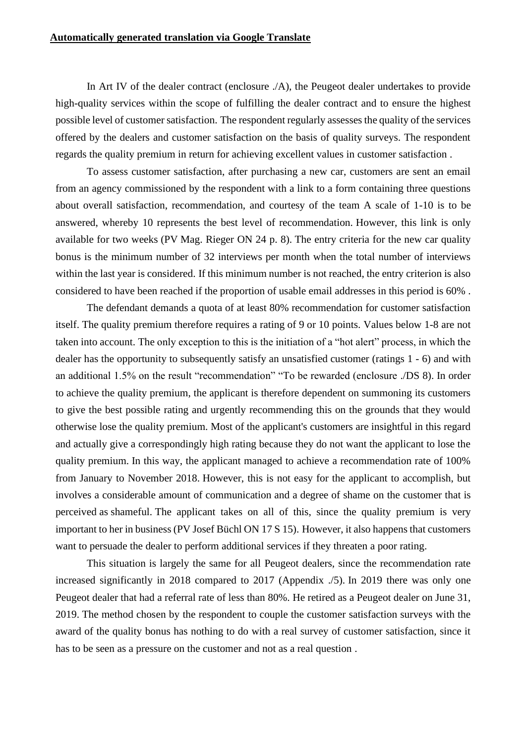**Automatically generated translation via Google Translate**

In Art IV of the dealer contract (enclosure ./A), the Peugeot dealer undertakes to provide high-quality services within the scope of fulfilling the dealer contract and to ensure the highest possible level of customer satisfaction. The respondent regularly assesses the quality of the services offered by the dealers and customer satisfaction on the basis of quality surveys. The respondent regards the quality premium in return for achieving excellent values in customer satisfaction .

To assess customer satisfaction, after purchasing a new car, customers are sent an email from an agency commissioned by the respondent with a link to a form containing three questions about overall satisfaction, recommendation, and courtesy of the team A scale of 1-10 is to be answered, whereby 10 represents the best level of recommendation. However, this link is only available for two weeks (PV Mag. Rieger ON 24 p. 8). The entry criteria for the new car quality bonus is the minimum number of 32 interviews per month when the total number of interviews within the last year is considered. If this minimum number is not reached, the entry criterion is also considered to have been reached if the proportion of usable email addresses in this period is 60% .

The defendant demands a quota of at least 80% recommendation for customer satisfaction itself. The quality premium therefore requires a rating of 9 or 10 points. Values below 1-8 are not taken into account. The only exception to this is the initiation of a "hot alert" process, in which the dealer has the opportunity to subsequently satisfy an unsatisfied customer (ratings 1 - 6) and with an additional 1.5% on the result "recommendation" "To be rewarded (enclosure ./DS 8). In order to achieve the quality premium, the applicant is therefore dependent on summoning its customers to give the best possible rating and urgently recommending this on the grounds that they would otherwise lose the quality premium. Most of the applicant's customers are insightful in this regard and actually give a correspondingly high rating because they do not want the applicant to lose the quality premium. In this way, the applicant managed to achieve a recommendation rate of 100% from January to November 2018. However, this is not easy for the applicant to accomplish, but involves a considerable amount of communication and a degree of shame on the customer that is perceived as shameful. The applicant takes on all of this, since the quality premium is very important to her in business (PV Josef Büchl ON 17 S 15). However, it also happens that customers want to persuade the dealer to perform additional services if they threaten a poor rating.

This situation is largely the same for all Peugeot dealers, since the recommendation rate increased significantly in 2018 compared to 2017 (Appendix ./5). In 2019 there was only one Peugeot dealer that had a referral rate of less than 80%. He retired as a Peugeot dealer on June 31, 2019. The method chosen by the respondent to couple the customer satisfaction surveys with the award of the quality bonus has nothing to do with a real survey of customer satisfaction, since it has to be seen as a pressure on the customer and not as a real question .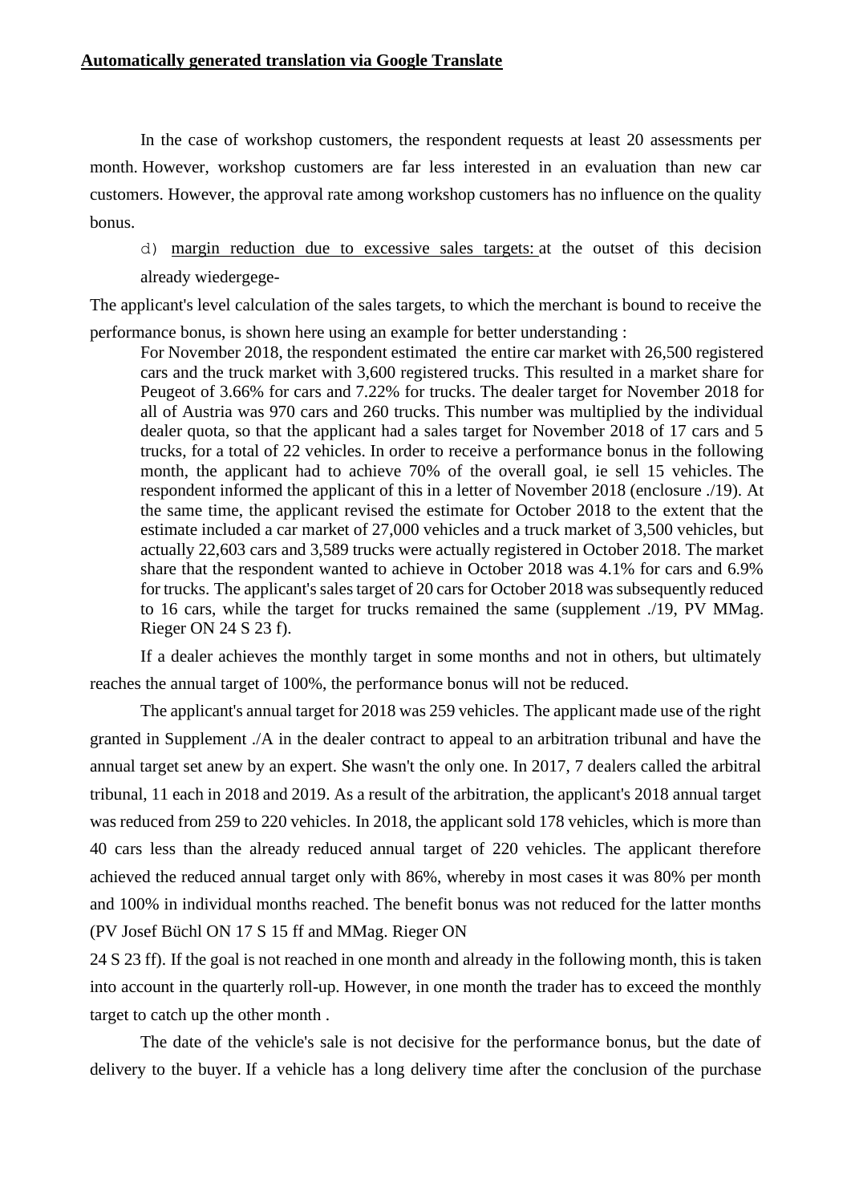**Automatically generated translation via Google Translate**

In the case of workshop customers, the respondent requests at least 20 assessments per month. However, workshop customers are far less interested in an evaluation than new car customers. However, the approval rate among workshop customers has no influence on the quality bonus.

d) margin reduction due to excessive sales targets: at the outset of this decision already wiedergege-

The applicant's level calculation of the sales targets, to which the merchant is bound to receive the performance bonus, is shown here using an example for better understanding :

> For November 2018, the respondent estimated the entire car market with 26,500 registered cars and the truck market with 3,600 registered trucks. This resulted in a market share for Peugeot of 3.66% for cars and 7.22% for trucks. The dealer target for November 2018 for all of Austria was 970 cars and 260 trucks. This number was multiplied by the individual dealer quota, so that the applicant had a sales target for November 2018 of 17 cars and 5 trucks, for a total of 22 vehicles. In order to receive a performance bonus in the following month, the applicant had to achieve 70% of the overall goal, ie sell 15 vehicles. The respondent informed the applicant of this in a letter of November 2018 (enclosure ./19). At the same time, the applicant revised the estimate for October 2018 to the extent that the estimate included a car market of 27,000 vehicles and a truck market of 3,500 vehicles, but actually 22,603 cars and 3,589 trucks were actually registered in October 2018. The market share that the respondent wanted to achieve in October 2018 was 4.1% for cars and 6.9% for trucks. The applicant's sales target of 20 cars for October 2018 was subsequently reduced to 16 cars, while the target for trucks remained the same (supplement ./19, PV MMag. Rieger ON 24 S 23 f).

If a dealer achieves the monthly target in some months and not in others, but ultimately reaches the annual target of 100%, the performance bonus will not be reduced.

The applicant's annual target for 2018 was 259 vehicles. The applicant made use of the right granted in Supplement ./A in the dealer contract to appeal to an arbitration tribunal and have the annual target set anew by an expert. She wasn't the only one. In 2017, 7 dealers called the arbitral tribunal, 11 each in 2018 and 2019. As a result of the arbitration, the applicant's 2018 annual target was reduced from 259 to 220 vehicles. In 2018, the applicant sold 178 vehicles, which is more than 40 cars less than the already reduced annual target of 220 vehicles. The applicant therefore achieved the reduced annual target only with 86%, whereby in most cases it was 80% per month and 100% in individual months reached. The benefit bonus was not reduced for the latter months (PV Josef Büchl ON 17 S 15 ff and MMag. Rieger ON 24 S 23 ff). If the goal is not reached in one month and already in the following month, this is taken into account in the quarterly roll-up. However, in one month the trader has to exceed the monthly target to catch up the other month .

The date of the vehicle's sale is not decisive for the performance bonus, but the date of delivery to the buyer. If a vehicle has a long delivery time after the conclusion of the purchase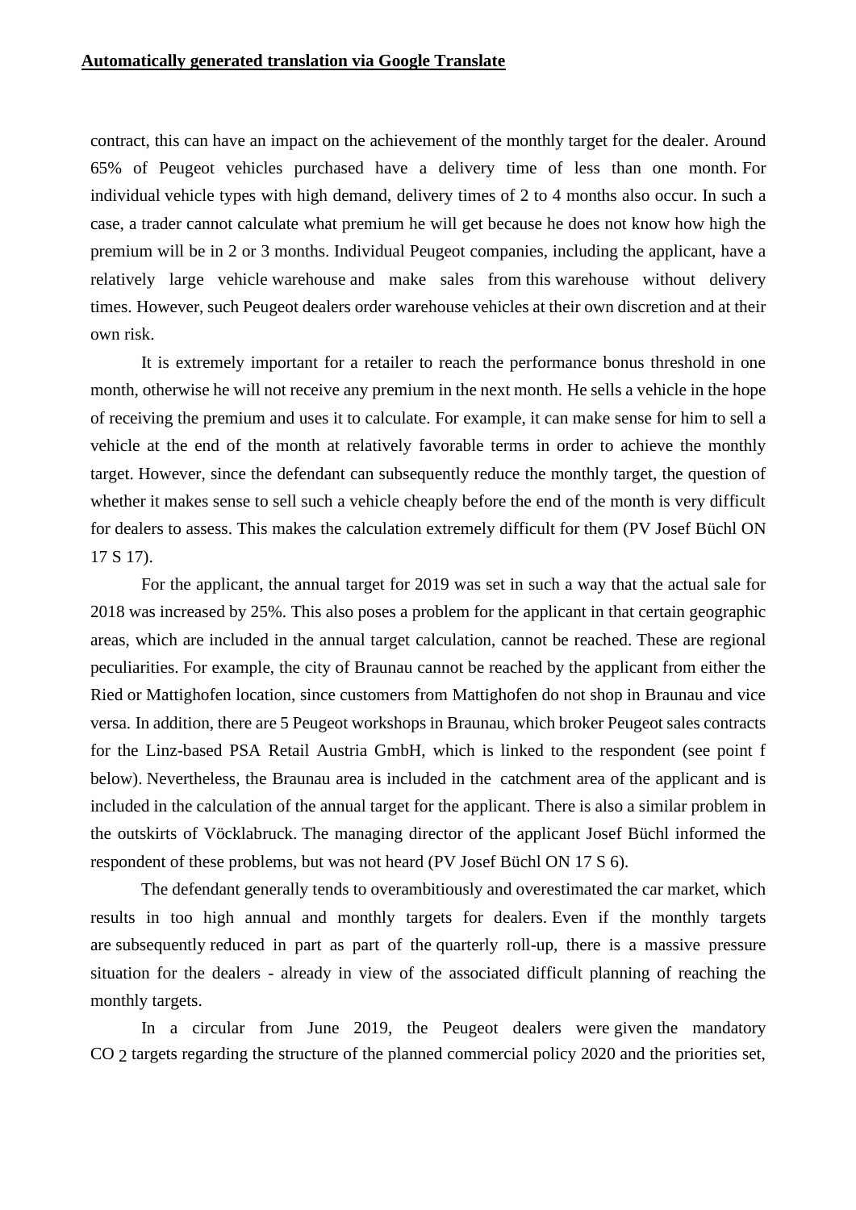**Automatically generated translation via Google Translate**

contract, this can have an impact on the achievement of the monthly target for the dealer. Around 65% of Peugeot vehicles purchased have a delivery time of less than one month. For individual vehicle types with high demand, delivery times of 2 to 4 months also occur. In such a case, a trader cannot calculate what premium he will get because he does not know how high the premium will be in 2 or 3 months. Individual Peugeot companies, including the applicant, have a relatively large vehicle warehouse and make sales from this warehouse without delivery times. However, such Peugeot dealers order warehouse vehicles at their own discretion and at their own risk.

It is extremely important for a retailer to reach the performance bonus threshold in one month, otherwise he will not receive any premium in the next month. He sells a vehicle in the hope of receiving the premium and uses it to calculate. For example, it can make sense for him to sell a vehicle at the end of the month at relatively favorable terms in order to achieve the monthly target. However, since the defendant can subsequently reduce the monthly target, the question of whether it makes sense to sell such a vehicle cheaply before the end of the month is very difficult for dealers to assess. This makes the calculation extremely difficult for them (PV Josef Büchl ON 17 S 17).

For the applicant, the annual target for 2019 was set in such a way that the actual sale for 2018 was increased by 25%. This also poses a problem for the applicant in that certain geographic areas, which are included in the annual target calculation, cannot be reached. These are regional peculiarities. For example, the city of Braunau cannot be reached by the applicant from either the Ried or Mattighofen location, since customers from Mattighofen do not shop in Braunau and vice versa. In addition, there are 5 Peugeot workshops in Braunau, which broker Peugeot sales contracts for the Linz-based PSA Retail Austria GmbH, which is linked to the respondent (see point f below). Nevertheless, the Braunau area is included in the catchment area of the applicant and is included in the calculation of the annual target for the applicant. There is also a similar problem in the outskirts of Vöcklabruck. The managing director of the applicant Josef Büchl informed the respondent of these problems, but was not heard (PV Josef Büchl ON 17 S 6).

The defendant generally tends to overambitiously and overestimated the car market, which results in too high annual and monthly targets for dealers. Even if the monthly targets are subsequently reduced in part as part of the quarterly roll-up, there is a massive pressure situation for the dealers - already in view of the associated difficult planning of reaching the monthly targets.

In a circular from June 2019, the Peugeot dealers were given the mandatory $CO_2$ targets regarding the structure of the planned commercial policy 2020 and the priorities set,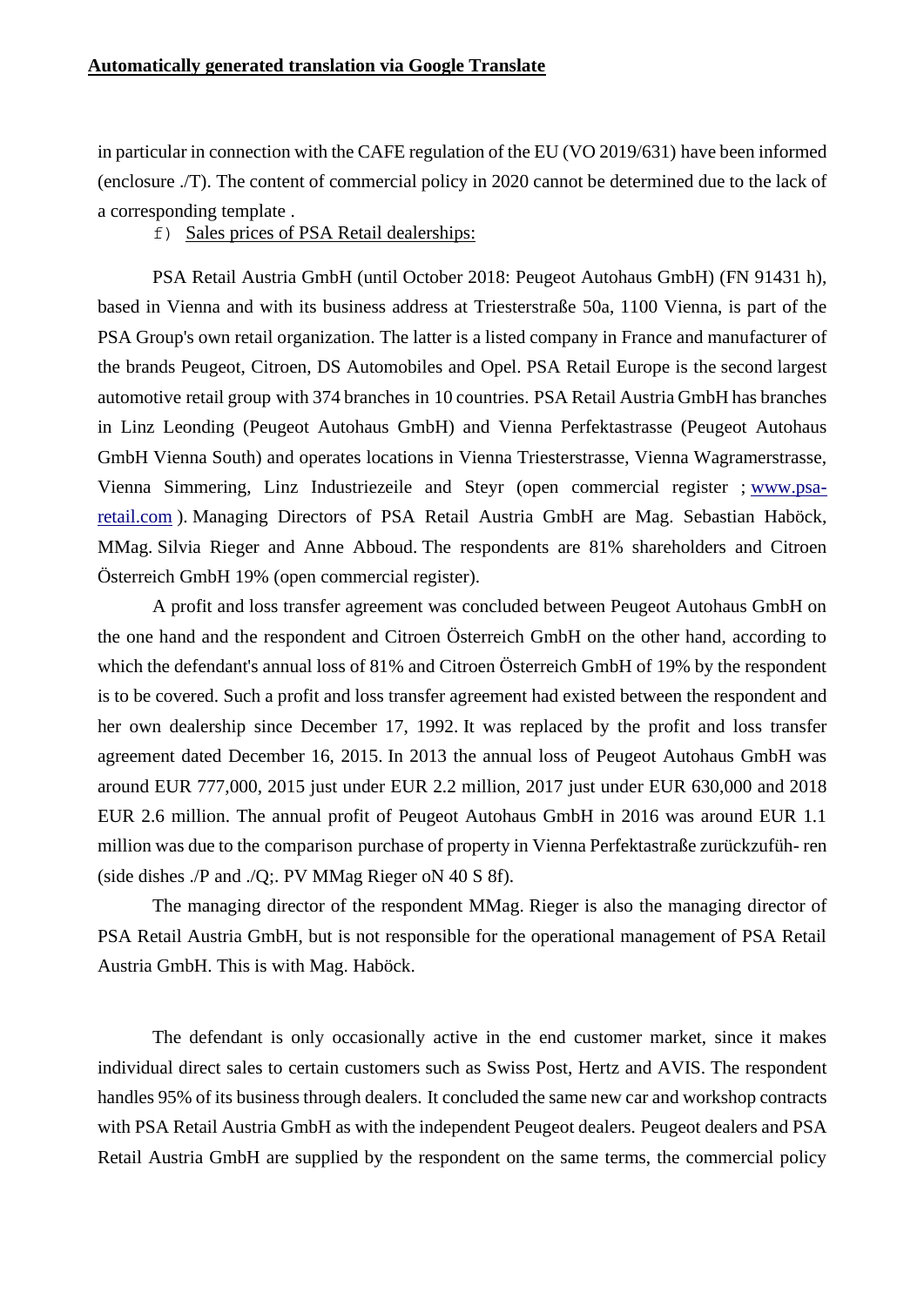**Automatically generated translation via Google Translate**

in particular in connection with the CAFE regulation of the EU (VO 2019/631) have been informed (enclosure ./T). The content of commercial policy in 2020 cannot be determined due to the lack of a corresponding template .

f) Sales prices of PSA Retail dealerships:

PSA Retail Austria GmbH (until October 2018: Peugeot Autohaus GmbH) (FN 91431 h), based in Vienna and with its business address at Triesterstraße 50a, 1100 Vienna, is part of the PSA Group's own retail organization. The latter is a listed company in France and manufacturer of the brands Peugeot, Citroen, DS Automobiles and Opel. PSA Retail Europe is the second largest automotive retail group with 374 branches in 10 countries. PSA Retail Austria GmbH has branches in Linz Leonding (Peugeot Autohaus GmbH) and Vienna Perfektastrasse (Peugeot Autohaus GmbH Vienna South) and operates locations in Vienna Triesterstrasse, Vienna Wagramerstrasse, Vienna Simmering, Linz Industriezeile and Steyr (open commercial register ; www.psa-retail.com ). Managing Directors of PSA Retail Austria GmbH are Mag. Sebastian Haböck, MMag. Silvia Rieger and Anne Abboud. The respondents are 81% shareholders and Citroen Österreich GmbH 19% (open commercial register).

A profit and loss transfer agreement was concluded between Peugeot Autohaus GmbH on the one hand and the respondent and Citroen Österreich GmbH on the other hand, according to which the defendant's annual loss of 81% and Citroen Österreich GmbH of 19% by the respondent is to be covered. Such a profit and loss transfer agreement had existed between the respondent and her own dealership since December 17, 1992. It was replaced by the profit and loss transfer agreement dated December 16, 2015. In 2013 the annual loss of Peugeot Autohaus GmbH was around EUR 777,000, 2015 just under EUR 2.2 million, 2017 just under EUR 630,000 and 2018 EUR 2.6 million. The annual profit of Peugeot Autohaus GmbH in 2016 was around EUR 1.1 million was due to the comparison purchase of property in Vienna Perfektastraße zurückzufüh- ren (side dishes ./P and ./Q;. PV MMag Rieger oN 40 S 8f).

The managing director of the respondent MMag. Rieger is also the managing director of PSA Retail Austria GmbH, but is not responsible for the operational management of PSA Retail Austria GmbH. This is with Mag. Haböck.

The defendant is only occasionally active in the end customer market, since it makes individual direct sales to certain customers such as Swiss Post, Hertz and AVIS. The respondent handles 95% of its business through dealers. It concluded the same new car and workshop contracts with PSA Retail Austria GmbH as with the independent Peugeot dealers. Peugeot dealers and PSA Retail Austria GmbH are supplied by the respondent on the same terms, the commercial policy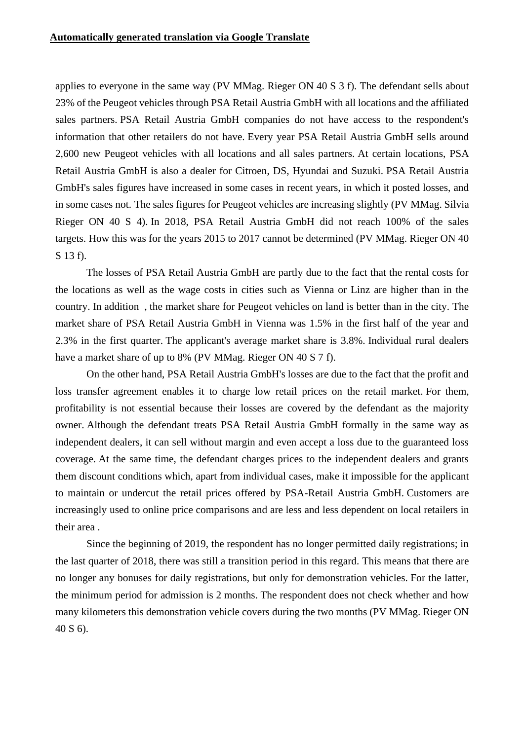**Automatically generated translation via Google Translate**

applies to everyone in the same way (PV MMag. Rieger ON 40 S 3 f). The defendant sells about 23% of the Peugeot vehicles through PSA Retail Austria GmbH with all locations and the affiliated sales partners. PSA Retail Austria GmbH companies do not have access to the respondent's information that other retailers do not have. Every year PSA Retail Austria GmbH sells around 2,600 new Peugeot vehicles with all locations and all sales partners. At certain locations, PSA Retail Austria GmbH is also a dealer for Citroen, DS, Hyundai and Suzuki. PSA Retail Austria GmbH's sales figures have increased in some cases in recent years, in which it posted losses, and in some cases not. The sales figures for Peugeot vehicles are increasing slightly (PV MMag. Silvia Rieger ON 40 S 4). In 2018, PSA Retail Austria GmbH did not reach 100% of the sales targets. How this was for the years 2015 to 2017 cannot be determined (PV MMag. Rieger ON 40 S 13 f).

The losses of PSA Retail Austria GmbH are partly due to the fact that the rental costs for the locations as well as the wage costs in cities such as Vienna or Linz are higher than in the country. In addition , the market share for Peugeot vehicles on land is better than in the city. The market share of PSA Retail Austria GmbH in Vienna was 1.5% in the first half of the year and 2.3% in the first quarter. The applicant's average market share is 3.8%. Individual rural dealers have a market share of up to 8% (PV MMag. Rieger ON 40 S 7 f).

On the other hand, PSA Retail Austria GmbH's losses are due to the fact that the profit and loss transfer agreement enables it to charge low retail prices on the retail market. For them, profitability is not essential because their losses are covered by the defendant as the majority owner. Although the defendant treats PSA Retail Austria GmbH formally in the same way as independent dealers, it can sell without margin and even accept a loss due to the guaranteed loss coverage. At the same time, the defendant charges prices to the independent dealers and grants them discount conditions which, apart from individual cases, make it impossible for the applicant to maintain or undercut the retail prices offered by PSA-Retail Austria GmbH. Customers are increasingly used to online price comparisons and are less and less dependent on local retailers in their area .

Since the beginning of 2019, the respondent has no longer permitted daily registrations; in the last quarter of 2018, there was still a transition period in this regard. This means that there are no longer any bonuses for daily registrations, but only for demonstration vehicles. For the latter, the minimum period for admission is 2 months. The respondent does not check whether and how many kilometers this demonstration vehicle covers during the two months (PV MMag. Rieger ON 40 S 6).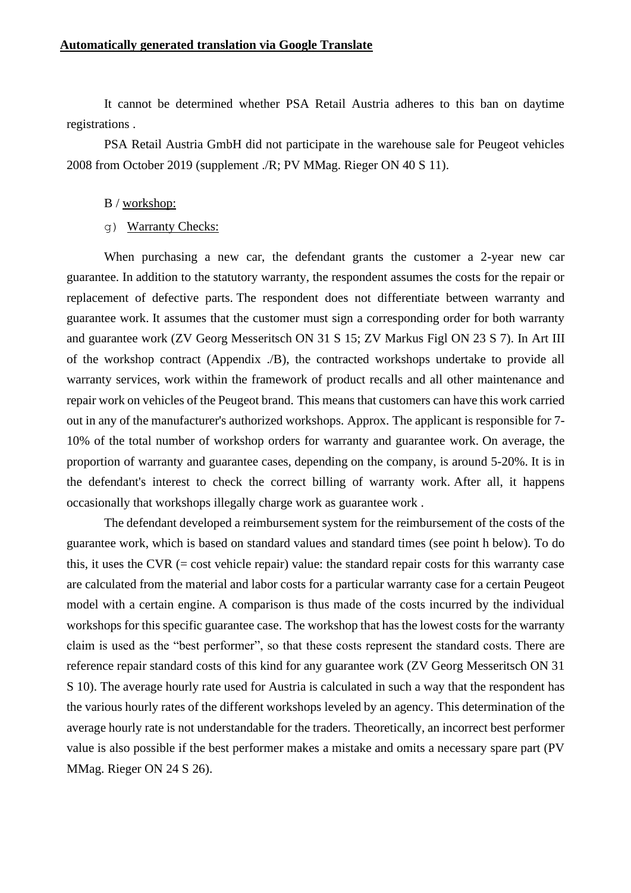**Automatically generated translation via Google Translate**

It cannot be determined whether PSA Retail Austria adheres to this ban on daytime registrations .

PSA Retail Austria GmbH did not participate in the warehouse sale for Peugeot vehicles 2008 from October 2019 (supplement ./R; PV MMag. Rieger ON 40 S 11).

B / workshop:

g) Warranty Checks:

When purchasing a new car, the defendant grants the customer a 2-year new car guarantee. In addition to the statutory warranty, the respondent assumes the costs for the repair or replacement of defective parts. The respondent does not differentiate between warranty and guarantee work. It assumes that the customer must sign a corresponding order for both warranty and guarantee work (ZV Georg Messeritsch ON 31 S 15; ZV Markus Figl ON 23 S 7). In Art III of the workshop contract (Appendix ./B), the contracted workshops undertake to provide all warranty services, work within the framework of product recalls and all other maintenance and repair work on vehicles of the Peugeot brand. This means that customers can have this work carried out in any of the manufacturer's authorized workshops. Approx. The applicant is responsible for 7-10% of the total number of workshop orders for warranty and guarantee work. On average, the proportion of warranty and guarantee cases, depending on the company, is around 5-20%. It is in the defendant's interest to check the correct billing of warranty work. After all, it happens occasionally that workshops illegally charge work as guarantee work .

The defendant developed a reimbursement system for the reimbursement of the costs of the guarantee work, which is based on standard values and standard times (see point h below). To do this, it uses the CVR (= cost vehicle repair) value: the standard repair costs for this warranty case are calculated from the material and labor costs for a particular warranty case for a certain Peugeot model with a certain engine. A comparison is thus made of the costs incurred by the individual workshops for this specific guarantee case. The workshop that has the lowest costs for the warranty claim is used as the "best performer", so that these costs represent the standard costs. There are reference repair standard costs of this kind for any guarantee work (ZV Georg Messeritsch ON 31 S 10). The average hourly rate used for Austria is calculated in such a way that the respondent has the various hourly rates of the different workshops leveled by an agency. This determination of the average hourly rate is not understandable for the traders. Theoretically, an incorrect best performer value is also possible if the best performer makes a mistake and omits a necessary spare part (PV MMag. Rieger ON 24 S 26).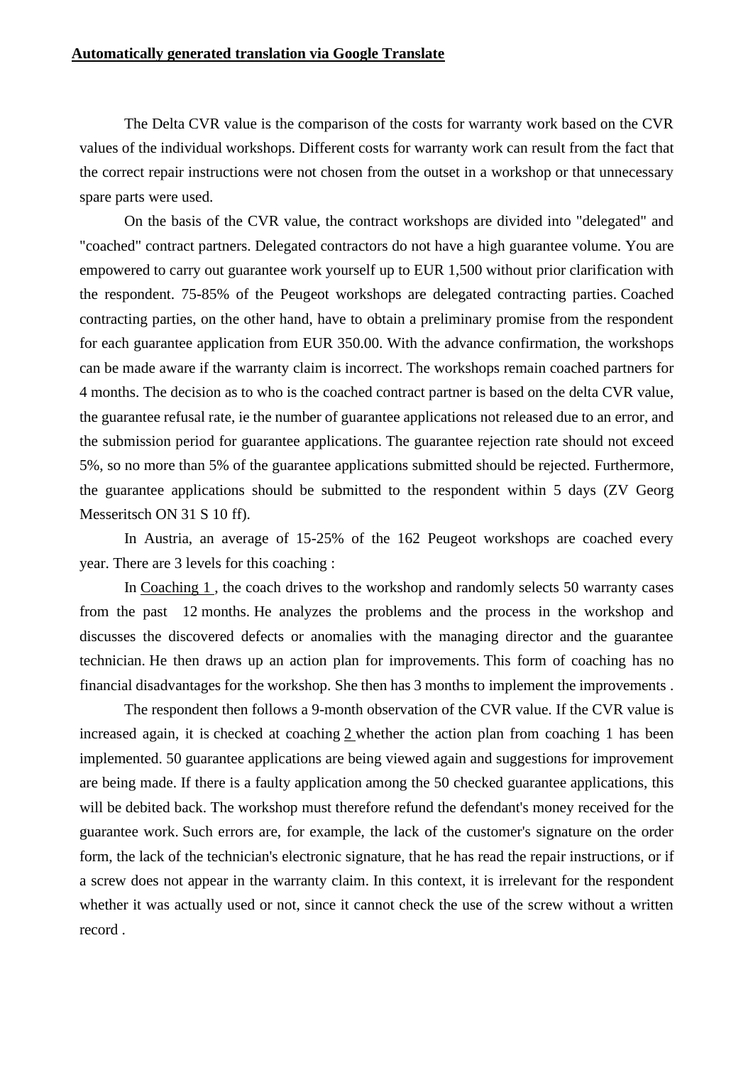**Automatically generated translation via Google Translate**

The Delta CVR value is the comparison of the costs for warranty work based on the CVR values of the individual workshops. Different costs for warranty work can result from the fact that the correct repair instructions were not chosen from the outset in a workshop or that unnecessary spare parts were used.

On the basis of the CVR value, the contract workshops are divided into "delegated" and "coached" contract partners. Delegated contractors do not have a high guarantee volume. You are empowered to carry out guarantee work yourself up to EUR 1,500 without prior clarification with the respondent. 75-85% of the Peugeot workshops are delegated contracting parties. Coached contracting parties, on the other hand, have to obtain a preliminary promise from the respondent for each guarantee application from EUR 350.00. With the advance confirmation, the workshops can be made aware if the warranty claim is incorrect. The workshops remain coached partners for 4 months. The decision as to who is the coached contract partner is based on the delta CVR value, the guarantee refusal rate, ie the number of guarantee applications not released due to an error, and the submission period for guarantee applications. The guarantee rejection rate should not exceed 5%, so no more than 5% of the guarantee applications submitted should be rejected. Furthermore, the guarantee applications should be submitted to the respondent within 5 days (ZV Georg Messeritsch ON 31 S 10 ff).

In Austria, an average of 15-25% of the 162 Peugeot workshops are coached every year. There are 3 levels for this coaching :

In Coaching 1 , the coach drives to the workshop and randomly selects 50 warranty cases from the past 12 months. He analyzes the problems and the process in the workshop and discusses the discovered defects or anomalies with the managing director and the guarantee technician. He then draws up an action plan for improvements. This form of coaching has no financial disadvantages for the workshop. She then has 3 months to implement the improvements .

The respondent then follows a 9-month observation of the CVR value. If the CVR value is increased again, it is checked at coaching 2 whether the action plan from coaching 1 has been implemented. 50 guarantee applications are being viewed again and suggestions for improvement are being made. If there is a faulty application among the 50 checked guarantee applications, this will be debited back. The workshop must therefore refund the defendant's money received for the guarantee work. Such errors are, for example, the lack of the customer's signature on the order form, the lack of the technician's electronic signature, that he has read the repair instructions, or if a screw does not appear in the warranty claim. In this context, it is irrelevant for the respondent whether it was actually used or not, since it cannot check the use of the screw without a written record .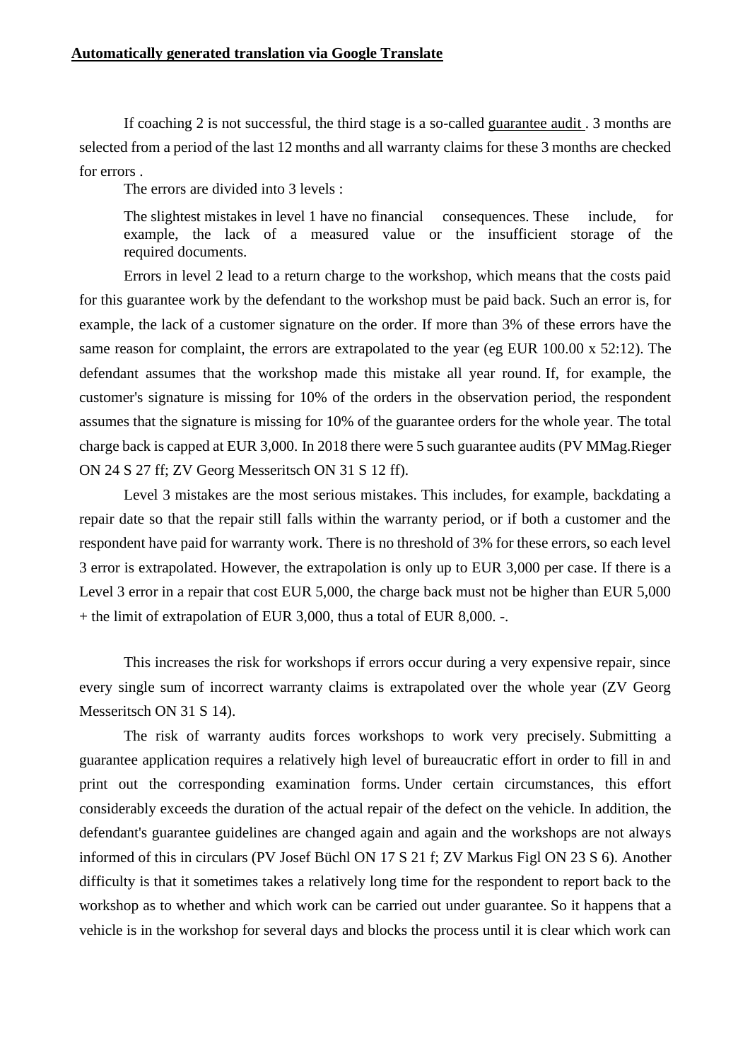**Automatically generated translation via Google Translate**

If coaching 2 is not successful, the third stage is a so-called guarantee audit . 3 months are selected from a period of the last 12 months and all warranty claims for these 3 months are checked for errors .

The errors are divided into 3 levels :

> The slightest mistakes in level 1 have no financial consequences. These include, for example, the lack of a measured value or the insufficient storage of the required documents.

Errors in level 2 lead to a return charge to the workshop, which means that the costs paid for this guarantee work by the defendant to the workshop must be paid back. Such an error is, for example, the lack of a customer signature on the order. If more than 3% of these errors have the same reason for complaint, the errors are extrapolated to the year (eg EUR 100.00 x 52:12). The defendant assumes that the workshop made this mistake all year round. If, for example, the customer's signature is missing for 10% of the orders in the observation period, the respondent assumes that the signature is missing for 10% of the guarantee orders for the whole year. The total charge back is capped at EUR 3,000. In 2018 there were 5 such guarantee audits (PV MMag.Rieger ON 24 S 27 ff; ZV Georg Messeritsch ON 31 S 12 ff).

Level 3 mistakes are the most serious mistakes. This includes, for example, backdating a repair date so that the repair still falls within the warranty period, or if both a customer and the respondent have paid for warranty work. There is no threshold of 3% for these errors, so each level 3 error is extrapolated. However, the extrapolation is only up to EUR 3,000 per case. If there is a Level 3 error in a repair that cost EUR 5,000, the charge back must not be higher than EUR 5,000 + the limit of extrapolation of EUR 3,000, thus a total of EUR 8,000. -.

This increases the risk for workshops if errors occur during a very expensive repair, since every single sum of incorrect warranty claims is extrapolated over the whole year (ZV Georg Messeritsch ON 31 S 14).

The risk of warranty audits forces workshops to work very precisely. Submitting a guarantee application requires a relatively high level of bureaucratic effort in order to fill in and print out the corresponding examination forms. Under certain circumstances, this effort considerably exceeds the duration of the actual repair of the defect on the vehicle. In addition, the defendant's guarantee guidelines are changed again and again and the workshops are not always informed of this in circulars (PV Josef Büchl ON 17 S 21 f; ZV Markus Figl ON 23 S 6). Another difficulty is that it sometimes takes a relatively long time for the respondent to report back to the workshop as to whether and which work can be carried out under guarantee. So it happens that a vehicle is in the workshop for several days and blocks the process until it is clear which work can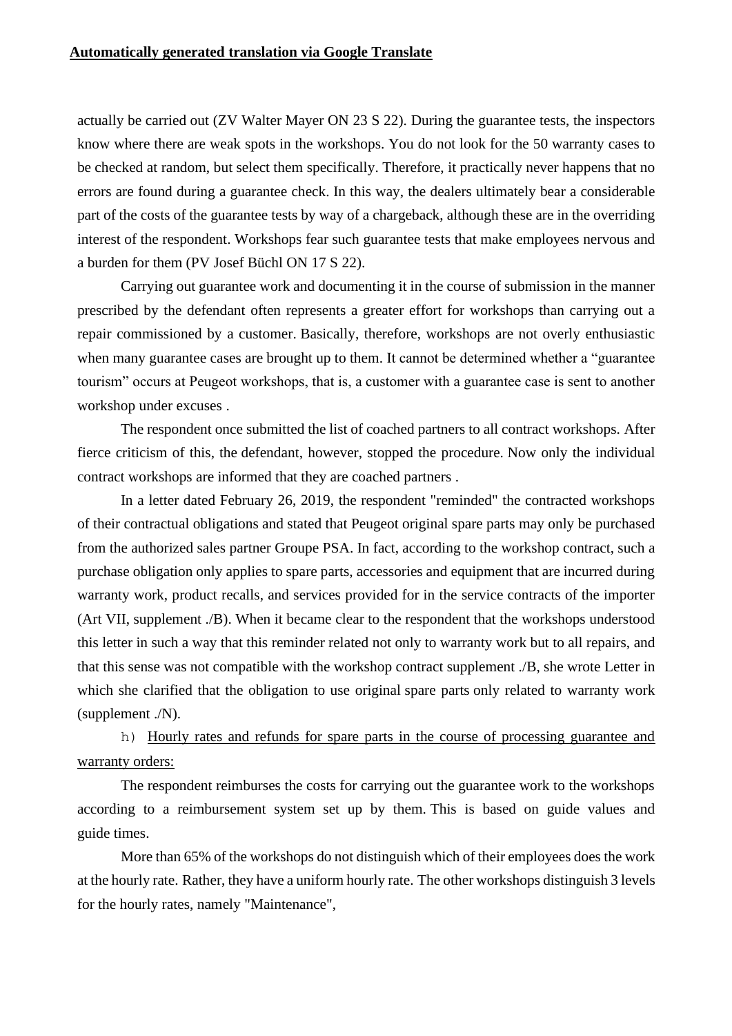**Automatically generated translation via Google Translate**

actually be carried out (ZV Walter Mayer ON 23 S 22). During the guarantee tests, the inspectors know where there are weak spots in the workshops. You do not look for the 50 warranty cases to be checked at random, but select them specifically. Therefore, it practically never happens that no errors are found during a guarantee check. In this way, the dealers ultimately bear a considerable part of the costs of the guarantee tests by way of a chargeback, although these are in the overriding interest of the respondent. Workshops fear such guarantee tests that make employees nervous and a burden for them (PV Josef Büchl ON 17 S 22).

Carrying out guarantee work and documenting it in the course of submission in the manner prescribed by the defendant often represents a greater effort for workshops than carrying out a repair commissioned by a customer. Basically, therefore, workshops are not overly enthusiastic when many guarantee cases are brought up to them. It cannot be determined whether a "guarantee tourism" occurs at Peugeot workshops, that is, a customer with a guarantee case is sent to another workshop under excuses .

The respondent once submitted the list of coached partners to all contract workshops. After fierce criticism of this, the defendant, however, stopped the procedure. Now only the individual contract workshops are informed that they are coached partners .

In a letter dated February 26, 2019, the respondent "reminded" the contracted workshops of their contractual obligations and stated that Peugeot original spare parts may only be purchased from the authorized sales partner Groupe PSA. In fact, according to the workshop contract, such a purchase obligation only applies to spare parts, accessories and equipment that are incurred during warranty work, product recalls, and services provided for in the service contracts of the importer (Art VII, supplement ./B). When it became clear to the respondent that the workshops understood this letter in such a way that this reminder related not only to warranty work but to all repairs, and that this sense was not compatible with the workshop contract supplement ./B, she wrote Letter in which she clarified that the obligation to use original spare parts only related to warranty work (supplement ./N).

h) <u>Hourly rates and refunds for spare parts in the course of processing guarantee and warranty orders:</u>

The respondent reimburses the costs for carrying out the guarantee work to the workshops according to a reimbursement system set up by them. This is based on guide values and guide times.

More than 65% of the workshops do not distinguish which of their employees does the work at the hourly rate. Rather, they have a uniform hourly rate. The other workshops distinguish 3 levels for the hourly rates, namely "Maintenance",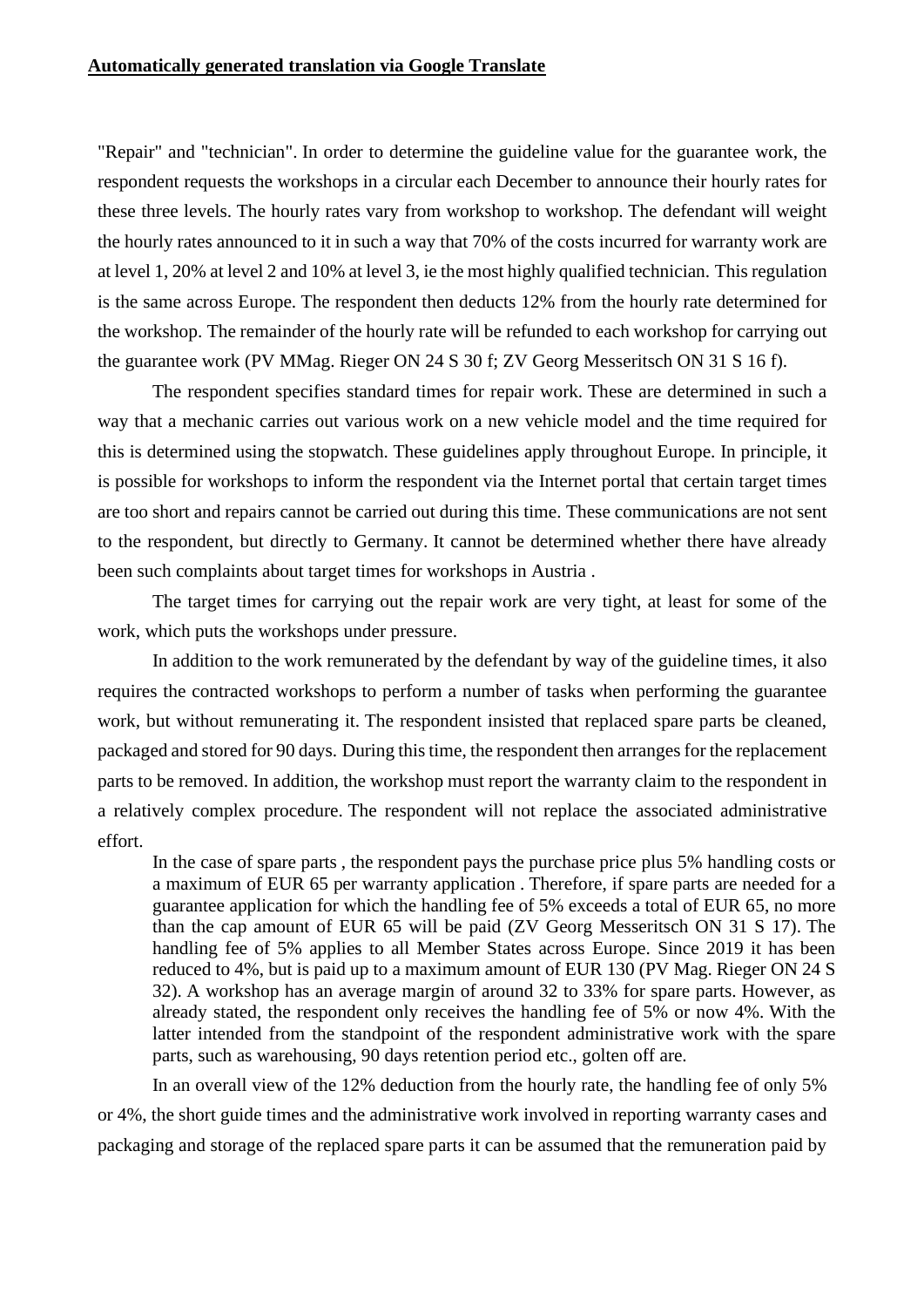**Automatically generated translation via Google Translate**

"Repair" and "technician". In order to determine the guideline value for the guarantee work, the respondent requests the workshops in a circular each December to announce their hourly rates for these three levels. The hourly rates vary from workshop to workshop. The defendant will weight the hourly rates announced to it in such a way that 70% of the costs incurred for warranty work are at level 1, 20% at level 2 and 10% at level 3, ie the most highly qualified technician. This regulation is the same across Europe. The respondent then deducts 12% from the hourly rate determined for the workshop. The remainder of the hourly rate will be refunded to each workshop for carrying out the guarantee work (PV MMag. Rieger ON 24 S 30 f; ZV Georg Messeritsch ON 31 S 16 f).

The respondent specifies standard times for repair work. These are determined in such a way that a mechanic carries out various work on a new vehicle model and the time required for this is determined using the stopwatch. These guidelines apply throughout Europe. In principle, it is possible for workshops to inform the respondent via the Internet portal that certain target times are too short and repairs cannot be carried out during this time. These communications are not sent to the respondent, but directly to Germany. It cannot be determined whether there have already been such complaints about target times for workshops in Austria .

The target times for carrying out the repair work are very tight, at least for some of the work, which puts the workshops under pressure.

In addition to the work remunerated by the defendant by way of the guideline times, it also requires the contracted workshops to perform a number of tasks when performing the guarantee work, but without remunerating it. The respondent insisted that replaced spare parts be cleaned, packaged and stored for 90 days. During this time, the respondent then arranges for the replacement parts to be removed. In addition, the workshop must report the warranty claim to the respondent in a relatively complex procedure. The respondent will not replace the associated administrative effort.

> In the case of spare parts , the respondent pays the purchase price plus 5% handling costs or a maximum of EUR 65 per warranty application . Therefore, if spare parts are needed for a guarantee application for which the handling fee of 5% exceeds a total of EUR 65, no more than the cap amount of EUR 65 will be paid (ZV Georg Messeritsch ON 31 S 17). The handling fee of 5% applies to all Member States across Europe. Since 2019 it has been reduced to 4%, but is paid up to a maximum amount of EUR 130 (PV Mag. Rieger ON 24 S 32). A workshop has an average margin of around 32 to 33% for spare parts. However, as already stated, the respondent only receives the handling fee of 5% or now 4%. With the latter intended from the standpoint of the respondent administrative work with the spare parts, such as warehousing, 90 days retention period etc., golten off are.

In an overall view of the 12% deduction from the hourly rate, the handling fee of only 5% or 4%, the short guide times and the administrative work involved in reporting warranty cases and packaging and storage of the replaced spare parts it can be assumed that the remuneration paid by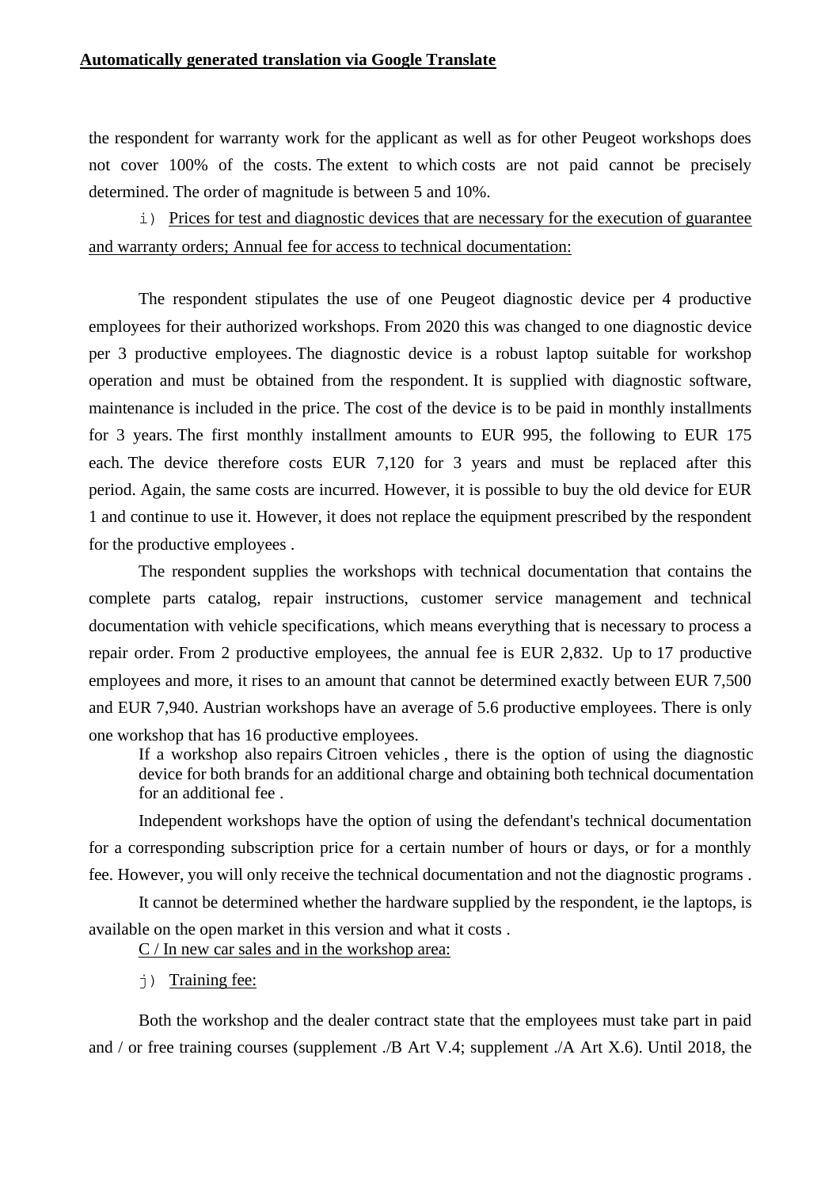**Automatically generated translation via Google Translate**

the respondent for warranty work for the applicant as well as for other Peugeot workshops does not cover 100% of the costs. The extent to which costs are not paid cannot be precisely determined. The order of magnitude is between 5 and 10%.

i) Prices for test and diagnostic devices that are necessary for the execution of guarantee and warranty orders; Annual fee for access to technical documentation:

The respondent stipulates the use of one Peugeot diagnostic device per 4 productive employees for their authorized workshops. From 2020 this was changed to one diagnostic device per 3 productive employees. The diagnostic device is a robust laptop suitable for workshop operation and must be obtained from the respondent. It is supplied with diagnostic software, maintenance is included in the price. The cost of the device is to be paid in monthly installments for 3 years. The first monthly installment amounts to EUR 995, the following to EUR 175 each. The device therefore costs EUR 7,120 for 3 years and must be replaced after this period. Again, the same costs are incurred. However, it is possible to buy the old device for EUR 1 and continue to use it. However, it does not replace the equipment prescribed by the respondent for the productive employees .

The respondent supplies the workshops with technical documentation that contains the complete parts catalog, repair instructions, customer service management and technical documentation with vehicle specifications, which means everything that is necessary to process a repair order. From 2 productive employees, the annual fee is EUR 2,832. Up to 17 productive employees and more, it rises to an amount that cannot be determined exactly between EUR 7,500 and EUR 7,940. Austrian workshops have an average of 5.6 productive employees. There is only one workshop that has 16 productive employees.

If a workshop also repairs Citroen vehicles , there is the option of using the diagnostic device for both brands for an additional charge and obtaining both technical documentation for an additional fee .

Independent workshops have the option of using the defendant's technical documentation for a corresponding subscription price for a certain number of hours or days, or for a monthly fee. However, you will only receive the technical documentation and not the diagnostic programs .

It cannot be determined whether the hardware supplied by the respondent, ie the laptops, is available on the open market in this version and what it costs .

C / In new car sales and in the workshop area:

j) Training fee:

Both the workshop and the dealer contract state that the employees must take part in paid and / or free training courses (supplement ./B Art V.4; supplement ./A Art X.6). Until 2018, the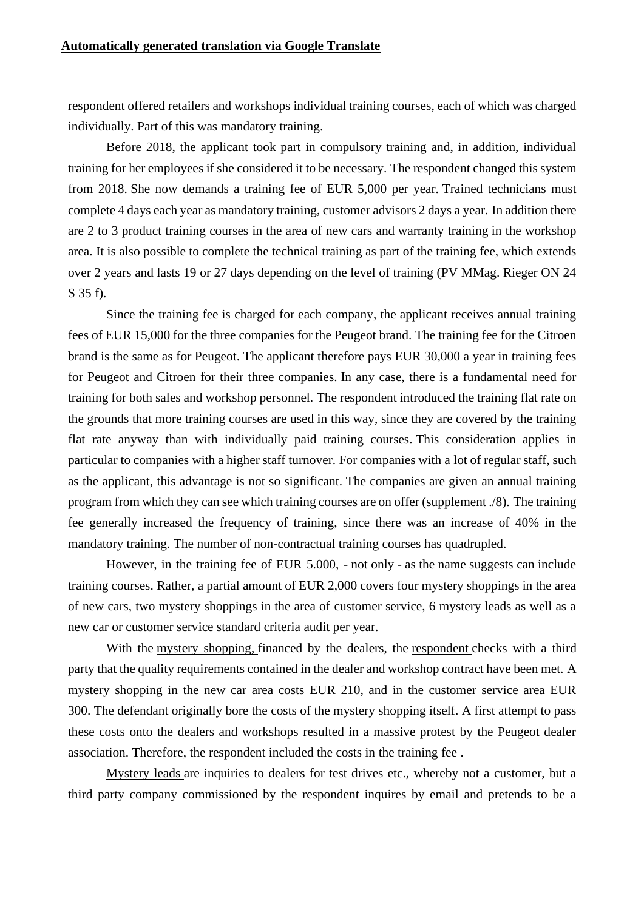**Automatically generated translation via Google Translate**

respondent offered retailers and workshops individual training courses, each of which was charged individually. Part of this was mandatory training.

Before 2018, the applicant took part in compulsory training and, in addition, individual training for her employees if she considered it to be necessary. The respondent changed this system from 2018. She now demands a training fee of EUR 5,000 per year. Trained technicians must complete 4 days each year as mandatory training, customer advisors 2 days a year. In addition there are 2 to 3 product training courses in the area of new cars and warranty training in the workshop area. It is also possible to complete the technical training as part of the training fee, which extends over 2 years and lasts 19 or 27 days depending on the level of training (PV MMag. Rieger ON 24 S 35 f).

Since the training fee is charged for each company, the applicant receives annual training fees of EUR 15,000 for the three companies for the Peugeot brand. The training fee for the Citroen brand is the same as for Peugeot. The applicant therefore pays EUR 30,000 a year in training fees for Peugeot and Citroen for their three companies. In any case, there is a fundamental need for training for both sales and workshop personnel. The respondent introduced the training flat rate on the grounds that more training courses are used in this way, since they are covered by the training flat rate anyway than with individually paid training courses. This consideration applies in particular to companies with a higher staff turnover. For companies with a lot of regular staff, such as the applicant, this advantage is not so significant. The companies are given an annual training program from which they can see which training courses are on offer (supplement ./8). The training fee generally increased the frequency of training, since there was an increase of 40% in the mandatory training. The number of non-contractual training courses has quadrupled.

However, in the training fee of EUR 5.000, - not only - as the name suggests can include training courses. Rather, a partial amount of EUR 2,000 covers four mystery shoppings in the area of new cars, two mystery shoppings in the area of customer service, 6 mystery leads as well as a new car or customer service standard criteria audit per year.

With the mystery shopping, financed by the dealers, the respondent checks with a third party that the quality requirements contained in the dealer and workshop contract have been met. A mystery shopping in the new car area costs EUR 210, and in the customer service area EUR 300. The defendant originally bore the costs of the mystery shopping itself. A first attempt to pass these costs onto the dealers and workshops resulted in a massive protest by the Peugeot dealer association. Therefore, the respondent included the costs in the training fee .

Mystery leads are inquiries to dealers for test drives etc., whereby not a customer, but a third party company commissioned by the respondent inquires by email and pretends to be a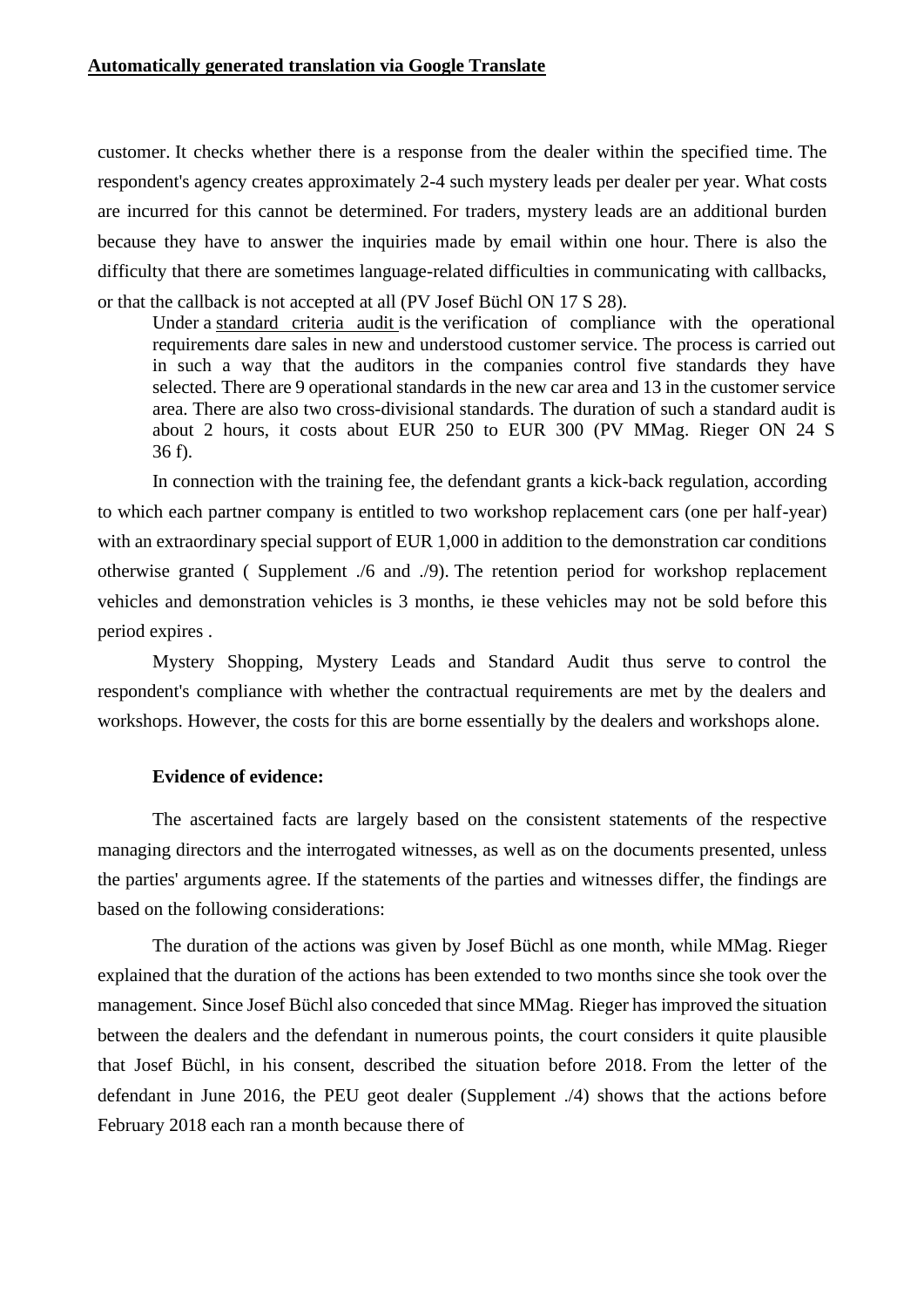**Automatically generated translation via Google Translate**

customer. It checks whether there is a response from the dealer within the specified time. The respondent's agency creates approximately 2-4 such mystery leads per dealer per year. What costs are incurred for this cannot be determined. For traders, mystery leads are an additional burden because they have to answer the inquiries made by email within one hour. There is also the difficulty that there are sometimes language-related difficulties in communicating with callbacks, or that the callback is not accepted at all (PV Josef Büchl ON 17 S 28).

> Under a standard criteria audit is the verification of compliance with the operational requirements dare sales in new and understood customer service. The process is carried out in such a way that the auditors in the companies control five standards they have selected. There are 9 operational standards in the new car area and 13 in the customer service area. There are also two cross-divisional standards. The duration of such a standard audit is about 2 hours, it costs about EUR 250 to EUR 300 (PV MMag. Rieger ON 24 S 36 f).

In connection with the training fee, the defendant grants a kick-back regulation, according to which each partner company is entitled to two workshop replacement cars (one per half-year) with an extraordinary special support of EUR 1,000 in addition to the demonstration car conditions otherwise granted ( Supplement ./6 and ./9). The retention period for workshop replacement vehicles and demonstration vehicles is 3 months, ie these vehicles may not be sold before this period expires .

Mystery Shopping, Mystery Leads and Standard Audit thus serve to control the respondent's compliance with whether the contractual requirements are met by the dealers and workshops. However, the costs for this are borne essentially by the dealers and workshops alone.

**Evidence of evidence:**

The ascertained facts are largely based on the consistent statements of the respective managing directors and the interrogated witnesses, as well as on the documents presented, unless the parties' arguments agree. If the statements of the parties and witnesses differ, the findings are based on the following considerations:

The duration of the actions was given by Josef Büchl as one month, while MMag. Rieger explained that the duration of the actions has been extended to two months since she took over the management. Since Josef Büchl also conceded that since MMag. Rieger has improved the situation between the dealers and the defendant in numerous points, the court considers it quite plausible that Josef Büchl, in his consent, described the situation before 2018. From the letter of the defendant in June 2016, the PEU geot dealer (Supplement ./4) shows that the actions before February 2018 each ran a month because there of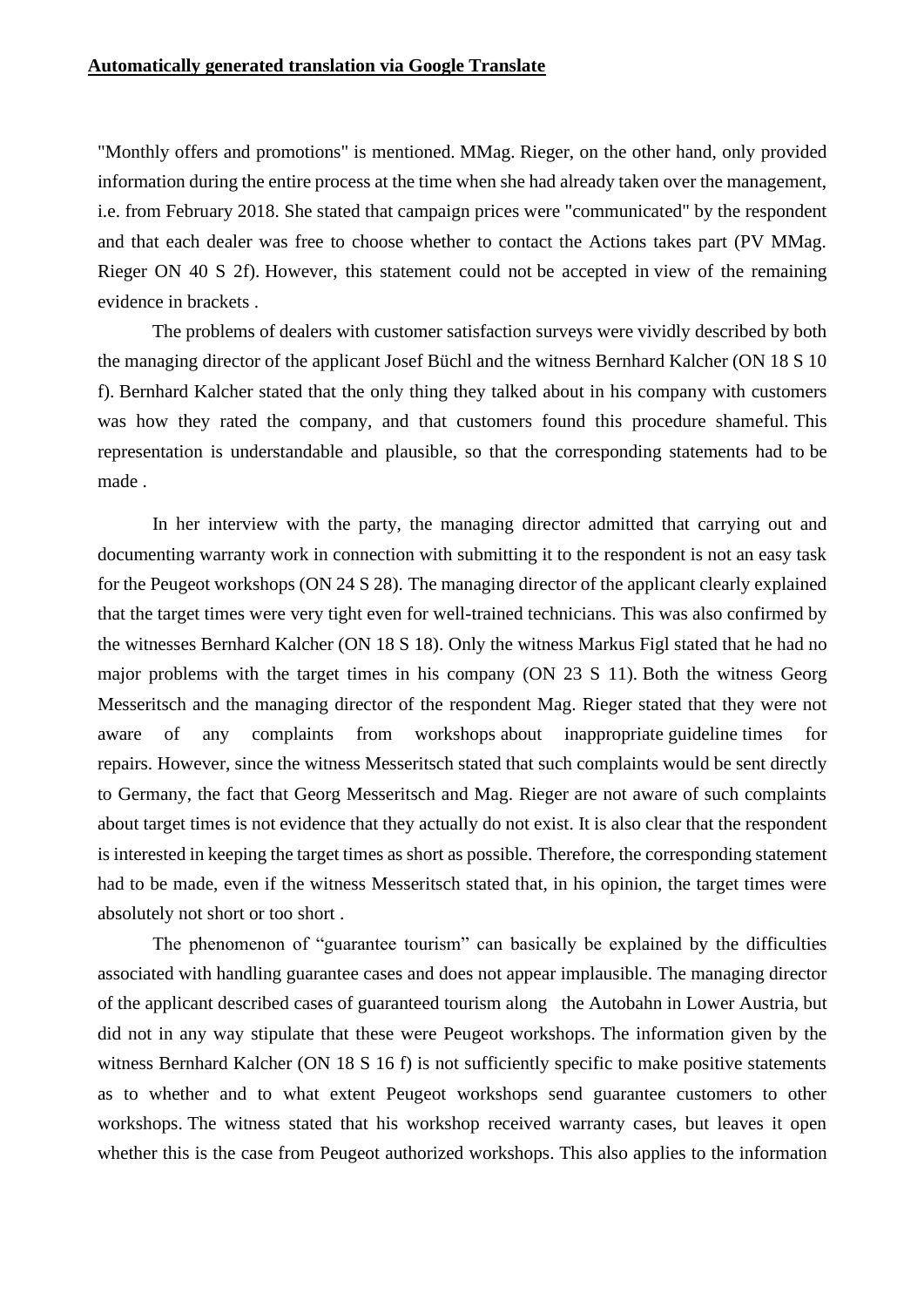**Automatically generated translation via Google Translate**

"Monthly offers and promotions" is mentioned. MMag. Rieger, on the other hand, only provided information during the entire process at the time when she had already taken over the management, i.e. from February 2018. She stated that campaign prices were "communicated" by the respondent and that each dealer was free to choose whether to contact the Actions takes part (PV MMag. Rieger ON 40 S 2f). However, this statement could not be accepted in view of the remaining evidence in brackets .

The problems of dealers with customer satisfaction surveys were vividly described by both the managing director of the applicant Josef Büchl and the witness Bernhard Kalcher (ON 18 S 10 f). Bernhard Kalcher stated that the only thing they talked about in his company with customers was how they rated the company, and that customers found this procedure shameful. This representation is understandable and plausible, so that the corresponding statements had to be made .

In her interview with the party, the managing director admitted that carrying out and documenting warranty work in connection with submitting it to the respondent is not an easy task for the Peugeot workshops (ON 24 S 28). The managing director of the applicant clearly explained that the target times were very tight even for well-trained technicians. This was also confirmed by the witnesses Bernhard Kalcher (ON 18 S 18). Only the witness Markus Figl stated that he had no major problems with the target times in his company (ON 23 S 11). Both the witness Georg Messeritsch and the managing director of the respondent Mag. Rieger stated that they were not aware of any complaints from workshops about inappropriate guideline times for repairs. However, since the witness Messeritsch stated that such complaints would be sent directly to Germany, the fact that Georg Messeritsch and Mag. Rieger are not aware of such complaints about target times is not evidence that they actually do not exist. It is also clear that the respondent is interested in keeping the target times as short as possible. Therefore, the corresponding statement had to be made, even if the witness Messeritsch stated that, in his opinion, the target times were absolutely not short or too short .

The phenomenon of "guarantee tourism" can basically be explained by the difficulties associated with handling guarantee cases and does not appear implausible. The managing director of the applicant described cases of guaranteed tourism along the Autobahn in Lower Austria, but did not in any way stipulate that these were Peugeot workshops. The information given by the witness Bernhard Kalcher (ON 18 S 16 f) is not sufficiently specific to make positive statements as to whether and to what extent Peugeot workshops send guarantee customers to other workshops. The witness stated that his workshop received warranty cases, but leaves it open whether this is the case from Peugeot authorized workshops. This also applies to the information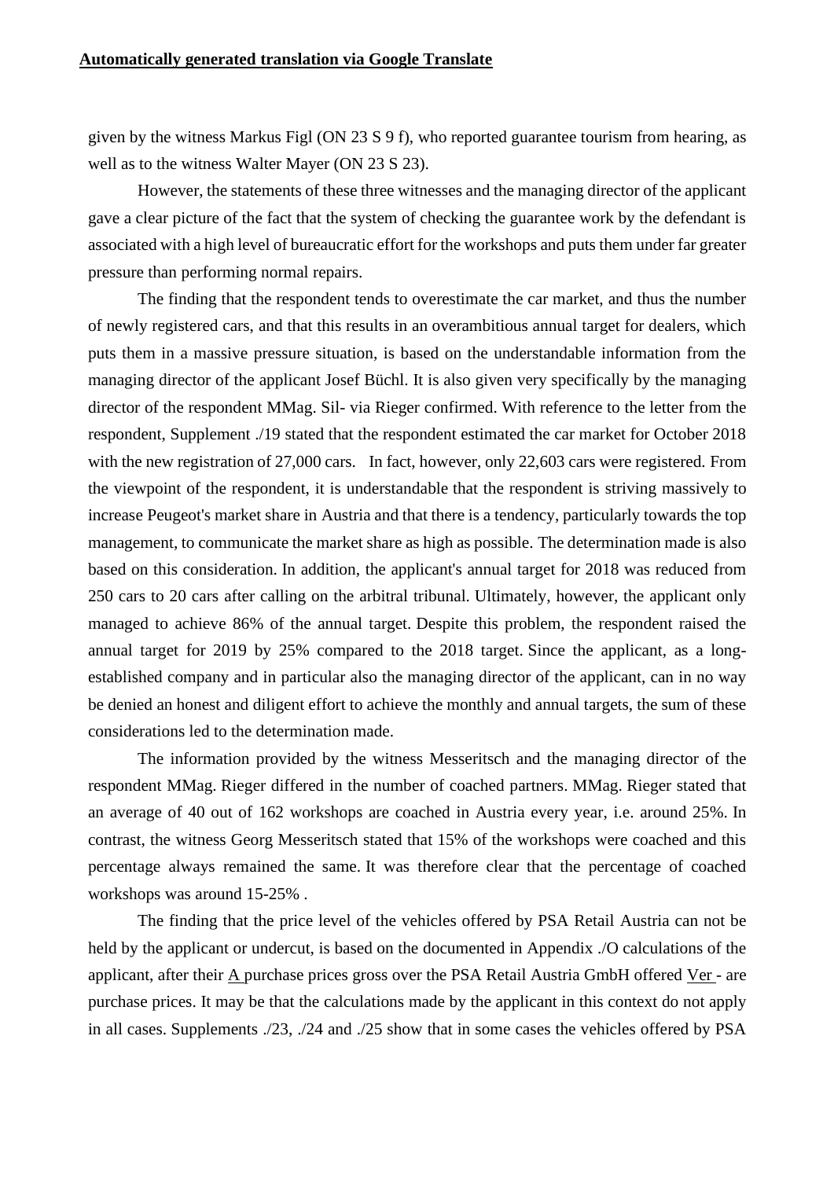**Automatically generated translation via Google Translate**

given by the witness Markus Figl (ON 23 S 9 f), who reported guarantee tourism from hearing, as well as to the witness Walter Mayer (ON 23 S 23).

However, the statements of these three witnesses and the managing director of the applicant gave a clear picture of the fact that the system of checking the guarantee work by the defendant is associated with a high level of bureaucratic effort for the workshops and puts them under far greater pressure than performing normal repairs.

The finding that the respondent tends to overestimate the car market, and thus the number of newly registered cars, and that this results in an overambitious annual target for dealers, which puts them in a massive pressure situation, is based on the understandable information from the managing director of the applicant Josef Büchl. It is also given very specifically by the managing director of the respondent MMag. Sil- via Rieger confirmed. With reference to the letter from the respondent, Supplement ./19 stated that the respondent estimated the car market for October 2018 with the new registration of 27,000 cars. In fact, however, only 22,603 cars were registered. From the viewpoint of the respondent, it is understandable that the respondent is striving massively to increase Peugeot's market share in Austria and that there is a tendency, particularly towards the top management, to communicate the market share as high as possible. The determination made is also based on this consideration. In addition, the applicant's annual target for 2018 was reduced from 250 cars to 20 cars after calling on the arbitral tribunal. Ultimately, however, the applicant only managed to achieve 86% of the annual target. Despite this problem, the respondent raised the annual target for 2019 by 25% compared to the 2018 target. Since the applicant, as a long-established company and in particular also the managing director of the applicant, can in no way be denied an honest and diligent effort to achieve the monthly and annual targets, the sum of these considerations led to the determination made.

The information provided by the witness Messeritsch and the managing director of the respondent MMag. Rieger differed in the number of coached partners. MMag. Rieger stated that an average of 40 out of 162 workshops are coached in Austria every year, i.e. around 25%. In contrast, the witness Georg Messeritsch stated that 15% of the workshops were coached and this percentage always remained the same. It was therefore clear that the percentage of coached workshops was around 15-25% .

The finding that the price level of the vehicles offered by PSA Retail Austria can not be held by the applicant or undercut, is based on the documented in Appendix ./O calculations of the applicant, after their A purchase prices gross over the PSA Retail Austria GmbH offered Ver - are purchase prices. It may be that the calculations made by the applicant in this context do not apply in all cases. Supplements ./23, ./24 and ./25 show that in some cases the vehicles offered by PSA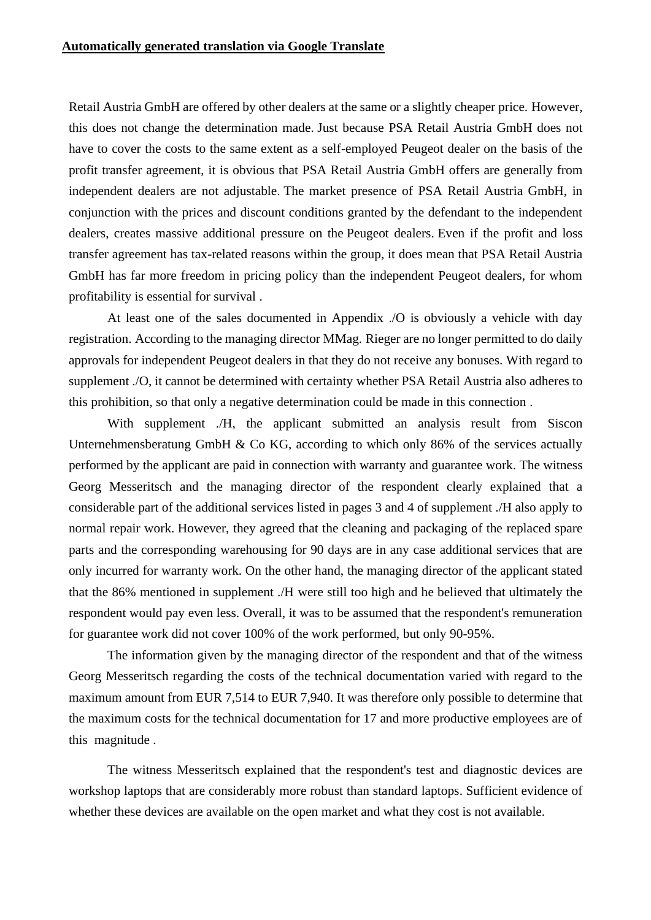**Automatically generated translation via Google Translate**

Retail Austria GmbH are offered by other dealers at the same or a slightly cheaper price. However, this does not change the determination made. Just because PSA Retail Austria GmbH does not have to cover the costs to the same extent as a self-employed Peugeot dealer on the basis of the profit transfer agreement, it is obvious that PSA Retail Austria GmbH offers are generally from independent dealers are not adjustable. The market presence of PSA Retail Austria GmbH, in conjunction with the prices and discount conditions granted by the defendant to the independent dealers, creates massive additional pressure on the Peugeot dealers. Even if the profit and loss transfer agreement has tax-related reasons within the group, it does mean that PSA Retail Austria GmbH has far more freedom in pricing policy than the independent Peugeot dealers, for whom profitability is essential for survival .

At least one of the sales documented in Appendix ./O is obviously a vehicle with day registration. According to the managing director MMag. Rieger are no longer permitted to do daily approvals for independent Peugeot dealers in that they do not receive any bonuses. With regard to supplement ./O, it cannot be determined with certainty whether PSA Retail Austria also adheres to this prohibition, so that only a negative determination could be made in this connection .

With supplement ./H, the applicant submitted an analysis result from Siscon Unternehmensberatung GmbH & Co KG, according to which only 86% of the services actually performed by the applicant are paid in connection with warranty and guarantee work. The witness Georg Messeritsch and the managing director of the respondent clearly explained that a considerable part of the additional services listed in pages 3 and 4 of supplement ./H also apply to normal repair work. However, they agreed that the cleaning and packaging of the replaced spare parts and the corresponding warehousing for 90 days are in any case additional services that are only incurred for warranty work. On the other hand, the managing director of the applicant stated that the 86% mentioned in supplement ./H were still too high and he believed that ultimately the respondent would pay even less. Overall, it was to be assumed that the respondent's remuneration for guarantee work did not cover 100% of the work performed, but only 90-95%.

The information given by the managing director of the respondent and that of the witness Georg Messeritsch regarding the costs of the technical documentation varied with regard to the maximum amount from EUR 7,514 to EUR 7,940. It was therefore only possible to determine that the maximum costs for the technical documentation for 17 and more productive employees are of this magnitude .

The witness Messeritsch explained that the respondent's test and diagnostic devices are workshop laptops that are considerably more robust than standard laptops. Sufficient evidence of whether these devices are available on the open market and what they cost is not available.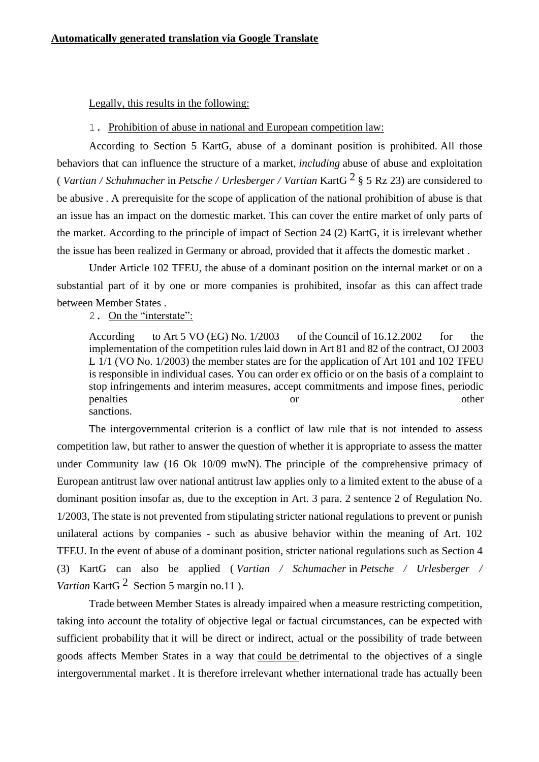**Automatically generated translation via Google Translate**

Legally, this results in the following:

1. Prohibition of abuse in national and European competition law:

According to Section 5 KartG, abuse of a dominant position is prohibited. All those behaviors that can influence the structure of a market, *including* abuse of abuse and exploitation ( *Vartian / Schuhmacher* in *Petsche / Urlesberger / Vartian* KartG [2] § 5 Rz 23) are considered to be abusive . A prerequisite for the scope of application of the national prohibition of abuse is that an issue has an impact on the domestic market. This can cover the entire market of only parts of the market. According to the principle of impact of Section 24 (2) KartG, it is irrelevant whether the issue has been realized in Germany or abroad, provided that it affects the domestic market .

Under Article 102 TFEU, the abuse of a dominant position on the internal market or on a substantial part of it by one or more companies is prohibited, insofar as this can affect trade between Member States .

2. On the "interstate":

> According to Art 5 VO (EG) No. 1/2003 of the Council of 16.12.2002 for the implementation of the competition rules laid down in Art 81 and 82 of the contract, OJ 2003 L 1/1 (VO No. 1/2003) the member states are for the application of Art 101 and 102 TFEU is responsible in individual cases. You can order ex officio or on the basis of a complaint to stop infringements and interim measures, accept commitments and impose fines, periodic penalties or other sanctions.

The intergovernmental criterion is a conflict of law rule that is not intended to assess competition law, but rather to answer the question of whether it is appropriate to assess the matter under Community law (16 Ok 10/09 mwN). The principle of the comprehensive primacy of European antitrust law over national antitrust law applies only to a limited extent to the abuse of a dominant position insofar as, due to the exception in Art. 3 para. 2 sentence 2 of Regulation No. 1/2003, The state is not prevented from stipulating stricter national regulations to prevent or punish unilateral actions by companies - such as abusive behavior within the meaning of Art. 102 TFEU. In the event of abuse of a dominant position, stricter national regulations such as Section 4 (3) KartG can also be applied ( *Vartian / Schumacher* in *Petsche / Urlesberger / Vartian* KartG [2] Section 5 margin no.11 ).

Trade between Member States is already impaired when a measure restricting competition, taking into account the totality of objective legal or factual circumstances, can be expected with sufficient probability that it will be direct or indirect, actual or the possibility of trade between goods affects Member States in a way that could be detrimental to the objectives of a single intergovernmental market . It is therefore irrelevant whether international trade has actually been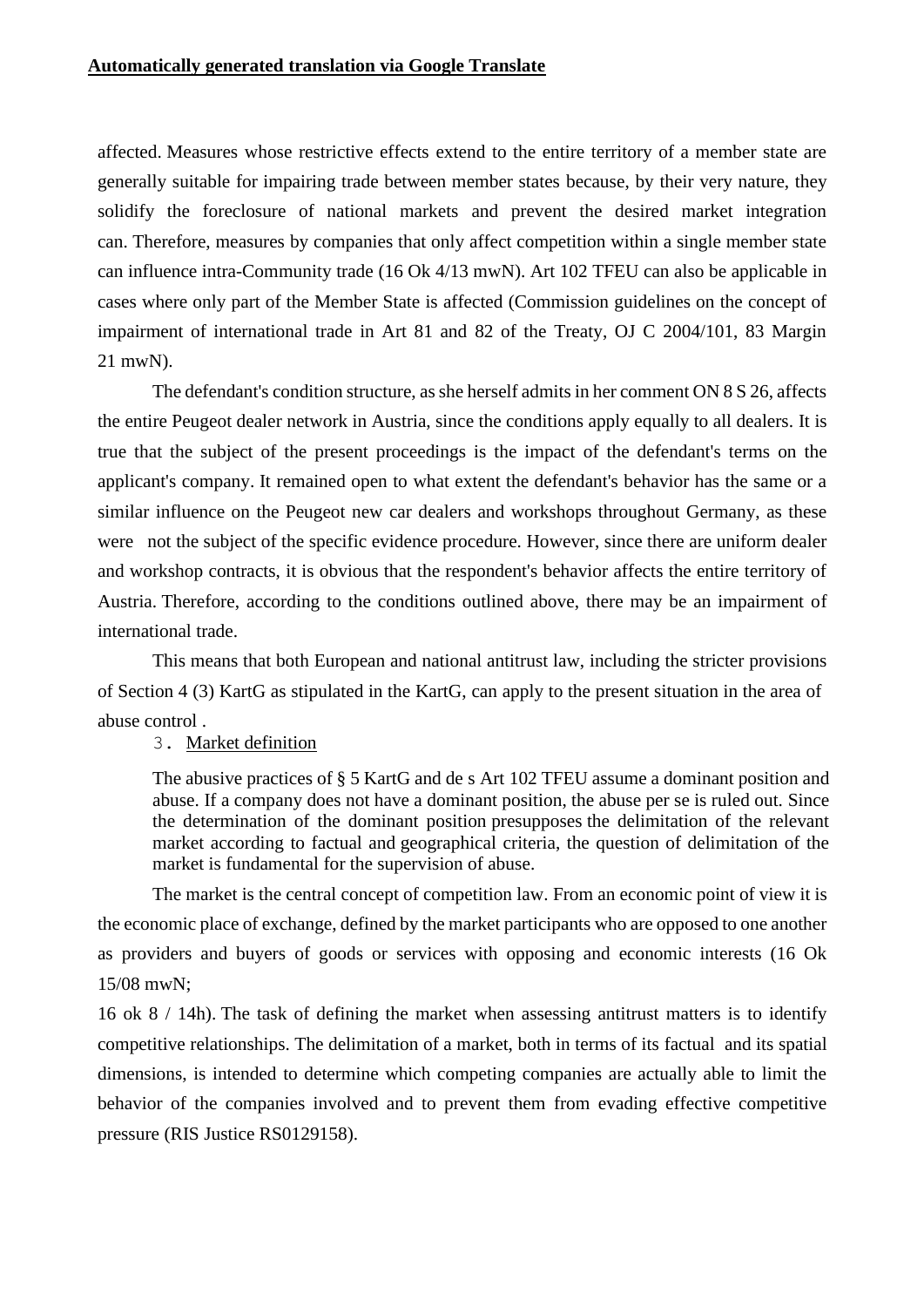**Automatically generated translation via Google Translate**

affected. Measures whose restrictive effects extend to the entire territory of a member state are generally suitable for impairing trade between member states because, by their very nature, they solidify the foreclosure of national markets and prevent the desired market integration can. Therefore, measures by companies that only affect competition within a single member state can influence intra-Community trade (16 Ok 4/13 mwN). Art 102 TFEU can also be applicable in cases where only part of the Member State is affected (Commission guidelines on the concept of impairment of international trade in Art 81 and 82 of the Treaty, OJ C 2004/101, 83 Margin 21 mwN).

The defendant's condition structure, as she herself admits in her comment ON 8 S 26, affects the entire Peugeot dealer network in Austria, since the conditions apply equally to all dealers. It is true that the subject of the present proceedings is the impact of the defendant's terms on the applicant's company. It remained open to what extent the defendant's behavior has the same or a similar influence on the Peugeot new car dealers and workshops throughout Germany, as these were not the subject of the specific evidence procedure. However, since there are uniform dealer and workshop contracts, it is obvious that the respondent's behavior affects the entire territory of Austria. Therefore, according to the conditions outlined above, there may be an impairment of international trade.

This means that both European and national antitrust law, including the stricter provisions of Section 4 (3) KartG as stipulated in the KartG, can apply to the present situation in the area of abuse control .

3. Market definition

The abusive practices of § 5 KartG and de s Art 102 TFEU assume a dominant position and abuse. If a company does not have a dominant position, the abuse per se is ruled out. Since the determination of the dominant position presupposes the delimitation of the relevant market according to factual and geographical criteria, the question of delimitation of the market is fundamental for the supervision of abuse.

The market is the central concept of competition law. From an economic point of view it is the economic place of exchange, defined by the market participants who are opposed to one another as providers and buyers of goods or services with opposing and economic interests (16 Ok 15/08 mwN;
16 ok 8 / 14h). The task of defining the market when assessing antitrust matters is to identify competitive relationships. The delimitation of a market, both in terms of its factual and its spatial dimensions, is intended to determine which competing companies are actually able to limit the behavior of the companies involved and to prevent them from evading effective competitive pressure (RIS Justice RS0129158).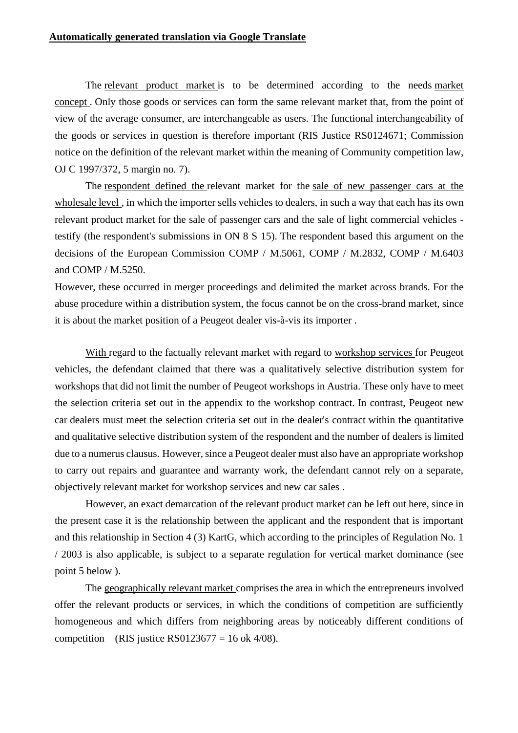**Automatically generated translation via Google Translate**

The relevant product market is to be determined according to the needs market concept . Only those goods or services can form the same relevant market that, from the point of view of the average consumer, are interchangeable as users. The functional interchangeability of the goods or services in question is therefore important (RIS Justice RS0124671; Commission notice on the definition of the relevant market within the meaning of Community competition law, OJ C 1997/372, 5 margin no. 7).

The respondent defined the relevant market for the sale of new passenger cars at the wholesale level , in which the importer sells vehicles to dealers, in such a way that each has its own relevant product market for the sale of passenger cars and the sale of light commercial vehicles - testify (the respondent's submissions in ON 8 S 15). The respondent based this argument on the decisions of the European Commission COMP / M.5061, COMP / M.2832, COMP / M.6403 and COMP / M.5250.
However, these occurred in merger proceedings and delimited the market across brands. For the abuse procedure within a distribution system, the focus cannot be on the cross-brand market, since it is about the market position of a Peugeot dealer vis-à-vis its importer .

With regard to the factually relevant market with regard to workshop services for Peugeot vehicles, the defendant claimed that there was a qualitatively selective distribution system for workshops that did not limit the number of Peugeot workshops in Austria. These only have to meet the selection criteria set out in the appendix to the workshop contract. In contrast, Peugeot new car dealers must meet the selection criteria set out in the dealer's contract within the quantitative and qualitative selective distribution system of the respondent and the number of dealers is limited due to a numerus clausus. However, since a Peugeot dealer must also have an appropriate workshop to carry out repairs and guarantee and warranty work, the defendant cannot rely on a separate, objectively relevant market for workshop services and new car sales .

However, an exact demarcation of the relevant product market can be left out here, since in the present case it is the relationship between the applicant and the respondent that is important and this relationship in Section 4 (3) KartG, which according to the principles of Regulation No. 1 / 2003 is also applicable, is subject to a separate regulation for vertical market dominance (see point 5 below ).

The geographically relevant market comprises the area in which the entrepreneurs involved offer the relevant products or services, in which the conditions of competition are sufficiently homogeneous and which differs from neighboring areas by noticeably different conditions of competition (RIS justice RS0123677 = 16 ok 4/08).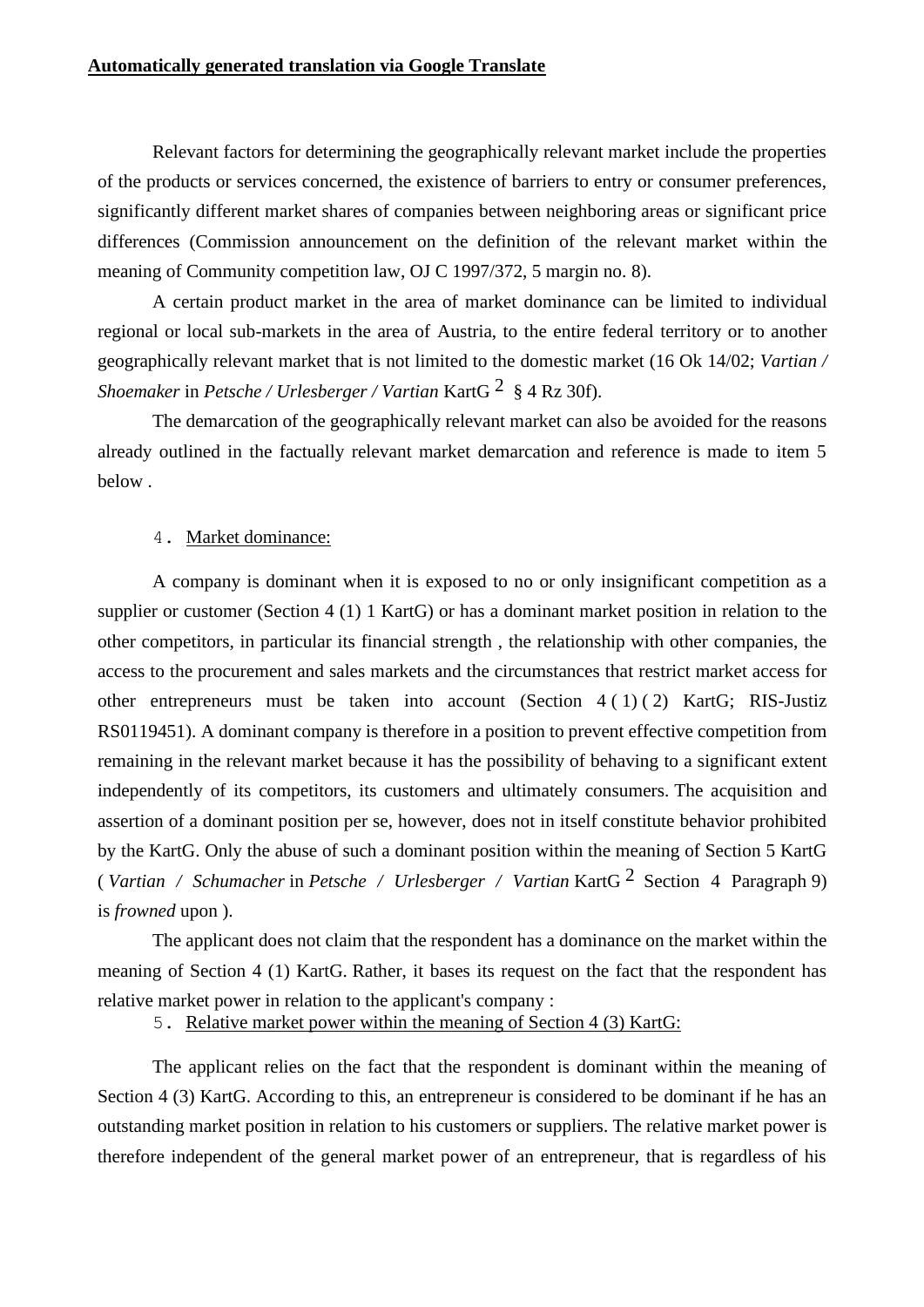**Automatically generated translation via Google Translate**

Relevant factors for determining the geographically relevant market include the properties of the products or services concerned, the existence of barriers to entry or consumer preferences, significantly different market shares of companies between neighboring areas or significant price differences (Commission announcement on the definition of the relevant market within the meaning of Community competition law, OJ C 1997/372, 5 margin no. 8).

A certain product market in the area of market dominance can be limited to individual regional or local sub-markets in the area of Austria, to the entire federal territory or to another geographically relevant market that is not limited to the domestic market (16 Ok 14/02; *Vartian / Shoemaker* in *Petsche / Urlesberger / Vartian* KartG [2] § 4 Rz 30f).

The demarcation of the geographically relevant market can also be avoided for the reasons already outlined in the factually relevant market demarcation and reference is made to item 5 below .

4. Market dominance:

A company is dominant when it is exposed to no or only insignificant competition as a supplier or customer (Section 4 (1) 1 KartG) or has a dominant market position in relation to the other competitors, in particular its financial strength , the relationship with other companies, the access to the procurement and sales markets and the circumstances that restrict market access for other entrepreneurs must be taken into account (Section 4 ( 1) ( 2) KartG; RIS-Justiz RS0119451). A dominant company is therefore in a position to prevent effective competition from remaining in the relevant market because it has the possibility of behaving to a significant extent independently of its competitors, its customers and ultimately consumers. The acquisition and assertion of a dominant position per se, however, does not in itself constitute behavior prohibited by the KartG. Only the abuse of such a dominant position within the meaning of Section 5 KartG ( *Vartian / Schumacher* in *Petsche / Urlesberger / Vartian* KartG [2] Section 4 Paragraph 9) is *frowned* upon ).

The applicant does not claim that the respondent has a dominance on the market within the meaning of Section 4 (1) KartG. Rather, it bases its request on the fact that the respondent has relative market power in relation to the applicant's company :

5. Relative market power within the meaning of Section 4 (3) KartG:

The applicant relies on the fact that the respondent is dominant within the meaning of Section 4 (3) KartG. According to this, an entrepreneur is considered to be dominant if he has an outstanding market position in relation to his customers or suppliers. The relative market power is therefore independent of the general market power of an entrepreneur, that is regardless of his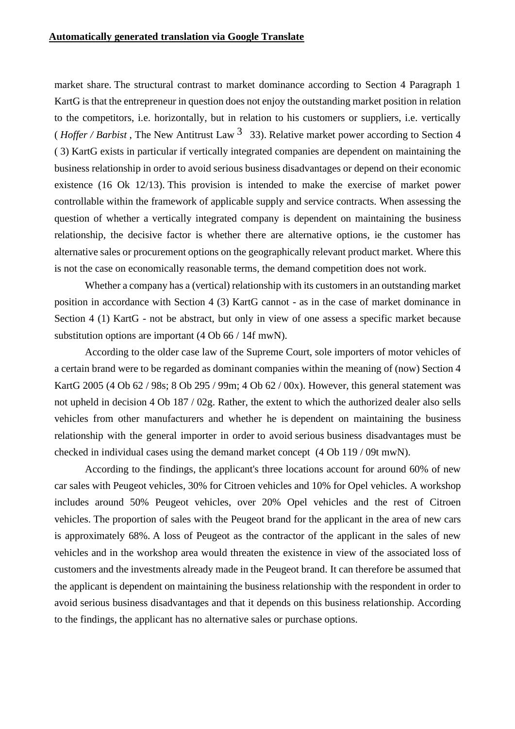**Automatically generated translation via Google Translate**

market share. The structural contrast to market dominance according to Section 4 Paragraph 1 KartG is that the entrepreneur in question does not enjoy the outstanding market position in relation to the competitors, i.e. horizontally, but in relation to his customers or suppliers, i.e. vertically ( *Hoffer / Barbist* , The New Antitrust Law [3] 33). Relative market power according to Section 4 ( 3) KartG exists in particular if vertically integrated companies are dependent on maintaining the business relationship in order to avoid serious business disadvantages or depend on their economic existence (16 Ok 12/13). This provision is intended to make the exercise of market power controllable within the framework of applicable supply and service contracts. When assessing the question of whether a vertically integrated company is dependent on maintaining the business relationship, the decisive factor is whether there are alternative options, ie the customer has alternative sales or procurement options on the geographically relevant product market. Where this is not the case on economically reasonable terms, the demand competition does not work.

Whether a company has a (vertical) relationship with its customers in an outstanding market position in accordance with Section 4 (3) KartG cannot - as in the case of market dominance in Section 4 (1) KartG - not be abstract, but only in view of one assess a specific market because substitution options are important (4 Ob 66 / 14f mwN).

According to the older case law of the Supreme Court, sole importers of motor vehicles of a certain brand were to be regarded as dominant companies within the meaning of (now) Section 4 KartG 2005 (4 Ob 62 / 98s; 8 Ob 295 / 99m; 4 Ob 62 / 00x). However, this general statement was not upheld in decision 4 Ob 187 / 02g. Rather, the extent to which the authorized dealer also sells vehicles from other manufacturers and whether he is dependent on maintaining the business relationship with the general importer in order to avoid serious business disadvantages must be checked in individual cases using the demand market concept (4 Ob 119 / 09t mwN).

According to the findings, the applicant's three locations account for around 60% of new car sales with Peugeot vehicles, 30% for Citroen vehicles and 10% for Opel vehicles. A workshop includes around 50% Peugeot vehicles, over 20% Opel vehicles and the rest of Citroen vehicles. The proportion of sales with the Peugeot brand for the applicant in the area of new cars is approximately 68%. A loss of Peugeot as the contractor of the applicant in the sales of new vehicles and in the workshop area would threaten the existence in view of the associated loss of customers and the investments already made in the Peugeot brand. It can therefore be assumed that the applicant is dependent on maintaining the business relationship with the respondent in order to avoid serious business disadvantages and that it depends on this business relationship. According to the findings, the applicant has no alternative sales or purchase options.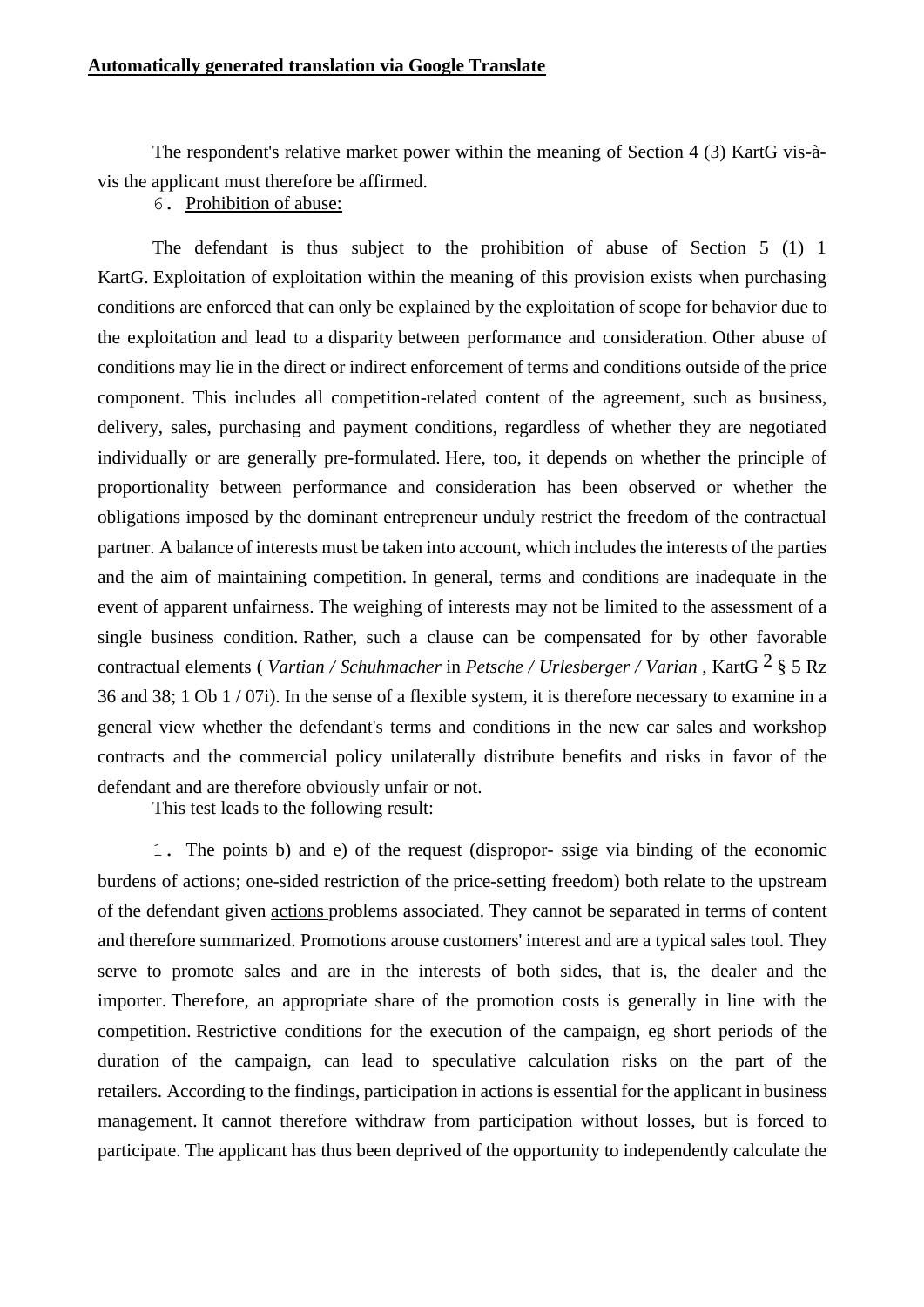**Automatically generated translation via Google Translate**

The respondent's relative market power within the meaning of Section 4 (3) KartG vis-à-vis the applicant must therefore be affirmed.

6. Prohibition of abuse:

The defendant is thus subject to the prohibition of abuse of Section 5 (1) 1 KartG. Exploitation of exploitation within the meaning of this provision exists when purchasing conditions are enforced that can only be explained by the exploitation of scope for behavior due to the exploitation and lead to a disparity between performance and consideration. Other abuse of conditions may lie in the direct or indirect enforcement of terms and conditions outside of the price component. This includes all competition-related content of the agreement, such as business, delivery, sales, purchasing and payment conditions, regardless of whether they are negotiated individually or are generally pre-formulated. Here, too, it depends on whether the principle of proportionality between performance and consideration has been observed or whether the obligations imposed by the dominant entrepreneur unduly restrict the freedom of the contractual partner. A balance of interests must be taken into account, which includes the interests of the parties and the aim of maintaining competition. In general, terms and conditions are inadequate in the event of apparent unfairness. The weighing of interests may not be limited to the assessment of a single business condition. Rather, such a clause can be compensated for by other favorable contractual elements ( *Vartian / Schuhmacher* in *Petsche / Urlesberger / Varian* , KartG [2] § 5 Rz 36 and 38; 1 Ob 1 / 07i). In the sense of a flexible system, it is therefore necessary to examine in a general view whether the defendant's terms and conditions in the new car sales and workshop contracts and the commercial policy unilaterally distribute benefits and risks in favor of the defendant and are therefore obviously unfair or not.

This test leads to the following result:

1. The points b) and e) of the request (dispropor- ssige via binding of the economic burdens of actions; one-sided restriction of the price-setting freedom) both relate to the upstream of the defendant given actions problems associated. They cannot be separated in terms of content and therefore summarized. Promotions arouse customers' interest and are a typical sales tool. They serve to promote sales and are in the interests of both sides, that is, the dealer and the importer. Therefore, an appropriate share of the promotion costs is generally in line with the competition. Restrictive conditions for the execution of the campaign, eg short periods of the duration of the campaign, can lead to speculative calculation risks on the part of the retailers. According to the findings, participation in actions is essential for the applicant in business management. It cannot therefore withdraw from participation without losses, but is forced to participate. The applicant has thus been deprived of the opportunity to independently calculate the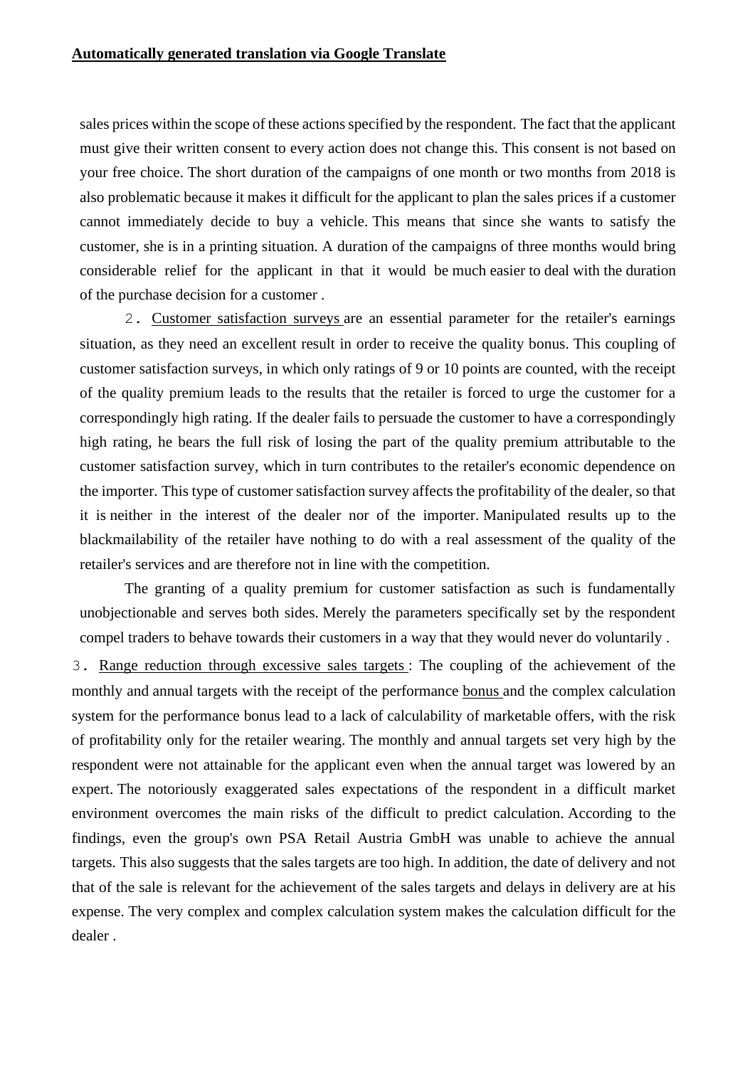**Automatically generated translation via Google Translate**

sales prices within the scope of these actions specified by the respondent. The fact that the applicant must give their written consent to every action does not change this. This consent is not based on your free choice. The short duration of the campaigns of one month or two months from 2018 is also problematic because it makes it difficult for the applicant to plan the sales prices if a customer cannot immediately decide to buy a vehicle. This means that since she wants to satisfy the customer, she is in a printing situation. A duration of the campaigns of three months would bring considerable relief for the applicant in that it would be much easier to deal with the duration of the purchase decision for a customer .

2. Customer satisfaction surveys are an essential parameter for the retailer's earnings situation, as they need an excellent result in order to receive the quality bonus. This coupling of customer satisfaction surveys, in which only ratings of 9 or 10 points are counted, with the receipt of the quality premium leads to the results that the retailer is forced to urge the customer for a correspondingly high rating. If the dealer fails to persuade the customer to have a correspondingly high rating, he bears the full risk of losing the part of the quality premium attributable to the customer satisfaction survey, which in turn contributes to the retailer's economic dependence on the importer. This type of customer satisfaction survey affects the profitability of the dealer, so that it is neither in the interest of the dealer nor of the importer. Manipulated results up to the blackmailability of the retailer have nothing to do with a real assessment of the quality of the retailer's services and are therefore not in line with the competition.

The granting of a quality premium for customer satisfaction as such is fundamentally unobjectionable and serves both sides. Merely the parameters specifically set by the respondent compel traders to behave towards their customers in a way that they would never do voluntarily .

3. Range reduction through excessive sales targets : The coupling of the achievement of the monthly and annual targets with the receipt of the performance bonus and the complex calculation system for the performance bonus lead to a lack of calculability of marketable offers, with the risk of profitability only for the retailer wearing. The monthly and annual targets set very high by the respondent were not attainable for the applicant even when the annual target was lowered by an expert. The notoriously exaggerated sales expectations of the respondent in a difficult market environment overcomes the main risks of the difficult to predict calculation. According to the findings, even the group's own PSA Retail Austria GmbH was unable to achieve the annual targets. This also suggests that the sales targets are too high. In addition, the date of delivery and not that of the sale is relevant for the achievement of the sales targets and delays in delivery are at his expense. The very complex and complex calculation system makes the calculation difficult for the dealer .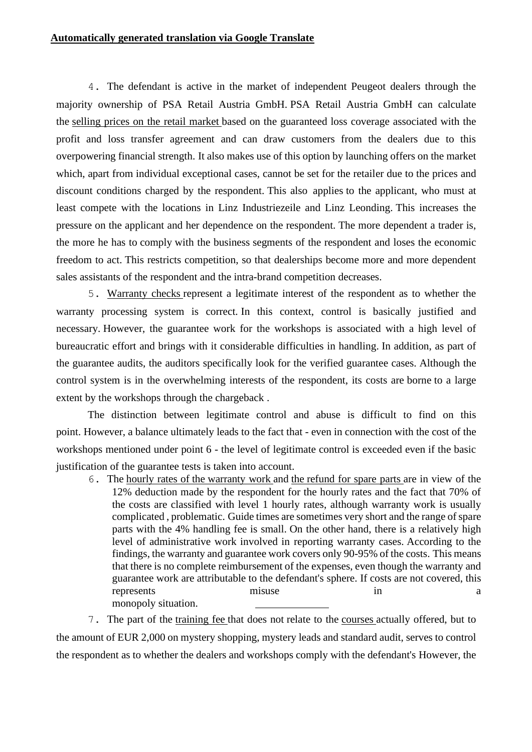**Automatically generated translation via Google Translate**

4. The defendant is active in the market of independent Peugeot dealers through the majority ownership of PSA Retail Austria GmbH. PSA Retail Austria GmbH can calculate the selling prices on the retail market based on the guaranteed loss coverage associated with the profit and loss transfer agreement and can draw customers from the dealers due to this overpowering financial strength. It also makes use of this option by launching offers on the market which, apart from individual exceptional cases, cannot be set for the retailer due to the prices and discount conditions charged by the respondent. This also applies to the applicant, who must at least compete with the locations in Linz Industriezeile and Linz Leonding. This increases the pressure on the applicant and her dependence on the respondent. The more dependent a trader is, the more he has to comply with the business segments of the respondent and loses the economic freedom to act. This restricts competition, so that dealerships become more and more dependent sales assistants of the respondent and the intra-brand competition decreases.

5. Warranty checks represent a legitimate interest of the respondent as to whether the warranty processing system is correct. In this context, control is basically justified and necessary. However, the guarantee work for the workshops is associated with a high level of bureaucratic effort and brings with it considerable difficulties in handling. In addition, as part of the guarantee audits, the auditors specifically look for the verified guarantee cases. Although the control system is in the overwhelming interests of the respondent, its costs are borne to a large extent by the workshops through the chargeback .

The distinction between legitimate control and abuse is difficult to find on this point. However, a balance ultimately leads to the fact that - even in connection with the cost of the workshops mentioned under point 6 - the level of legitimate control is exceeded even if the basic justification of the guarantee tests is taken into account.

6. The hourly rates of the warranty work and the refund for spare parts are in view of the 12% deduction made by the respondent for the hourly rates and the fact that 70% of the costs are classified with level 1 hourly rates, although warranty work is usually complicated , problematic. Guide times are sometimes very short and the range of spare parts with the 4% handling fee is small. On the other hand, there is a relatively high level of administrative work involved in reporting warranty cases. According to the findings, the warranty and guarantee work covers only 90-95% of the costs. This means that there is no complete reimbursement of the expenses, even though the warranty and guarantee work are attributable to the defendant's sphere. If costs are not covered, this represents misuse in a monopoly situation.

7. The part of the training fee that does not relate to the courses actually offered, but to the amount of EUR 2,000 on mystery shopping, mystery leads and standard audit, serves to control the respondent as to whether the dealers and workshops comply with the defendant's However, the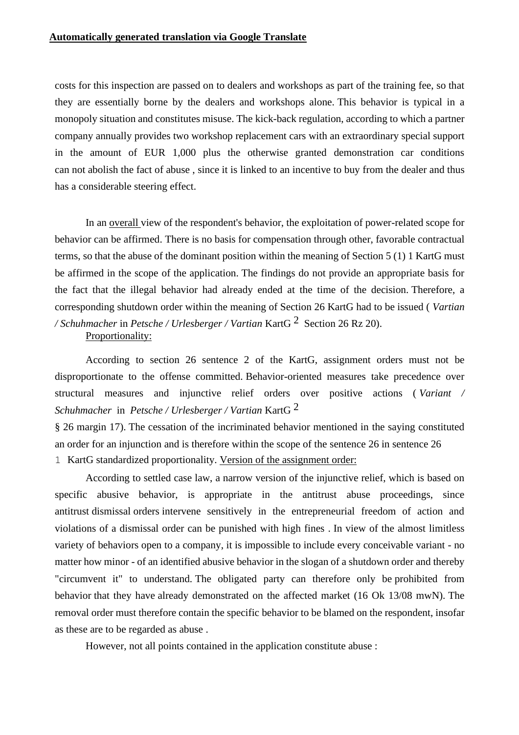Automatically generated translation via Google Translate

costs for this inspection are passed on to dealers and workshops as part of the training fee, so that they are essentially borne by the dealers and workshops alone. This behavior is typical in a monopoly situation and constitutes misuse. The kick-back regulation, according to which a partner company annually provides two workshop replacement cars with an extraordinary special support in the amount of EUR 1,000 plus the otherwise granted demonstration car conditions can not abolish the fact of abuse , since it is linked to an incentive to buy from the dealer and thus has a considerable steering effect.

In an overall view of the respondent's behavior, the exploitation of power-related scope for behavior can be affirmed. There is no basis for compensation through other, favorable contractual terms, so that the abuse of the dominant position within the meaning of Section 5 (1) 1 KartG must be affirmed in the scope of the application. The findings do not provide an appropriate basis for the fact that the illegal behavior had already ended at the time of the decision. Therefore, a corresponding shutdown order within the meaning of Section 26 KartG had to be issued ( *Vartian / Schuhmacher* in *Petsche / Urlesberger / Vartian* KartG [2] Section 26 Rz 20).

Proportionality:

According to section 26 sentence 2 of the KartG, assignment orders must not be disproportionate to the offense committed. Behavior-oriented measures take precedence over structural measures and injunctive relief orders over positive actions ( *Variant / Schuhmacher* in *Petsche / Urlesberger / Vartian* KartG [2] § 26 margin 17). The cessation of the incriminated behavior mentioned in the saying constituted an order for an injunction and is therefore within the scope of the sentence 26 in sentence 26 1 KartG standardized proportionality. Version of the assignment order:

According to settled case law, a narrow version of the injunctive relief, which is based on specific abusive behavior, is appropriate in the antitrust abuse proceedings, since antitrust dismissal orders intervene sensitively in the entrepreneurial freedom of action and violations of a dismissal order can be punished with high fines . In view of the almost limitless variety of behaviors open to a company, it is impossible to include every conceivable variant - no matter how minor - of an identified abusive behavior in the slogan of a shutdown order and thereby "circumvent it" to understand. The obligated party can therefore only be prohibited from behavior that they have already demonstrated on the affected market (16 Ok 13/08 mwN). The removal order must therefore contain the specific behavior to be blamed on the respondent, insofar as these are to be regarded as abuse .

However, not all points contained in the application constitute abuse :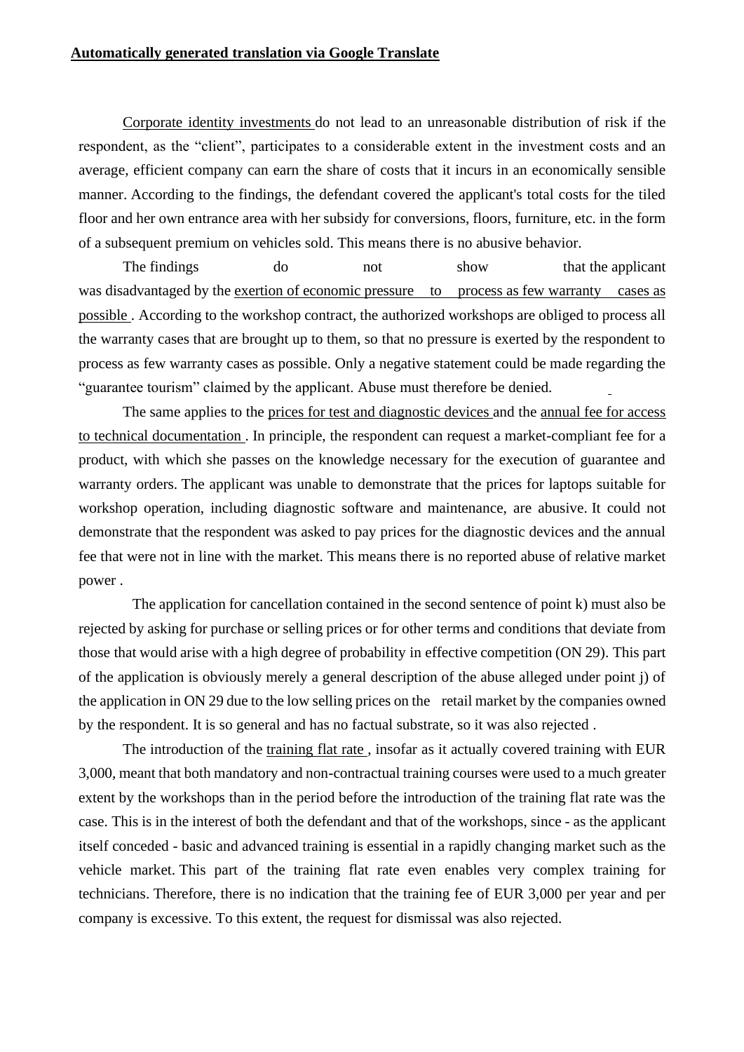**Automatically generated translation via Google Translate**

Corporate identity investments do not lead to an unreasonable distribution of risk if the respondent, as the "client", participates to a considerable extent in the investment costs and an average, efficient company can earn the share of costs that it incurs in an economically sensible manner. According to the findings, the defendant covered the applicant's total costs for the tiled floor and her own entrance area with her subsidy for conversions, floors, furniture, etc. in the form of a subsequent premium on vehicles sold. This means there is no abusive behavior.

The findings do not show that the applicant was disadvantaged by the exertion of economic pressure to process as few warranty cases as possible . According to the workshop contract, the authorized workshops are obliged to process all the warranty cases that are brought up to them, so that no pressure is exerted by the respondent to process as few warranty cases as possible. Only a negative statement could be made regarding the "guarantee tourism" claimed by the applicant. Abuse must therefore be denied.

The same applies to the prices for test and diagnostic devices and the annual fee for access to technical documentation . In principle, the respondent can request a market-compliant fee for a product, with which she passes on the knowledge necessary for the execution of guarantee and warranty orders. The applicant was unable to demonstrate that the prices for laptops suitable for workshop operation, including diagnostic software and maintenance, are abusive. It could not demonstrate that the respondent was asked to pay prices for the diagnostic devices and the annual fee that were not in line with the market. This means there is no reported abuse of relative market power .

The application for cancellation contained in the second sentence of point k) must also be rejected by asking for purchase or selling prices or for other terms and conditions that deviate from those that would arise with a high degree of probability in effective competition (ON 29). This part of the application is obviously merely a general description of the abuse alleged under point j) of the application in ON 29 due to the low selling prices on the retail market by the companies owned by the respondent. It is so general and has no factual substrate, so it was also rejected .

The introduction of the training flat rate , insofar as it actually covered training with EUR 3,000, meant that both mandatory and non-contractual training courses were used to a much greater extent by the workshops than in the period before the introduction of the training flat rate was the case. This is in the interest of both the defendant and that of the workshops, since - as the applicant itself conceded - basic and advanced training is essential in a rapidly changing market such as the vehicle market. This part of the training flat rate even enables very complex training for technicians. Therefore, there is no indication that the training fee of EUR 3,000 per year and per company is excessive. To this extent, the request for dismissal was also rejected.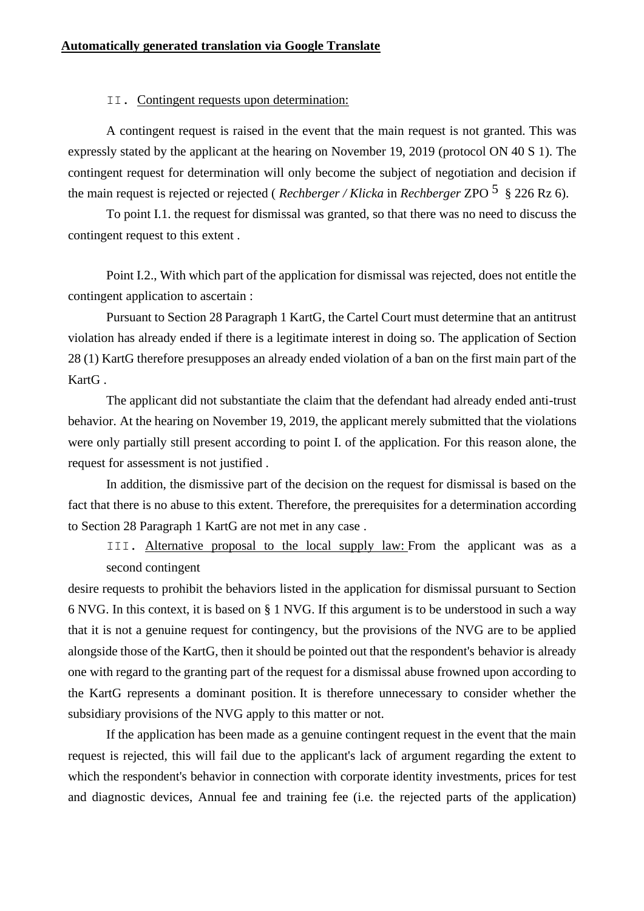**Automatically generated translation via Google Translate**

II. Contingent requests upon determination:

A contingent request is raised in the event that the main request is not granted. This was expressly stated by the applicant at the hearing on November 19, 2019 (protocol ON 40 S 1). The contingent request for determination will only become the subject of negotiation and decision if the main request is rejected or rejected ( *Rechberger / Klicka* in *Rechberger* ZPO [5] § 226 Rz 6).

To point I.1. the request for dismissal was granted, so that there was no need to discuss the contingent request to this extent .

Point I.2., With which part of the application for dismissal was rejected, does not entitle the contingent application to ascertain :

Pursuant to Section 28 Paragraph 1 KartG, the Cartel Court must determine that an antitrust violation has already ended if there is a legitimate interest in doing so. The application of Section 28 (1) KartG therefore presupposes an already ended violation of a ban on the first main part of the KartG .

The applicant did not substantiate the claim that the defendant had already ended anti-trust behavior. At the hearing on November 19, 2019, the applicant merely submitted that the violations were only partially still present according to point I. of the application. For this reason alone, the request for assessment is not justified .

In addition, the dismissive part of the decision on the request for dismissal is based on the fact that there is no abuse to this extent. Therefore, the prerequisites for a determination according to Section 28 Paragraph 1 KartG are not met in any case .

III. Alternative proposal to the local supply law: From the applicant was as a second contingent desire requests to prohibit the behaviors listed in the application for dismissal pursuant to Section 6 NVG. In this context, it is based on § 1 NVG. If this argument is to be understood in such a way that it is not a genuine request for contingency, but the provisions of the NVG are to be applied alongside those of the KartG, then it should be pointed out that the respondent's behavior is already one with regard to the granting part of the request for a dismissal abuse frowned upon according to the KartG represents a dominant position. It is therefore unnecessary to consider whether the subsidiary provisions of the NVG apply to this matter or not.

If the application has been made as a genuine contingent request in the event that the main request is rejected, this will fail due to the applicant's lack of argument regarding the extent to which the respondent's behavior in connection with corporate identity investments, prices for test and diagnostic devices, Annual fee and training fee (i.e. the rejected parts of the application)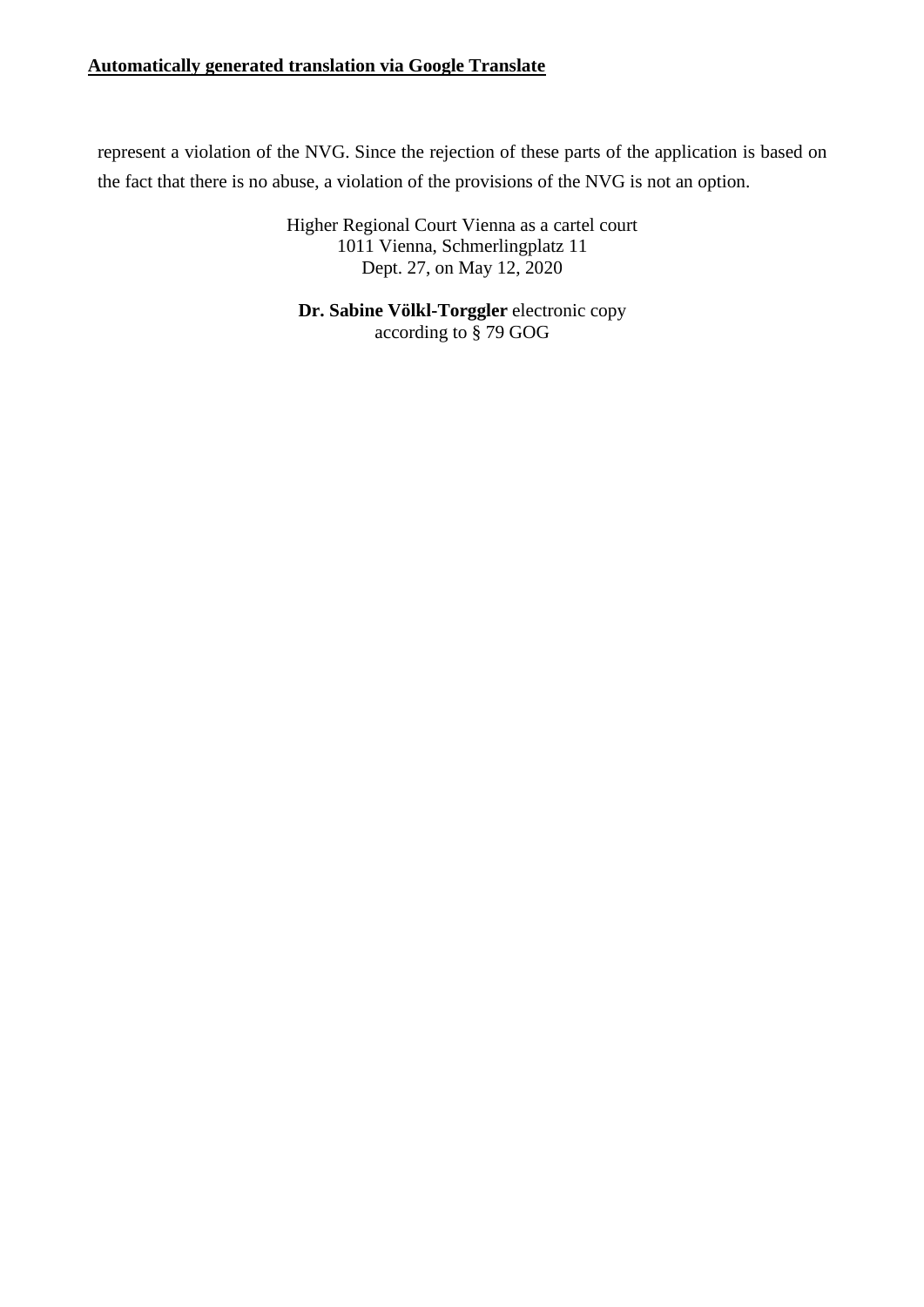**Automatically generated translation via Google Translate**

represent a violation of the NVG. Since the rejection of these parts of the application is based on the fact that there is no abuse, a violation of the provisions of the NVG is not an option.

Higher Regional Court Vienna as a cartel court
1011 Vienna, Schmerlingplatz 11
Dept. 27, on May 12, 2020

**Dr. Sabine Völkl-Torggler** electronic copy
according to § 79 GOG